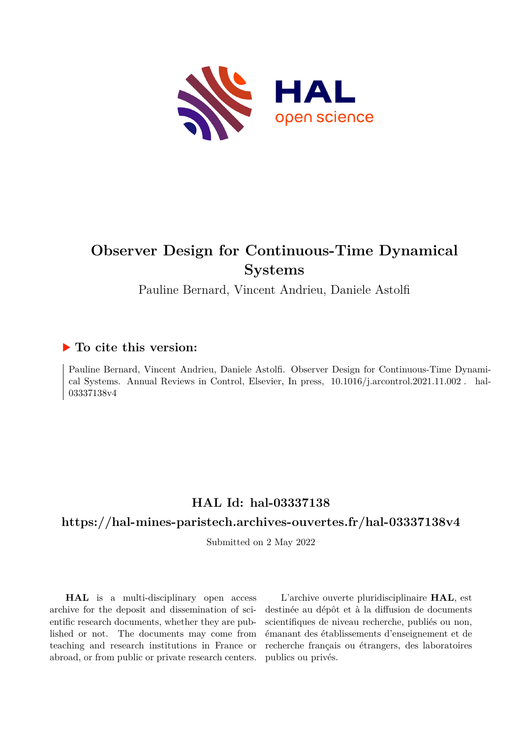# Observer Design for Continuous-Time Dynamical Systems

Pauline Bernard, Vincent Andrieu, Daniele Astolfi

## ▶ To cite this version:

Pauline Bernard, Vincent Andrieu, Daniele Astolfi. Observer Design for Continuous-Time Dynamical Systems. Annual Reviews in Control, Elsevier, In press, 10.1016/j.arcontrol.2021.11.002 . hal-03337138v4

## HAL Id: hal-03337138

## https://hal-mines-paristech.archives-ouvertes.fr/hal-03337138v4

Submitted on 2 May 2022

**HAL** is a multi-disciplinary open access archive for the deposit and dissemination of scientific research documents, whether they are published or not. The documents may come from teaching and research institutions in France or abroad, or from public or private research centers.

L'archive ouverte pluridisciplinaire **HAL**, est destinée au dépôt et à la diffusion de documents scientifiques de niveau recherche, publiés ou non, émanant des établissements d'enseignement et de recherche français ou étrangers, des laboratoires publics ou privés.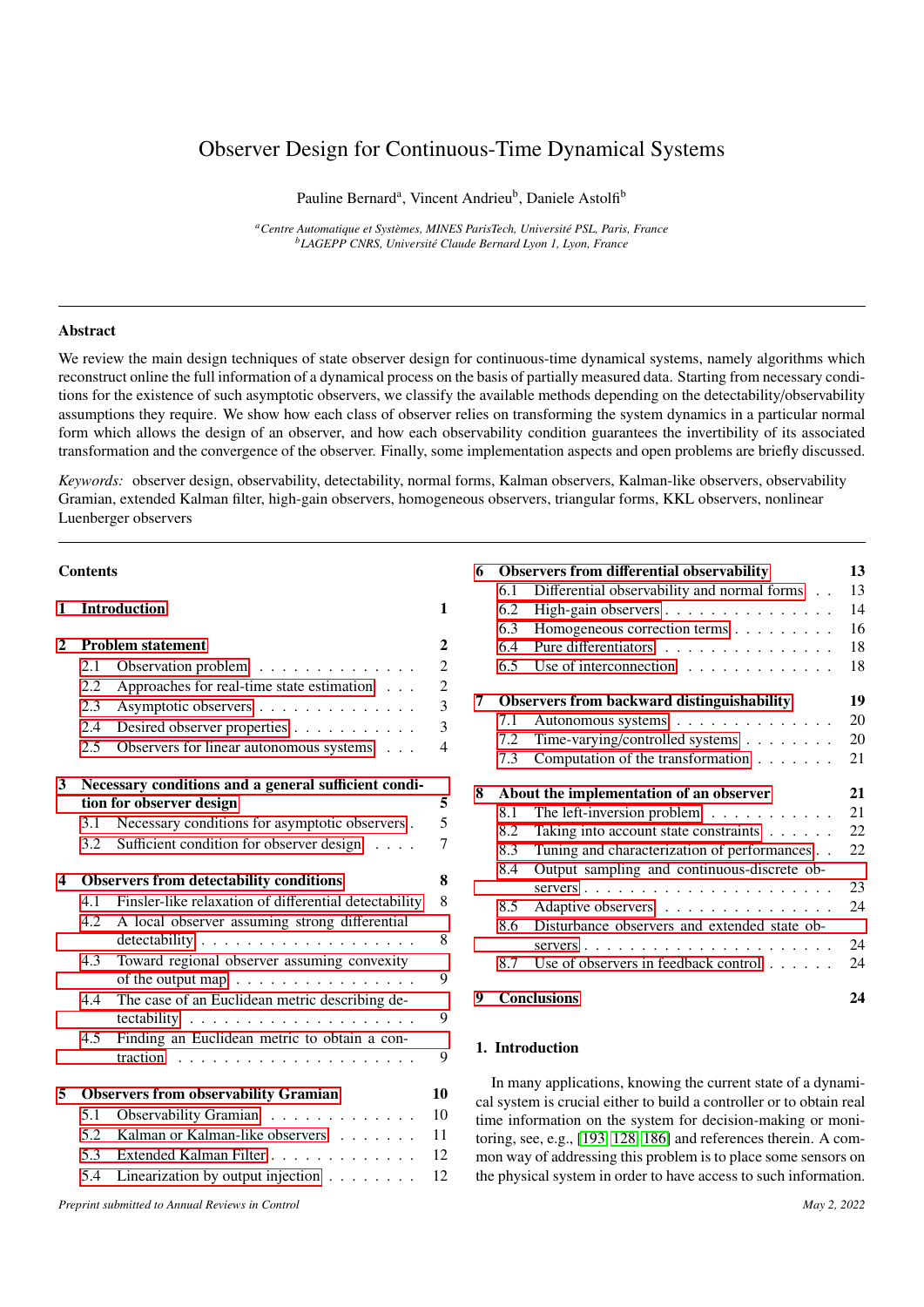# Observer Design for Continuous-Time Dynamical Systems

Pauline Bernard[a], Vincent Andrieu[b], Daniele Astolfi[b]

[a]*Centre Automatique et Systèmes, MINES ParisTech, Université PSL, Paris, France*
[b]*LAGEPP CNRS, Université Claude Bernard Lyon 1, Lyon, France*

---

### Abstract

We review the main design techniques of state observer design for continuous-time dynamical systems, namely algorithms which reconstruct online the full information of a dynamical process on the basis of partially measured data. Starting from necessary conditions for the existence of such asymptotic observers, we classify the available methods depending on the detectability/observability assumptions they require. We show how each class of observer relies on transforming the system dynamics in a particular normal form which allows the design of an observer, and how each observability condition guarantees the invertibility of its associated transformation and the convergence of the observer. Finally, some implementation aspects and open problems are briefly discussed.

*Keywords:* observer design, observability, detectability, normal forms, Kalman observers, Kalman-like observers, observability Gramian, extended Kalman filter, high-gain observers, homogeneous observers, triangular forms, KKL observers, nonlinear Luenberger observers

---

### Contents

**1 Introduction** — 1

**2 Problem statement** — 2
- 2.1 Observation problem — 2
- 2.2 Approaches for real-time state estimation — 2
- 2.3 Asymptotic observers — 3
- 2.4 Desired observer properties — 3
- 2.5 Observers for linear autonomous systems — 4

**3 Necessary conditions and a general sufficient condition for observer design** — 5
- 3.1 Necessary conditions for asymptotic observers — 5
- 3.2 Sufficient condition for observer design — 7

**4 Observers from detectability conditions** — 8
- 4.1 Finsler-like relaxation of differential detectability — 8
- 4.2 A local observer assuming strong differential detectability — 8
- 4.3 Toward regional observer assuming convexity of the output map — 9
- 4.4 The case of an Euclidean metric describing detectability — 9
- 4.5 Finding an Euclidean metric to obtain a contraction — 9

**5 Observers from observability Gramian** — 10
- 5.1 Observability Gramian — 10
- 5.2 Kalman or Kalman-like observers — 11
- 5.3 Extended Kalman Filter — 12
- 5.4 Linearization by output injection — 12

**6 Observers from differential observability** — 13
- 6.1 Differential observability and normal forms — 13
- 6.2 High-gain observers — 14
- 6.3 Homogeneous correction terms — 16
- 6.4 Pure differentiators — 18
- 6.5 Use of interconnection — 18

**7 Observers from backward distinguishability** — 19
- 7.1 Autonomous systems — 20
- 7.2 Time-varying/controlled systems — 20
- 7.3 Computation of the transformation — 21

**8 About the implementation of an observer** — 21
- 8.1 The left-inversion problem — 21
- 8.2 Taking into account state constraints — 22
- 8.3 Tuning and characterization of performances — 22
- 8.4 Output sampling and continuous-discrete observers — 23
- 8.5 Adaptive observers — 24
- 8.6 Disturbance observers and extended state observers — 24
- 8.7 Use of observers in feedback control — 24

**9 Conclusions** — 24

## 1. Introduction

In many applications, knowing the current state of a dynamical system is crucial either to build a controller or to obtain real time information on the system for decision-making or monitoring, see, e.g., [193, 128, 186] and references therein. A common way of addressing this problem is to place some sensors on the physical system in order to have access to such information.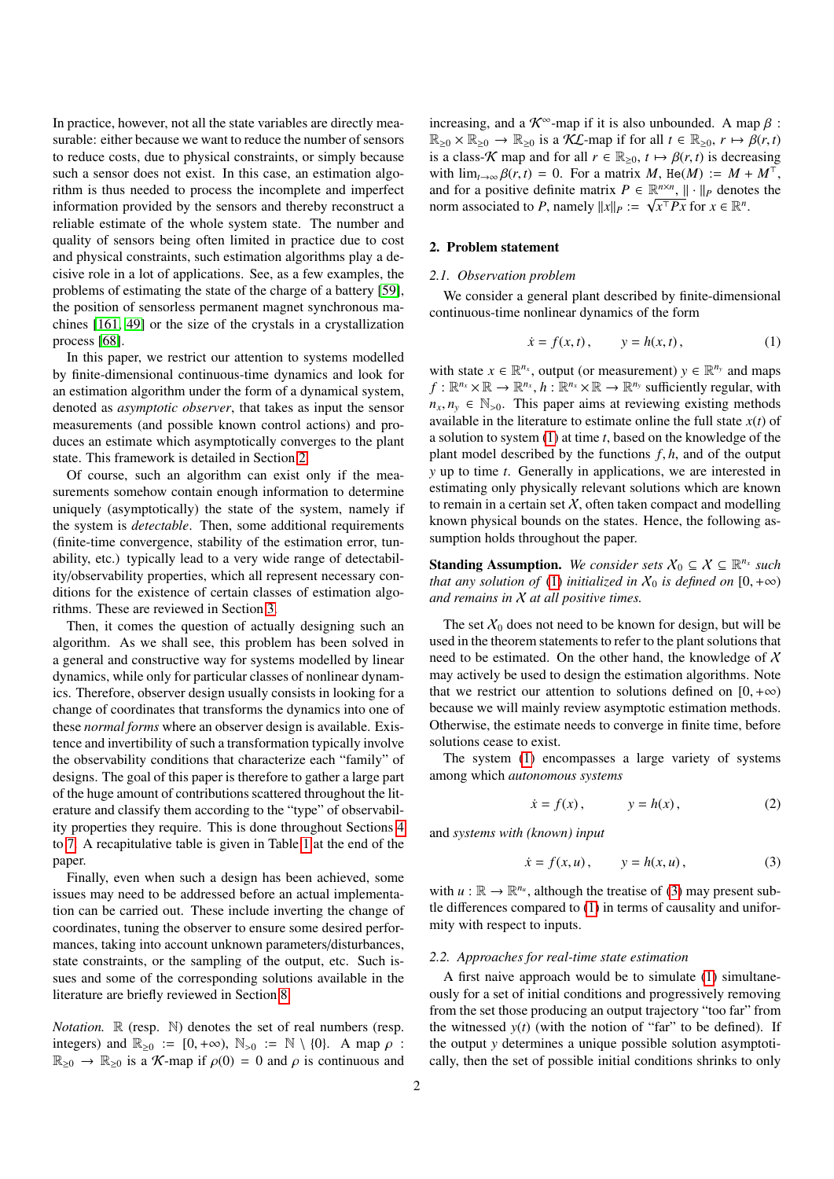In practice, however, not all the state variables are directly measurable: either because we want to reduce the number of sensors to reduce costs, due to physical constraints, or simply because such a sensor does not exist. In this case, an estimation algorithm is thus needed to process the incomplete and imperfect information provided by the sensors and thereby reconstruct a reliable estimate of the whole system state. The number and quality of sensors being often limited in practice due to cost and physical constraints, such estimation algorithms play a decisive role in a lot of applications. See, as a few examples, the problems of estimating the state of the charge of a battery [59], the position of sensorless permanent magnet synchronous machines [161, 49] or the size of the crystals in a crystallization process [68].

In this paper, we restrict our attention to systems modelled by finite-dimensional continuous-time dynamics and look for an estimation algorithm under the form of a dynamical system, denoted as *asymptotic observer*, that takes as input the sensor measurements (and possible known control actions) and produces an estimate which asymptotically converges to the plant state. This framework is detailed in Section 2.

Of course, such an algorithm can exist only if the measurements somehow contain enough information to determine uniquely (asymptotically) the state of the system, namely if the system is *detectable*. Then, some additional requirements (finite-time convergence, stability of the estimation error, tunability, etc.) typically lead to a very wide range of detectability/observability properties, which all represent necessary conditions for the existence of certain classes of estimation algorithms. These are reviewed in Section 3.

Then, it comes the question of actually designing such an algorithm. As we shall see, this problem has been solved in a general and constructive way for systems modelled by linear dynamics, while only for particular classes of nonlinear dynamics. Therefore, observer design usually consists in looking for a change of coordinates that transforms the dynamics into one of these *normal forms* where an observer design is available. Existence and invertibility of such a transformation typically involve the observability conditions that characterize each "family" of designs. The goal of this paper is therefore to gather a large part of the huge amount of contributions scattered throughout the literature and classify them according to the "type" of observability properties they require. This is done throughout Sections 4 to 7. A recapitulative table is given in Table 1 at the end of the paper.

Finally, even when such a design has been achieved, some issues may need to be addressed before an actual implementation can be carried out. These include inverting the change of coordinates, tuning the observer to ensure some desired performances, taking into account unknown parameters/disturbances, state constraints, or the sampling of the output, etc. Such issues and some of the corresponding solutions available in the literature are briefly reviewed in Section 8.

*Notation.* $\mathbb{R}$ (resp. $\mathbb{N}$) denotes the set of real numbers (resp. integers) and $\mathbb{R}_{\geq 0} := [0, +\infty)$, $\mathbb{N}_{>0} := \mathbb{N} \setminus \{0\}$. A map $\rho : \mathbb{R}_{\geq 0} \to \mathbb{R}_{\geq 0}$ is a $\mathcal{K}$-map if $\rho(0) = 0$ and $\rho$ is continuous and increasing, and a $\mathcal{K}^\infty$-map if it is also unbounded. A map $\beta : \mathbb{R}_{\geq 0} \times \mathbb{R}_{\geq 0} \to \mathbb{R}_{\geq 0}$ is a $\mathcal{KL}$-map if for all $t \in \mathbb{R}_{\geq 0}$, $r \mapsto \beta(r, t)$ is a class-$\mathcal{K}$ map and for all $r \in \mathbb{R}_{\geq 0}$, $t \mapsto \beta(r, t)$ is decreasing with $\lim_{t\to\infty} \beta(r, t) = 0$. For a matrix $M$, $\mathbb{H}\mathrm{e}(M) := M + M^\top$, and for a positive definite matrix $P \in \mathbb{R}^{n\times n}$, $\|\cdot\|_P$ denotes the norm associated to $P$, namely $\|x\|_P := \sqrt{x^\top P x}$ for $x \in \mathbb{R}^n$.

## 2. Problem statement

### 2.1. Observation problem

We consider a general plant described by finite-dimensional continuous-time nonlinear dynamics of the form

$$\dot{x} = f(x, t)\,, \qquad y = h(x, t)\,, \tag{1}$$

with state $x \in \mathbb{R}^{n_x}$, output (or measurement) $y \in \mathbb{R}^{n_y}$ and maps $f : \mathbb{R}^{n_x} \times \mathbb{R} \to \mathbb{R}^{n_x}$, $h : \mathbb{R}^{n_x} \times \mathbb{R} \to \mathbb{R}^{n_y}$ sufficiently regular, with $n_x, n_y \in \mathbb{N}_{>0}$. This paper aims at reviewing existing methods available in the literature to estimate online the full state $x(t)$ of a solution to system (1) at time $t$, based on the knowledge of the plant model described by the functions $f, h$, and of the output $y$ up to time $t$. Generally in applications, we are interested in estimating only physically relevant solutions which are known to remain in a certain set $\mathcal{X}$, often taken compact and modelling known physical bounds on the states. Hence, the following assumption holds throughout the paper.

**Standing Assumption.** *We consider sets $\mathcal{X}_0 \subseteq \mathcal{X} \subseteq \mathbb{R}^{n_x}$ such that any solution of (1) initialized in $\mathcal{X}_0$ is defined on $[0, +\infty)$ and remains in $\mathcal{X}$ at all positive times.*

The set $\mathcal{X}_0$ does not need to be known for design, but will be used in the theorem statements to refer to the plant solutions that need to be estimated. On the other hand, the knowledge of $\mathcal{X}$ may actively be used to design the estimation algorithms. Note that we restrict our attention to solutions defined on $[0, +\infty)$ because we will mainly review asymptotic estimation methods. Otherwise, the estimate needs to converge in finite time, before solutions cease to exist.

The system (1) encompasses a large variety of systems among which *autonomous systems*

$$\dot{x} = f(x)\,, \qquad y = h(x)\,, \tag{2}$$

and *systems with (known) input*

$$\dot{x} = f(x, u)\,, \qquad y = h(x, u)\,, \tag{3}$$

with $u : \mathbb{R} \to \mathbb{R}^{n_u}$, although the treatise of (3) may present subtle differences compared to (1) in terms of causality and uniformity with respect to inputs.

### 2.2. Approaches for real-time state estimation

A first naive approach would be to simulate (1) simultaneously for a set of initial conditions and progressively removing from the set those producing an output trajectory "too far" from the witnessed $y(t)$ (with the notion of "far" to be defined). If the output $y$ determines a unique possible solution asymptotically, then the set of possible initial conditions shrinks to only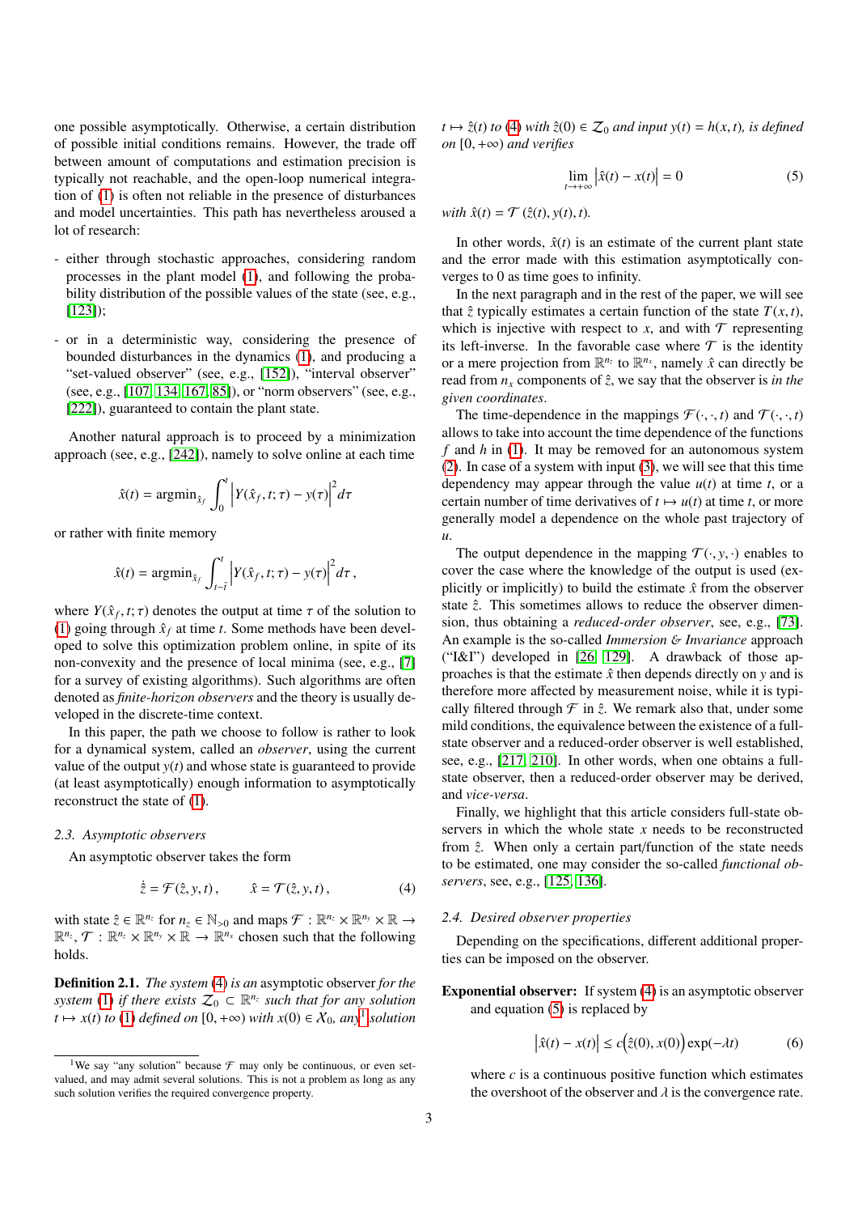one possible asymptotically. Otherwise, a certain distribution of possible initial conditions remains. However, the trade off between amount of computations and estimation precision is typically not reachable, and the open-loop numerical integration of (1) is often not reliable in the presence of disturbances and model uncertainties. This path has nevertheless aroused a lot of research:

- either through stochastic approaches, considering random processes in the plant model (1), and following the probability distribution of the possible values of the state (see, e.g., [123]);
- or in a deterministic way, considering the presence of bounded disturbances in the dynamics (1), and producing a "set-valued observer" (see, e.g., [152]), "interval observer" (see, e.g., [107, 134, 167, 85]), or "norm observers" (see, e.g., [222]), guaranteed to contain the plant state.

Another natural approach is to proceed by a minimization approach (see, e.g., [242]), namely to solve online at each time

$$\hat{x}(t) = \text{argmin}_{\hat{x}_f} \int_0^t \left| Y(\hat{x}_f, t; \tau) - y(\tau) \right|^2 d\tau$$

or rather with finite memory

$$\hat{x}(t) = \text{argmin}_{\hat{x}_f} \int_{t-\bar{t}}^t \left| Y(\hat{x}_f, t; \tau) - y(\tau) \right|^2 d\tau \,,$$

where $Y(\hat{x}_f, t; \tau)$ denotes the output at time $\tau$ of the solution to (1) going through $\hat{x}_f$ at time $t$. Some methods have been developed to solve this optimization problem online, in spite of its non-convexity and the presence of local minima (see, e.g., [7] for a survey of existing algorithms). Such algorithms are often denoted as *finite-horizon observers* and the theory is usually developed in the discrete-time context.

In this paper, the path we choose to follow is rather to look for a dynamical system, called an *observer*, using the current value of the output $y(t)$ and whose state is guaranteed to provide (at least asymptotically) enough information to asymptotically reconstruct the state of (1).

### 2.3. Asymptotic observers

An asymptotic observer takes the form

$$\dot{\hat{z}} = \mathcal{F}(\hat{z}, y, t) \,, \qquad \hat{x} = \mathcal{T}(\hat{z}, y, t) \,, \tag{4}$$

with state $\hat{z} \in \mathbb{R}^{n_z}$ for $n_z \in \mathbb{N}_{>0}$ and maps $\mathcal{F} : \mathbb{R}^{n_z} \times \mathbb{R}^{n_y} \times \mathbb{R} \to \mathbb{R}^{n_z}$, $\mathcal{T} : \mathbb{R}^{n_z} \times \mathbb{R}^{n_y} \times \mathbb{R} \to \mathbb{R}^{n_x}$ chosen such that the following holds.

**Definition 2.1.** *The system (4) is an* asymptotic observer *for the system (1) if there exists $\mathcal{Z}_0 \subset \mathbb{R}^{n_z}$ such that for any solution $t \mapsto x(t)$ to (1) defined on $[0, +\infty)$ with $x(0) \in \mathcal{X}_0$, any[1] solution $t \mapsto \hat{z}(t)$ to (4) with $\hat{z}(0) \in \mathcal{Z}_0$ and input $y(t) = h(x, t)$, is defined on $[0, +\infty)$ and verifies*

$$\lim_{t \to +\infty} \left| \hat{x}(t) - x(t) \right| = 0 \tag{5}$$

*with $\hat{x}(t) = \mathcal{T}(\hat{z}(t), y(t), t)$.*

In other words, $\hat{x}(t)$ is an estimate of the current plant state and the error made with this estimation asymptotically converges to 0 as time goes to infinity.

In the next paragraph and in the rest of the paper, we will see that $\hat{z}$ typically estimates a certain function of the state $T(x, t)$, which is injective with respect to $x$, and with $\mathcal{T}$ representing its left-inverse. In the favorable case where $\mathcal{T}$ is the identity or a mere projection from $\mathbb{R}^{n_z}$ to $\mathbb{R}^{n_x}$, namely $\hat{x}$ can directly be read from $n_x$ components of $\hat{z}$, we say that the observer is *in the given coordinates*.

The time-dependence in the mappings $\mathcal{F}(\cdot, \cdot, t)$ and $\mathcal{T}(\cdot, \cdot, t)$ allows to take into account the time dependence of the functions $f$ and $h$ in (1). It may be removed for an autonomous system (2). In case of a system with input (3), we will see that this time dependency may appear through the value $u(t)$ at time $t$, or a certain number of time derivatives of $t \mapsto u(t)$ at time $t$, or more generally model a dependence on the whole past trajectory of $u$.

The output dependence in the mapping $\mathcal{T}(\cdot, y, \cdot)$ enables to cover the case where the knowledge of the output is used (explicitly or implicitly) to build the estimate $\hat{x}$ from the observer state $\hat{z}$. This sometimes allows to reduce the observer dimension, thus obtaining a *reduced-order observer*, see, e.g., [73]. An example is the so-called *Immersion & Invariance* approach ("I&I") developed in [26, 129]. A drawback of those approaches is that the estimate $\hat{x}$ then depends directly on $y$ and is therefore more affected by measurement noise, while it is typically filtered through $\mathcal{F}$ in $\hat{z}$. We remark also that, under some mild conditions, the equivalence between the existence of a full-state observer and a reduced-order observer is well established, see, e.g., [217, 210]. In other words, when one obtains a full-state observer, then a reduced-order observer may be derived, and *vice-versa*.

Finally, we highlight that this article considers full-state observers in which the whole state $x$ needs to be reconstructed from $\hat{z}$. When only a certain part/function of the state needs to be estimated, one may consider the so-called *functional observers*, see, e.g., [125, 136].

### 2.4. Desired observer properties

Depending on the specifications, different additional properties can be imposed on the observer.

**Exponential observer:** If system (4) is an asymptotic observer and equation (5) is replaced by

$$\left| \hat{x}(t) - x(t) \right| \leq c\big(\hat{z}(0), x(0)\big) \exp(-\lambda t) \tag{6}$$

where $c$ is a continuous positive function which estimates the overshoot of the observer and $\lambda$ is the convergence rate.

[1] We say "any solution" because $\mathcal{F}$ may only be continuous, or even set-valued, and may admit several solutions. This is not a problem as long as any such solution verifies the required convergence property.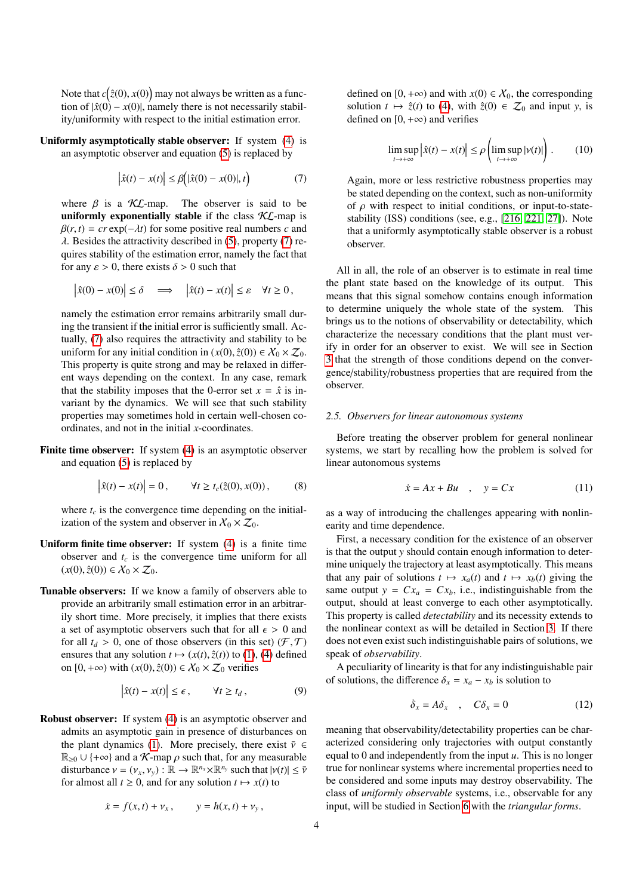Note that $c\Big(\hat{z}(0), x(0)\Big)$ may not always be written as a function of $|\hat{x}(0) - x(0)|$, namely there is not necessarily stability/uniformity with respect to the initial estimation error.

**Uniformly asymptotically stable observer:** If system (4) is an asymptotic observer and equation (5) is replaced by

$$\Big|\hat{x}(t) - x(t)\Big| \leq \beta\Big(|\hat{x}(0) - x(0)|, t\Big) \tag{7}$$

where $\beta$ is a $\mathcal{KL}$-map. The observer is said to be **uniformly exponentially stable** if the class $\mathcal{KL}$-map is $\beta(r,t) = cr\exp(-\lambda t)$ for some positive real numbers $c$ and $\lambda$. Besides the attractivity described in (5), property (7) requires stability of the estimation error, namely the fact that for any $\varepsilon > 0$, there exists $\delta > 0$ such that

$$\Big|\hat{x}(0) - x(0)\Big| \leq \delta \quad \Longrightarrow \quad \Big|\hat{x}(t) - x(t)\Big| \leq \varepsilon \quad \forall t \geq 0\,,$$

namely the estimation error remains arbitrarily small during the transient if the initial error is sufficiently small. Actually, (7) also requires the attractivity and stability to be uniform for any initial condition in $(x(0), \hat{z}(0)) \in \mathcal{X}_0 \times \mathcal{Z}_0$. This property is quite strong and may be relaxed in different ways depending on the context. In any case, remark that the stability imposes that the 0-error set $x = \hat{x}$ is invariant by the dynamics. We will see that such stability properties may sometimes hold in certain well-chosen coordinates, and not in the initial $x$-coordinates.

**Finite time observer:** If system (4) is an asymptotic observer and equation (5) is replaced by

$$\Big|\hat{x}(t) - x(t)\Big| = 0\,, \qquad \forall t \geq t_c(\hat{z}(0), x(0))\,, \tag{8}$$

where $t_c$ is the convergence time depending on the initialization of the system and observer in $\mathcal{X}_0 \times \mathcal{Z}_0$.

**Uniform finite time observer:** If system (4) is a finite time observer and $t_c$ is the convergence time uniform for all $(x(0), \hat{z}(0)) \in \mathcal{X}_0 \times \mathcal{Z}_0$.

**Tunable observers:** If we know a family of observers able to provide an arbitrarily small estimation error in an arbitrarily short time. More precisely, it implies that there exists a set of asymptotic observers such that for all $\epsilon > 0$ and for all $t_d > 0$, one of those observers (in this set) $(\mathcal{F}, \mathcal{T})$ ensures that any solution $t \mapsto (x(t), \hat{z}(t))$ to (1), (4) defined on $[0, +\infty)$ with $(x(0), \hat{z}(0)) \in \mathcal{X}_0 \times \mathcal{Z}_0$ verifies

$$\Big|\hat{x}(t) - x(t)\Big| \leq \epsilon\,, \qquad \forall t \geq t_d\,, \tag{9}$$

**Robust observer:** If system (4) is an asymptotic observer and admits an asymptotic gain in presence of disturbances on the plant dynamics (1). More precisely, there exist $\bar{\nu} \in \mathbb{R}_{\geq 0} \cup \{+\infty\}$ and a $\mathcal{K}$-map $\rho$ such that, for any measurable disturbance $\nu = (\nu_x, \nu_y) : \mathbb{R} \to \mathbb{R}^{n_x} \times \mathbb{R}^{n_y}$ such that $|\nu(t)| \leq \bar{\nu}$ for almost all $t \geq 0$, and for any solution $t \mapsto x(t)$ to

$$\dot{x} = f(x,t) + \nu_x\,, \qquad y = h(x,t) + \nu_y\,,$$

defined on $[0, +\infty)$ and with $x(0) \in \mathcal{X}_0$, the corresponding solution $t \mapsto \hat{z}(t)$ to (4), with $\hat{z}(0) \in \mathcal{Z}_0$ and input $y$, is defined on $[0, +\infty)$ and verifies

$$\limsup_{t \to +\infty} \Big|\hat{x}(t) - x(t)\Big| \leq \rho\left(\limsup_{t \to +\infty} |\nu(t)|\right). \tag{10}$$

Again, more or less restrictive robustness properties may be stated depending on the context, such as non-uniformity of $\rho$ with respect to initial conditions, or input-to-state-stability (ISS) conditions (see, e.g., [216, 221, 27]). Note that a uniformly asymptotically stable observer is a robust observer.

All in all, the role of an observer is to estimate in real time the plant state based on the knowledge of its output. This means that this signal somehow contains enough information to determine uniquely the whole state of the system. This brings us to the notions of observability or detectability, which characterize the necessary conditions that the plant must verify in order for an observer to exist. We will see in Section 3 that the strength of those conditions depend on the convergence/stability/robustness properties that are required from the observer.

### 2.5. Observers for linear autonomous systems

Before treating the observer problem for general nonlinear systems, we start by recalling how the problem is solved for linear autonomous systems

$$\dot{x} = Ax + Bu \quad , \quad y = Cx \tag{11}$$

as a way of introducing the challenges appearing with nonlinearity and time dependence.

First, a necessary condition for the existence of an observer is that the output $y$ should contain enough information to determine uniquely the trajectory at least asymptotically. This means that any pair of solutions $t \mapsto x_a(t)$ and $t \mapsto x_b(t)$ giving the same output $y = Cx_a = Cx_b$, i.e., indistinguishable from the output, should at least converge to each other asymptotically. This property is called *detectability* and its necessity extends to the nonlinear context as will be detailed in Section 3. If there does not even exist such indistinguishable pairs of solutions, we speak of *observability*.

A peculiarity of linearity is that for any indistinguishable pair of solutions, the difference $\delta_x = x_a - x_b$ is solution to

$$\dot{\delta}_x = A\delta_x \quad , \quad C\delta_x = 0 \tag{12}$$

meaning that observability/detectability properties can be characterized considering only trajectories with output constantly equal to 0 and independently from the input $u$. This is no longer true for nonlinear systems where incremental properties need to be considered and some inputs may destroy observability. The class of *uniformly observable* systems, i.e., observable for any input, will be studied in Section 6 with the *triangular forms*.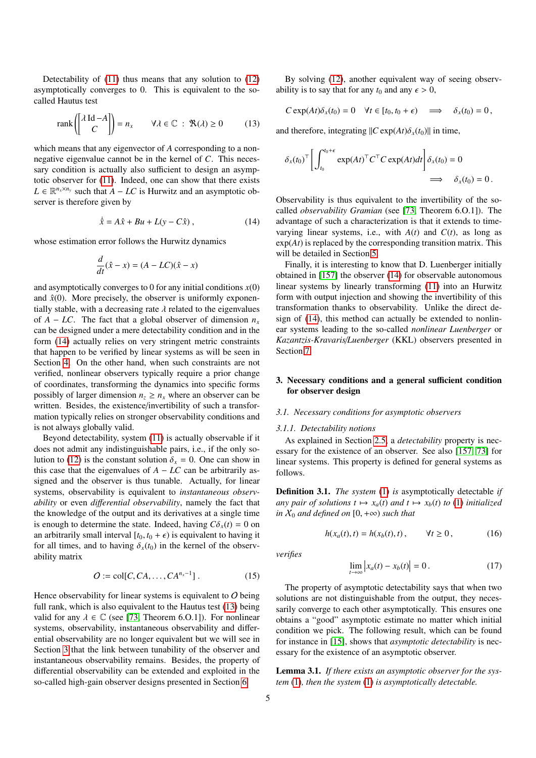Detectability of (11) thus means that any solution to (12) asymptotically converges to 0. This is equivalent to the so-called Hautus test

$$\operatorname{rank}\left(\begin{bmatrix}\lambda\,\mathrm{Id} - A\\ C\end{bmatrix}\right) = n_x \qquad \forall \lambda \in \mathbb{C} \;:\; \Re(\lambda) \geq 0 \tag{13}$$

which means that any eigenvector of $A$ corresponding to a non-negative eigenvalue cannot be in the kernel of $C$. This necessary condition is actually also sufficient to design an asymptotic observer for (11). Indeed, one can show that there exists $L \in \mathbb{R}^{n_x \times n_y}$ such that $A - LC$ is Hurwitz and an asymptotic observer is therefore given by

$$\dot{\hat{x}} = A\hat{x} + Bu + L(y - C\hat{x})\,, \tag{14}$$

whose estimation error follows the Hurwitz dynamics

$$\frac{d}{dt}(\hat{x} - x) = (A - LC)(\hat{x} - x)$$

and asymptotically converges to 0 for any initial conditions $x(0)$ and $\hat{x}(0)$. More precisely, the observer is uniformly exponentially stable, with a decreasing rate $\lambda$ related to the eigenvalues of $A - LC$. The fact that a global observer of dimension $n_x$ can be designed under a mere detectability condition and in the form (14) actually relies on very stringent metric constraints that happen to be verified by linear systems as will be seen in Section 4. On the other hand, when such constraints are not verified, nonlinear observers typically require a prior change of coordinates, transforming the dynamics into specific forms possibly of larger dimension $n_z \geq n_x$ where an observer can be written. Besides, the existence/invertibility of such a transformation typically relies on stronger observability conditions and is not always globally valid.

Beyond detectability, system (11) is actually observable if it does not admit any indistinguishable pairs, i.e., if the only solution to (12) is the constant solution $\delta_x = 0$. One can show in this case that the eigenvalues of $A - LC$ can be arbitrarily assigned and the observer is thus tunable. Actually, for linear systems, observability is equivalent to *instantaneous observability* or even *differential observability*, namely the fact that the knowledge of the output and its derivatives at a single time is enough to determine the state. Indeed, having $C\delta_x(t) = 0$ on an arbitrarily small interval $[t_0, t_0 + \epsilon)$ is equivalent to having it for all times, and to having $\delta_x(t_0)$ in the kernel of the observability matrix

$$\mathcal{O} := \operatorname{col}[C, CA, \ldots, CA^{n_x - 1}]\,. \tag{15}$$

Hence observability for linear systems is equivalent to $\mathcal{O}$ being full rank, which is also equivalent to the Hautus test (13) being valid for any $\lambda \in \mathbb{C}$ (see [73, Theorem 6.O.1]). For nonlinear systems, observability, instantaneous observability and differential observability are no longer equivalent but we will see in Section 3 that the link between tunability of the observer and instantaneous observability remains. Besides, the property of differential observability can be extended and exploited in the so-called high-gain observer designs presented in Section 6.

By solving (12), another equivalent way of seeing observability is to say that for any $t_0$ and any $\epsilon > 0$,

$$C\exp(At)\delta_x(t_0) = 0 \quad \forall t \in [t_0, t_0 + \epsilon) \quad \Longrightarrow \quad \delta_x(t_0) = 0\,,$$

and therefore, integrating $\|C\exp(At)\delta_x(t_0)\|$ in time,

$$\delta_x(t_0)^\top \left[\int_{t_0}^{t_0+\epsilon} \exp(At)^\top C^\top C \exp(At)dt\right] \delta_x(t_0) = 0 \qquad \Longrightarrow \quad \delta_x(t_0) = 0\,.$$

Observability is thus equivalent to the invertibility of the so-called *observability Gramian* (see [73, Theorem 6.O.1]). The advantage of such a characterization is that it extends to time-varying linear systems, i.e., with $A(t)$ and $C(t)$, as long as $\exp(At)$ is replaced by the corresponding transition matrix. This will be detailed in Section 5.

Finally, it is interesting to know that D. Luenberger initially obtained in [157] the observer (14) for observable autonomous linear systems by linearly transforming (11) into an Hurwitz form with output injection and showing the invertibility of this transformation thanks to observability. Unlike the direct design of (14), this method can actually be extended to nonlinear systems leading to the so-called *nonlinear Luenberger* or *Kazantzis-Kravaris/Luenberger* (KKL) observers presented in Section 7.

## 3. Necessary conditions and a general sufficient condition for observer design

### 3.1. Necessary conditions for asymptotic observers

#### 3.1.1. Detectability notions

As explained in Section 2.5, a *detectability* property is necessary for the existence of an observer. See also [157, 73] for linear systems. This property is defined for general systems as follows.

**Definition 3.1.** *The system* (1) *is* asymptotically detectable *if any pair of solutions $t \mapsto x_a(t)$ and $t \mapsto x_b(t)$ to* (1) *initialized in $\mathcal{X}_0$ and defined on $[0, +\infty)$ such that*

$$h(x_a(t), t) = h(x_b(t), t)\,, \qquad \forall t \geq 0\,, \tag{16}$$

*verifies*

$$\lim_{t \to \infty} \left|x_a(t) - x_b(t)\right| = 0\,. \tag{17}$$

The property of asymptotic detectability says that when two solutions are not distinguishable from the output, they necessarily converge to each other asymptotically. This ensures one obtains a "good" asymptotic estimate no matter which initial condition we pick. The following result, which can be found for instance in [15], shows that *asymptotic detectability* is necessary for the existence of an asymptotic observer.

**Lemma 3.1.** *If there exists an asymptotic observer for the system* (1)*, then the system* (1) *is asymptotically detectable.*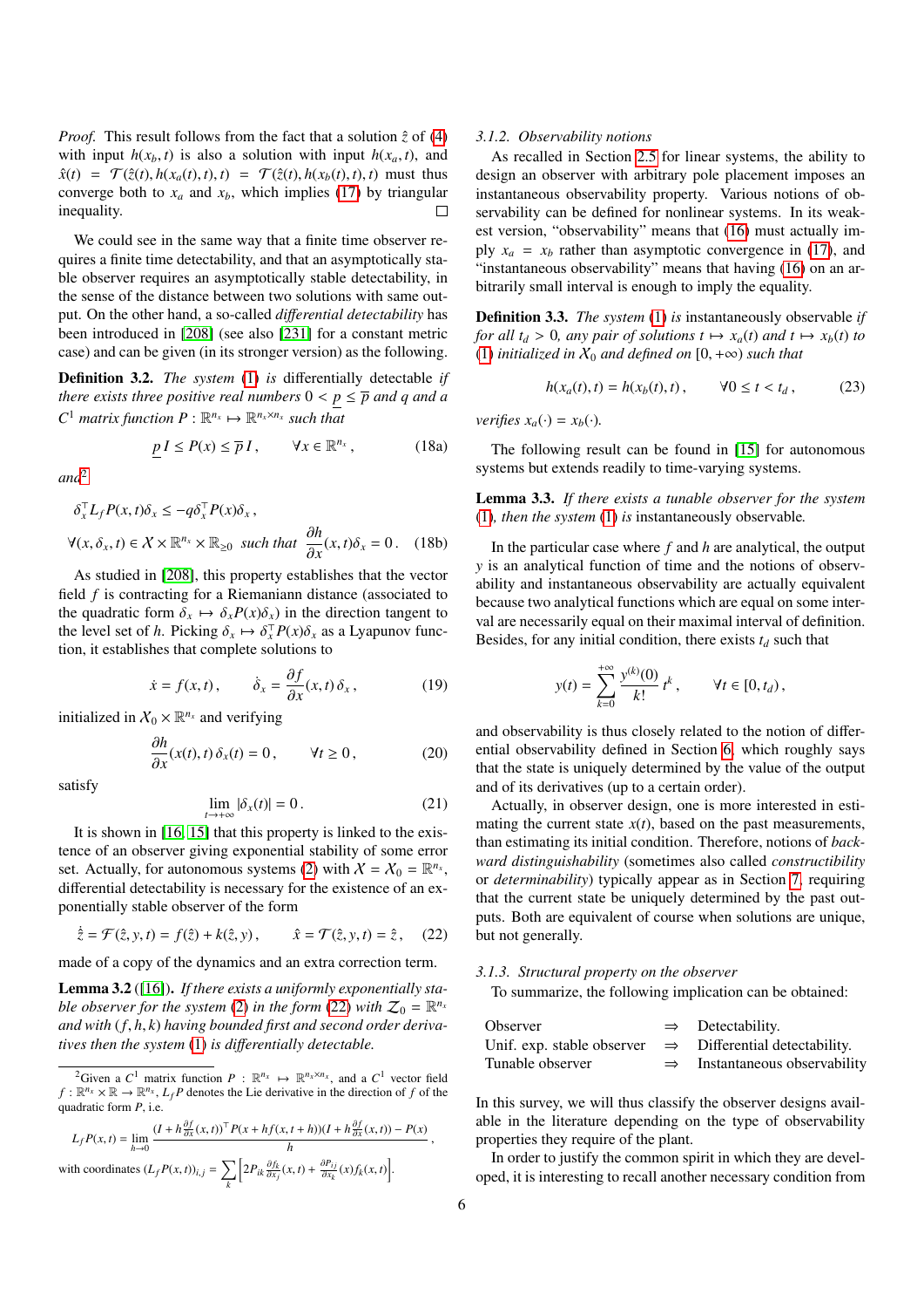*Proof.* This result follows from the fact that a solution $\hat{z}$ of (4) with input $h(x_b, t)$ is also a solution with input $h(x_a, t)$, and $\hat{x}(t) = \mathcal{T}(\hat{z}(t), h(x_a(t), t), t) = \mathcal{T}(\hat{z}(t), h(x_b(t), t), t)$ must thus converge both to $x_a$ and $x_b$, which implies (17) by triangular inequality. □

We could see in the same way that a finite time observer requires a finite time detectability, and that an asymptotically stable observer requires an asymptotically stable detectability, in the sense of the distance between two solutions with same output. On the other hand, a so-called *differential detectability* has been introduced in [208] (see also [231] for a constant metric case) and can be given (in its stronger version) as the following.

**Definition 3.2.** *The system* (1) *is* differentially detectable *if there exists three positive real numbers* $0 < \underline{p} \leq \overline{p}$ *and* $q$ *and a* $C^1$ *matrix function* $P : \mathbb{R}^{n_x} \mapsto \mathbb{R}^{n_x \times n_x}$ *such that*

$$\underline{p}\, I \leq P(x) \leq \overline{p}\, I\,, \qquad \forall x \in \mathbb{R}^{n_x}\,, \tag{18a}$$

*and*[2]

$$\delta_x^\top L_f P(x,t)\delta_x \leq -q\delta_x^\top P(x)\delta_x\,,$$
$$\forall (x, \delta_x, t) \in \mathcal{X} \times \mathbb{R}^{n_x} \times \mathbb{R}_{\geq 0} \ \text{ such that } \ \frac{\partial h}{\partial x}(x,t)\delta_x = 0\,. \tag{18b}$$

As studied in [208], this property establishes that the vector field $f$ is contracting for a Riemaniann distance (associated to the quadratic form $\delta_x \mapsto \delta_x P(x)\delta_x$) in the direction tangent to the level set of $h$. Picking $\delta_x \mapsto \delta_x^\top P(x)\delta_x$ as a Lyapunov function, it establishes that complete solutions to

$$\dot{x} = f(x,t)\,, \qquad \dot{\delta}_x = \frac{\partial f}{\partial x}(x,t)\,\delta_x\,, \tag{19}$$

initialized in $\mathcal{X}_0 \times \mathbb{R}^{n_x}$ and verifying

$$\frac{\partial h}{\partial x}(x(t),t)\,\delta_x(t) = 0\,, \qquad \forall t \geq 0\,, \tag{20}$$

satisfy

$$\lim_{t\to+\infty} |\delta_x(t)| = 0\,. \tag{21}$$

It is shown in [16, 15] that this property is linked to the existence of an observer giving exponential stability of some error set. Actually, for autonomous systems (2) with $\mathcal{X} = \mathcal{X}_0 = \mathbb{R}^{n_x}$, differential detectability is necessary for the existence of an exponentially stable observer of the form

$$\dot{\hat{z}} = \mathcal{F}(\hat{z}, y, t) = f(\hat{z}) + k(\hat{z}, y)\,, \qquad \hat{x} = \mathcal{T}(\hat{z}, y, t) = \hat{z}\,, \tag{22}$$

made of a copy of the dynamics and an extra correction term.

**Lemma 3.2** ([16])**.** *If there exists a uniformly exponentially stable observer for the system* (2) *in the form* (22) *with* $\mathcal{Z}_0 = \mathbb{R}^{n_x}$ *and with* $(f, h, k)$ *having bounded first and second order derivatives then the system* (1) *is differentially detectable.*

[2] Given a $C^1$ matrix function $P : \mathbb{R}^{n_x} \mapsto \mathbb{R}^{n_x \times n_x}$, and a $C^1$ vector field $f : \mathbb{R}^{n_x} \times \mathbb{R} \to \mathbb{R}^{n_x}$, $L_f P$ denotes the Lie derivative in the direction of $f$ of the quadratic form $P$, i.e.

$$L_f P(x,t) = \lim_{h\to 0} \frac{(I + h\frac{\partial f}{\partial x}(x,t))^\top P(x + hf(x,t+h))(I + h\frac{\partial f}{\partial x}(x,t)) - P(x)}{h}\,,$$

with coordinates $(L_f P(x,t))_{i,j} = \sum_k \left[2P_{ik}\frac{\partial f_k}{\partial x_j}(x,t) + \frac{\partial P_{ij}}{\partial x_k}(x) f_k(x,t)\right]$.

### 3.1.2. Observability notions

As recalled in Section 2.5 for linear systems, the ability to design an observer with arbitrary pole placement imposes an instantaneous observability property. Various notions of observability can be defined for nonlinear systems. In its weakest version, "observability" means that (16) must actually imply $x_a = x_b$ rather than asymptotic convergence in (17), and "instantaneous observability" means that having (16) on an arbitrarily small interval is enough to imply the equality.

**Definition 3.3.** *The system* (1) *is* instantaneously observable *if for all* $t_d > 0$*, any pair of solutions* $t \mapsto x_a(t)$ *and* $t \mapsto x_b(t)$ *to* (1) *initialized in* $\mathcal{X}_0$ *and defined on* $[0, +\infty)$ *such that*

$$h(x_a(t), t) = h(x_b(t), t)\,, \qquad \forall 0 \leq t < t_d\,, \tag{23}$$

*verifies* $x_a(\cdot) = x_b(\cdot)$.

The following result can be found in [15] for autonomous systems but extends readily to time-varying systems.

**Lemma 3.3.** *If there exists a tunable observer for the system* (1)*, then the system* (1) *is instantaneously observable.*

In the particular case where $f$ and $h$ are analytical, the output $y$ is an analytical function of time and the notions of observability and instantaneous observability are actually equivalent because two analytical functions which are equal on some interval are necessarily equal on their maximal interval of definition. Besides, for any initial condition, there exists $t_d$ such that

$$y(t) = \sum_{k=0}^{+\infty} \frac{y^{(k)}(0)}{k!}\, t^k\,, \qquad \forall t \in [0, t_d)\,,$$

and observability is thus closely related to the notion of differential observability defined in Section 6, which roughly says that the state is uniquely determined by the value of the output and of its derivatives (up to a certain order).

Actually, in observer design, one is more interested in estimating the current state $x(t)$, based on the past measurements, than estimating its initial condition. Therefore, notions of *backward distinguishability* (sometimes also called *constructibility* or *determinability*) typically appear as in Section 7, requiring that the current state be uniquely determined by the past outputs. Both are equivalent of course when solutions are unique, but not generally.

### 3.1.3. Structural property on the observer

To summarize, the following implication can be obtained:

| | | |
|---|---|---|
| Observer | ⇒ | Detectability. |
| Unif. exp. stable observer | ⇒ | Differential detectability. |
| Tunable observer | ⇒ | Instantaneous observability |

In this survey, we will thus classify the observer designs available in the literature depending on the type of observability properties they require of the plant.

In order to justify the common spirit in which they are developed, it is interesting to recall another necessary condition from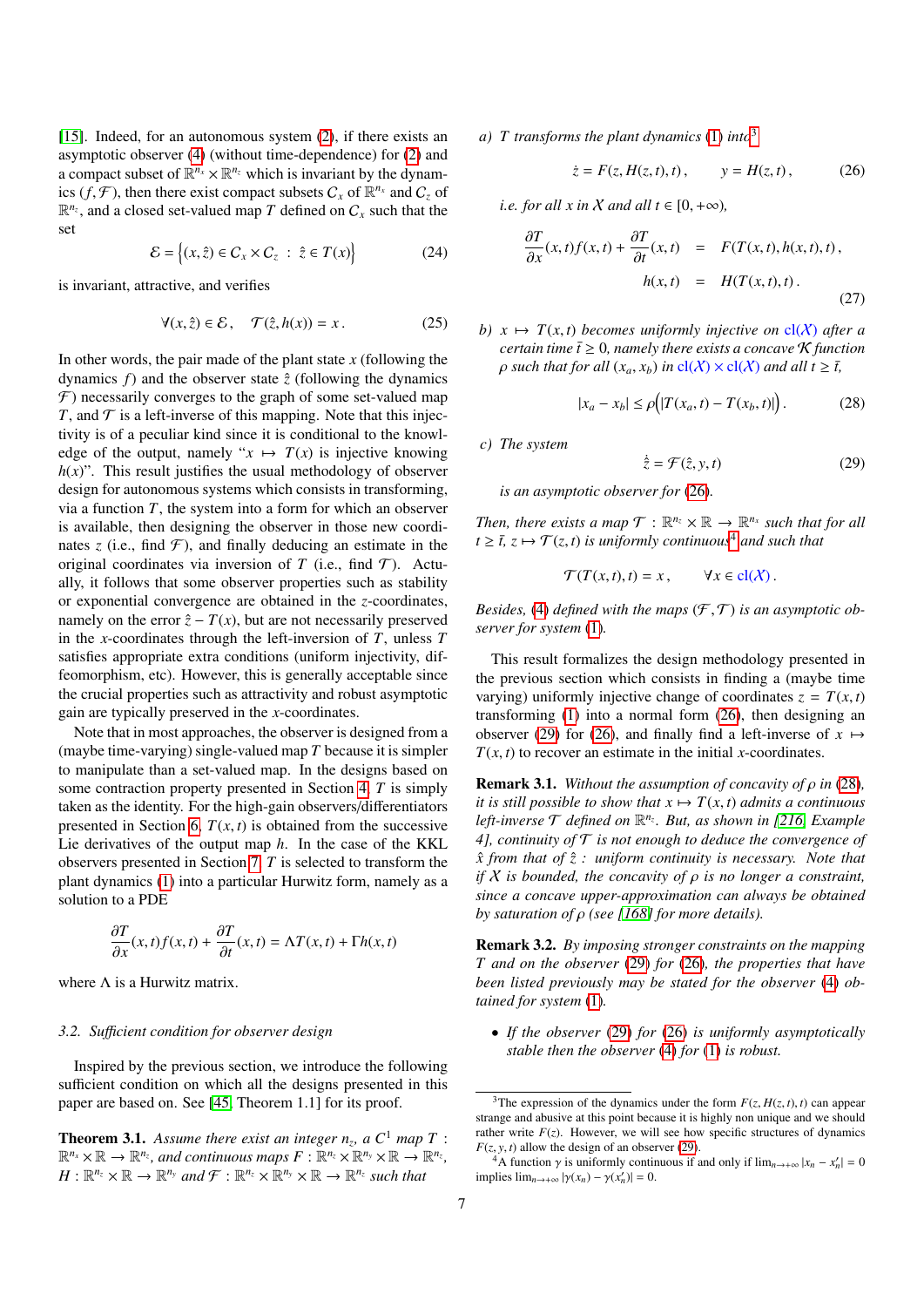[15]. Indeed, for an autonomous system (2), if there exists an asymptotic observer (4) (without time-dependence) for (2) and a compact subset of $\mathbb{R}^{n_x} \times \mathbb{R}^{n_z}$ which is invariant by the dynamics $(f, \mathcal{F})$, then there exist compact subsets $C_x$ of $\mathbb{R}^{n_x}$ and $C_z$ of $\mathbb{R}^{n_z}$, and a closed set-valued map $T$ defined on $C_x$ such that the set

$$\mathcal{E} = \Big\{(x, \hat{z}) \in C_x \times C_z \ : \ \hat{z} \in T(x)\Big\} \tag{24}$$

is invariant, attractive, and verifies

$$\forall (x, \hat{z}) \in \mathcal{E}, \quad \mathcal{T}(\hat{z}, h(x)) = x \,. \tag{25}$$

In other words, the pair made of the plant state $x$ (following the dynamics $f$) and the observer state $\hat{z}$ (following the dynamics $\mathcal{F}$) necessarily converges to the graph of some set-valued map $T$, and $\mathcal{T}$ is a left-inverse of this mapping. Note that this injectivity is of a peculiar kind since it is conditional to the knowledge of the output, namely "$x \mapsto T(x)$ is injective knowing $h(x)$". This result justifies the usual methodology of observer design for autonomous systems which consists in transforming, via a function $T$, the system into a form for which an observer is available, then designing the observer in those new coordinates $z$ (i.e., find $\mathcal{F}$), and finally deducing an estimate in the original coordinates via inversion of $T$ (i.e., find $\mathcal{T}$). Actually, it follows that some observer properties such as stability or exponential convergence are obtained in the $z$-coordinates, namely on the error $\hat{z} - T(x)$, but are not necessarily preserved in the $x$-coordinates through the left-inversion of $T$, unless $T$ satisfies appropriate extra conditions (uniform injectivity, diffeomorphism, etc). However, this is generally acceptable since the crucial properties such as attractivity and robust asymptotic gain are typically preserved in the $x$-coordinates.

Note that in most approaches, the observer is designed from a (maybe time-varying) single-valued map $T$ because it is simpler to manipulate than a set-valued map. In the designs based on some contraction property presented in Section 4, $T$ is simply taken as the identity. For the high-gain observers/differentiators presented in Section 6, $T(x, t)$ is obtained from the successive Lie derivatives of the output map $h$. In the case of the KKL observers presented in Section 7, $T$ is selected to transform the plant dynamics (1) into a particular Hurwitz form, namely as a solution to a PDE

$$\frac{\partial T}{\partial x}(x, t) f(x, t) + \frac{\partial T}{\partial t}(x, t) = \Lambda T(x, t) + \Gamma h(x, t)$$

where $\Lambda$ is a Hurwitz matrix.

### 3.2. Sufficient condition for observer design

Inspired by the previous section, we introduce the following sufficient condition on which all the designs presented in this paper are based on. See [45, Theorem 1.1] for its proof.

**Theorem 3.1.** *Assume there exist an integer $n_z$, a $C^1$ map $T : \mathbb{R}^{n_x} \times \mathbb{R} \to \mathbb{R}^{n_z}$, and continuous maps $F : \mathbb{R}^{n_z} \times \mathbb{R}^{n_y} \times \mathbb{R} \to \mathbb{R}^{n_z}$, $H : \mathbb{R}^{n_z} \times \mathbb{R} \to \mathbb{R}^{n_y}$ and $\mathcal{F} : \mathbb{R}^{n_z} \times \mathbb{R}^{n_y} \times \mathbb{R} \to \mathbb{R}^{n_z}$ such that*

*a) $T$ transforms the plant dynamics (1) into[3]*

$$\dot{z} = F(z, H(z, t), t) \,, \qquad y = H(z, t) \,, \tag{26}$$

*i.e. for all $x$ in $\mathcal{X}$ and all $t \in [0, +\infty)$,*

$$\begin{aligned} \frac{\partial T}{\partial x}(x, t) f(x, t) + \frac{\partial T}{\partial t}(x, t) &= F(T(x, t), h(x, t), t) \,, \\ h(x, t) &= H(T(x, t), t) \,. \end{aligned} \tag{27}$$

*b) $x \mapsto T(x, t)$ becomes uniformly injective on $\mathrm{cl}(\mathcal{X})$ after a certain time $\bar{t} \geq 0$, namely there exists a concave $\mathcal{K}$ function $\rho$ such that for all $(x_a, x_b)$ in $\mathrm{cl}(\mathcal{X}) \times \mathrm{cl}(\mathcal{X})$ and all $t \geq \bar{t}$,*

$$|x_a - x_b| \leq \rho\Big(|T(x_a, t) - T(x_b, t)|\Big) \,. \tag{28}$$

*c) The system*

$$\dot{\hat{z}} = \mathcal{F}(\hat{z}, y, t) \tag{29}$$

*is an asymptotic observer for (26).*

*Then, there exists a map $\mathcal{T} : \mathbb{R}^{n_z} \times \mathbb{R} \to \mathbb{R}^{n_x}$ such that for all $t \geq \bar{t}$, $z \mapsto \mathcal{T}(z, t)$ is uniformly continuous[4] and such that*

$$\mathcal{T}(T(x, t), t) = x \,, \qquad \forall x \in \mathrm{cl}(\mathcal{X}) \,.$$

*Besides, (4) defined with the maps $(\mathcal{F}, \mathcal{T})$ is an asymptotic observer for system (1).*

This result formalizes the design methodology presented in the previous section which consists in finding a (maybe time varying) uniformly injective change of coordinates $z = T(x, t)$ transforming (1) into a normal form (26), then designing an observer (29) for (26), and finally find a left-inverse of $x \mapsto T(x, t)$ to recover an estimate in the initial $x$-coordinates.

**Remark 3.1.** *Without the assumption of concavity of $\rho$ in (28), it is still possible to show that $x \mapsto T(x, t)$ admits a continuous left-inverse $\mathcal{T}$ defined on $\mathbb{R}^{n_z}$. But, as shown in [216, Example 4], continuity of $\mathcal{T}$ is not enough to deduce the convergence of $\hat{x}$ from that of $\hat{z}$: uniform continuity is necessary. Note that if $\mathcal{X}$ is bounded, the concavity of $\rho$ is no longer a constraint, since a concave upper-approximation can always be obtained by saturation of $\rho$ (see [168] for more details).*

**Remark 3.2.** *By imposing stronger constraints on the mapping $T$ and on the observer (29) for (26), the properties that have been listed previously may be stated for the observer (4) obtained for system (1).*

- *If the observer (29) for (26) is uniformly asymptotically stable then the observer (4) for (1) is robust.*

[3] The expression of the dynamics under the form $F(z, H(z, t), t)$ can appear strange and abusive at this point because it is highly non unique and we should rather write $F(z)$. However, we will see how specific structures of dynamics $F(z, y, t)$ allow the design of an observer (29).

[4] A function $\gamma$ is uniformly continuous if and only if $\lim_{n \to +\infty} |x_n - x'_n| = 0$ implies $\lim_{n \to +\infty} |\gamma(x_n) - \gamma(x'_n)| = 0$.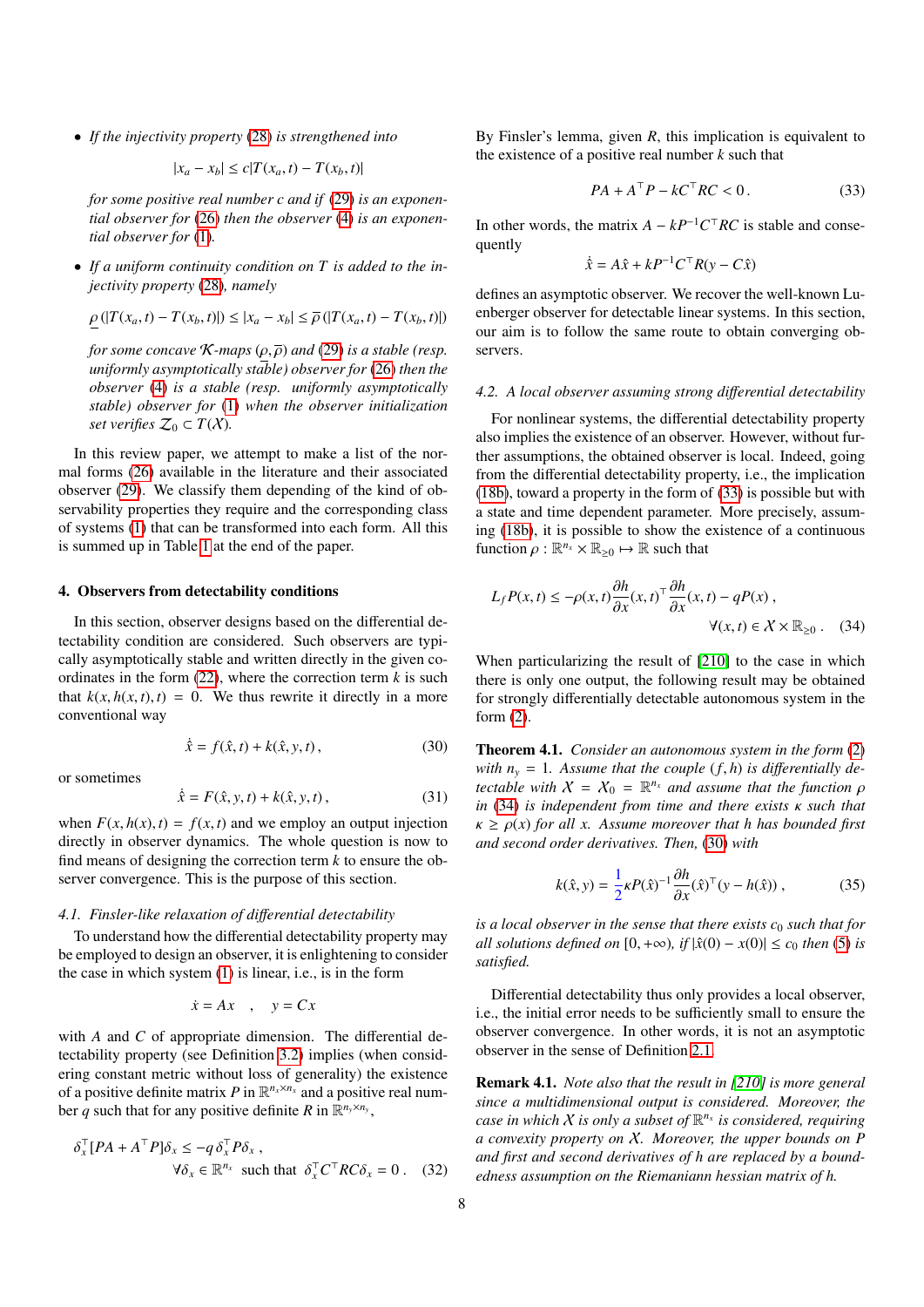- *If the injectivity property (28) is strengthened into*

$$|x_a - x_b| \leq c|T(x_a,t) - T(x_b,t)|$$

*for some positive real number c and if (29) is an exponential observer for (26) then the observer (4) is an exponential observer for (1).*

- *If a uniform continuity condition on T is added to the injectivity property (28), namely*

$$\underline{\rho}\left(|T(x_a,t) - T(x_b,t)|\right) \leq |x_a - x_b| \leq \overline{\rho}\left(|T(x_a,t) - T(x_b,t)|\right)$$

*for some concave $\mathcal{K}$-maps $(\underline{\rho}, \overline{\rho})$ and (29) is a stable (resp. uniformly asymptotically stable) observer for (26) then the observer (4) is a stable (resp. uniformly asymptotically stable) observer for (1) when the observer initialization set verifies $\mathcal{Z}_0 \subset T(\mathcal{X})$.*

In this review paper, we attempt to make a list of the normal forms (26) available in the literature and their associated observer (29). We classify them depending of the kind of observability properties they require and the corresponding class of systems (1) that can be transformed into each form. All this is summed up in Table 1 at the end of the paper.

## 4. Observers from detectability conditions

In this section, observer designs based on the differential detectability condition are considered. Such observers are typically asymptotically stable and written directly in the given coordinates in the form (22), where the correction term $k$ is such that $k(x, h(x,t), t) = 0$. We thus rewrite it directly in a more conventional way

$$\dot{\hat{x}} = f(\hat{x}, t) + k(\hat{x}, y, t)\,, \tag{30}$$

or sometimes

$$\dot{\hat{x}} = F(\hat{x}, y, t) + k(\hat{x}, y, t)\,, \tag{31}$$

when $F(x, h(x), t) = f(x,t)$ and we employ an output injection directly in observer dynamics. The whole question is now to find means of designing the correction term $k$ to ensure the observer convergence. This is the purpose of this section.

### 4.1. Finsler-like relaxation of differential detectability

To understand how the differential detectability property may be employed to design an observer, it is enlightening to consider the case in which system (1) is linear, i.e., is in the form

$$\dot{x} = Ax \quad , \quad y = Cx$$

with $A$ and $C$ of appropriate dimension. The differential detectability property (see Definition 3.2) implies (when considering constant metric without loss of generality) the existence of a positive definite matrix $P$ in $\mathbb{R}^{n_x \times n_x}$ and a positive real number $q$ such that for any positive definite $R$ in $\mathbb{R}^{n_y \times n_y}$,

$$\delta_x^\top [PA + A^\top P]\delta_x \leq -q\,\delta_x^\top P \delta_x\,,$$
$$\forall \delta_x \in \mathbb{R}^{n_x} \text{ such that } \delta_x^\top C^\top R C \delta_x = 0\,. \tag{32}$$

By Finsler's lemma, given $R$, this implication is equivalent to the existence of a positive real number $k$ such that

$$PA + A^\top P - kC^\top RC < 0\,. \tag{33}$$

In other words, the matrix $A - kP^{-1}C^\top RC$ is stable and consequently

$$\dot{\hat{x}} = A\hat{x} + kP^{-1}C^\top R(y - C\hat{x})$$

defines an asymptotic observer. We recover the well-known Luenberger observer for detectable linear systems. In this section, our aim is to follow the same route to obtain converging observers.

### 4.2. A local observer assuming strong differential detectability

For nonlinear systems, the differential detectability property also implies the existence of an observer. However, without further assumptions, the obtained observer is local. Indeed, going from the differential detectability property, i.e., the implication (18b), toward a property in the form of (33) is possible but with a state and time dependent parameter. More precisely, assuming (18b), it is possible to show the existence of a continuous function $\rho : \mathbb{R}^{n_x} \times \mathbb{R}_{\geq 0} \mapsto \mathbb{R}$ such that

$$L_f P(x,t) \leq -\rho(x,t)\frac{\partial h}{\partial x}(x,t)^\top \frac{\partial h}{\partial x}(x,t) - qP(x)\,,$$
$$\forall (x,t) \in \mathcal{X} \times \mathbb{R}_{\geq 0}\,. \tag{34}$$

When particularizing the result of [210] to the case in which there is only one output, the following result may be obtained for strongly differentially detectable autonomous system in the form (2).

**Theorem 4.1.** *Consider an autonomous system in the form (2) with $n_y = 1$. Assume that the couple $(f,h)$ is differentially detectable with $\mathcal{X} = \mathcal{X}_0 = \mathbb{R}^{n_x}$ and assume that the function $\rho$ in (34) is independent from time and there exists $\kappa$ such that $\kappa \geq \rho(x)$ for all $x$. Assume moreover that $h$ has bounded first and second order derivatives. Then, (30) with*

$$k(\hat{x}, y) = \frac{1}{2}\kappa P(\hat{x})^{-1}\frac{\partial h}{\partial x}(\hat{x})^\top (y - h(\hat{x}))\,, \tag{35}$$

*is a local observer in the sense that there exists $c_0$ such that for all solutions defined on $[0, +\infty)$, if $|\hat{x}(0) - x(0)| \leq c_0$ then (5) is satisfied.*

Differential detectability thus only provides a local observer, i.e., the initial error needs to be sufficiently small to ensure the observer convergence. In other words, it is not an asymptotic observer in the sense of Definition 2.1.

**Remark 4.1.** *Note also that the result in [210] is more general since a multidimensional output is considered. Moreover, the case in which $\mathcal{X}$ is only a subset of $\mathbb{R}^{n_x}$ is considered, requiring a convexity property on $\mathcal{X}$. Moreover, the upper bounds on $P$ and first and second derivatives of $h$ are replaced by a boundedness assumption on the Riemaniann hessian matrix of $h$.*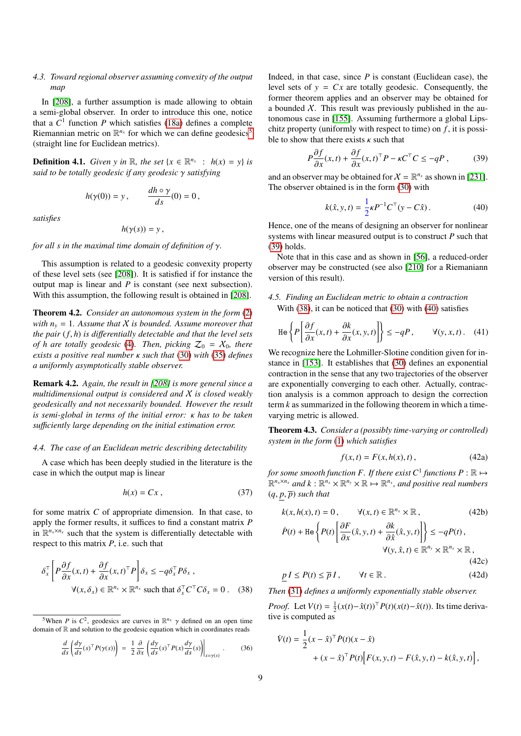### 4.3. Toward regional observer assuming convexity of the output map

In [208], a further assumption is made allowing to obtain a semi-global observer. In order to introduce this one, notice that a $C^1$ function $P$ which satisfies (18a) defines a complete Riemannian metric on $\mathbb{R}^{n_x}$ for which we can define geodesics[5] (straight line for Euclidean metrics).

**Definition 4.1.** *Given $y$ in $\mathbb{R}$, the set $\{x \in \mathbb{R}^{n_x} \ : \ h(x) = y\}$ is said to be totally geodesic if any geodesic $\gamma$ satisfying*

$$h(\gamma(0)) = y\,, \qquad \frac{dh\circ\gamma}{ds}(0) = 0\,,$$

*satisfies*

$$h(\gamma(s)) = y\,,$$

*for all $s$ in the maximal time domain of definition of $\gamma$.*

This assumption is related to a geodesic convexity property of these level sets (see [208]). It is satisfied if for instance the output map is linear and $P$ is constant (see next subsection). With this assumption, the following result is obtained in [208].

**Theorem 4.2.** *Consider an autonomous system in the form (2) with $n_y = 1$. Assume that $\mathcal{X}$ is bounded. Assume moreover that the pair $(f, h)$ is differentially detectable and that the level sets of $h$ are totally geodesic (4). Then, picking $\mathcal{Z}_0 = \mathcal{X}_0$, there exists a positive real number $\kappa$ such that (30) with (35) defines a uniformly asymptotically stable observer.*

**Remark 4.2.** *Again, the result in [208] is more general since a multidimensional output is considered and $\mathcal{X}$ is closed weakly geodesically and not necessarily bounded. However the result is semi-global in terms of the initial error: $\kappa$ has to be taken sufficiently large depending on the initial estimation error.*

### 4.4. The case of an Euclidean metric describing detectability

A case which has been deeply studied in the literature is the case in which the output map is linear

$$h(x) = Cx\,, \tag{37}$$

for some matrix $C$ of appropriate dimension. In that case, to apply the former results, it suffices to find a constant matrix $P$ in $\mathbb{R}^{n_x\times n_x}$ such that the system is differentially detectable with respect to this matrix $P$, i.e. such that

$$\delta_x^\top\left[P\frac{\partial f}{\partial x}(x,t) + \frac{\partial f}{\partial x}(x,t)^\top P\right]\delta_x \leq -q\delta_x^\top P\delta_x\,,$$
$$\forall (x,\delta_x)\in\mathbb{R}^{n_x}\times\mathbb{R}^{n_x} \text{ such that } \delta_x^\top C^\top C\delta_x = 0\,. \tag{38}$$

[5] When $P$ is $C^2$, geodesics are curves in $\mathbb{R}^{n_x}$ $\gamma$ defined on an open time domain of $\mathbb{R}$ and solution to the geodesic equation which in coordinates reads

$$\frac{d}{ds}\left(\frac{d\gamma}{ds}(s)^\top P(\gamma(s))\right) = \frac{1}{2}\frac{\partial}{\partial x}\left(\frac{d\gamma}{ds}(s)^\top P(x)\frac{d\gamma}{ds}(s)\right)\Big|_{x=\gamma(s)}. \tag{36}$$

Indeed, in that case, since $P$ is constant (Euclidean case), the level sets of $y = Cx$ are totally geodesic. Consequently, the former theorem applies and an observer may be obtained for a bounded $\mathcal{X}$. This result was previously published in the autonomous case in [155]. Assuming furthermore a global Lipschitz property (uniformly with respect to time) on $f$, it is possible to show that there exists $\kappa$ such that

$$P\frac{\partial f}{\partial x}(x,t) + \frac{\partial f}{\partial x}(x,t)^\top P - \kappa C^\top C \leq -qP\,, \tag{39}$$

and an observer may be obtained for $\mathcal{X} = \mathbb{R}^{n_x}$ as shown in [231]. The observer obtained is in the form (30) with

$$k(\hat{x}, y, t) = \frac{1}{2}\kappa P^{-1}C^\top(y - C\hat{x})\,. \tag{40}$$

Hence, one of the means of designing an observer for nonlinear systems with linear measured output is to construct $P$ such that (39) holds.

Note that in this case and as shown in [56], a reduced-order observer may be constructed (see also [210] for a Riemaniann version of this result).

### 4.5. Finding an Euclidean metric to obtain a contraction

With (38), it can be noticed that (30) with (40) satisfies

$$\mathtt{He}\left\{P\left[\frac{\partial f}{\partial x}(x,t) + \frac{\partial k}{\partial x}(x,y,t)\right]\right\} \leq -qP\,, \qquad \forall (y,x,t)\,. \tag{41}$$

We recognize here the Lohmiller-Slotine condition given for instance in [153]. It establishes that (30) defines an exponential contraction in the sense that any two trajectories of the observer are exponentially converging to each other. Actually, contraction analysis is a common approach to design the correction term $k$ as summarized in the following theorem in which a time-varying metric is allowed.

**Theorem 4.3.** *Consider a (possibly time-varying or controlled) system in the form (1) which satisfies*

$$f(x,t) = F(x, h(x), t)\,, \tag{42a}$$

*for some smooth function $F$. If there exist $C^1$ functions $P : \mathbb{R} \mapsto \mathbb{R}^{n_x\times n_x}$ and $k : \mathbb{R}^{n_x}\times\mathbb{R}^{n_y}\times\mathbb{R}\mapsto\mathbb{R}^{n_x}$, and positive real numbers $(q, \underline{p}, \overline{p})$ such that*

$$k(x, h(x), t) = 0\,, \qquad \forall (x,t)\in\mathbb{R}^{n_x}\times\mathbb{R}\,, \tag{42b}$$

$$\dot{P}(t) + \mathtt{He}\left\{P(t)\left[\frac{\partial F}{\partial x}(\hat{x},y,t) + \frac{\partial k}{\partial \hat{x}}(\hat{x},y,t)\right]\right\} \leq -qP(t)\,,$$
$$\forall (y,\hat{x},t)\in\mathbb{R}^{n_y}\times\mathbb{R}^{n_x}\times\mathbb{R}\,, \tag{42c}$$

$$\underline{p}\, I \leq P(t) \leq \overline{p}\, I\,, \qquad \forall t\in\mathbb{R}\,. \tag{42d}$$

*Then (31) defines a uniformly exponentially stable observer.*

*Proof.* Let $V(t) = \frac{1}{2}(x(t)-\hat{x}(t))^\top P(t)(x(t)-\hat{x}(t))$. Its time derivative is computed as

$$\dot{V}(t) = \frac{1}{2}(x-\hat{x})^\top\dot{P}(t)(x-\hat{x})$$
$$+ (x-\hat{x})^\top P(t)\Big[F(x,y,t) - F(\hat{x},y,t) - k(\hat{x},y,t)\Big]\,,$$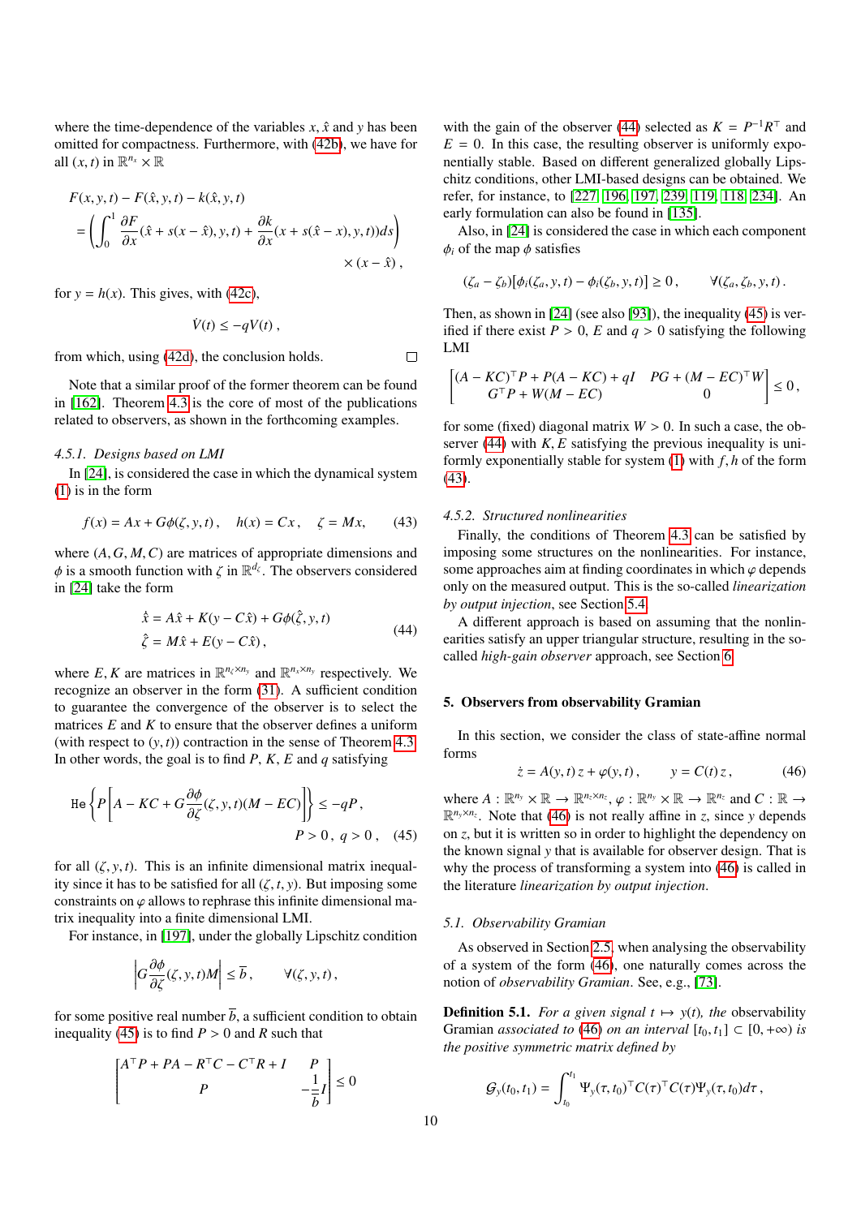where the time-dependence of the variables $x, \hat{x}$ and $y$ has been omitted for compactness. Furthermore, with (42b), we have for all $(x,t)$ in $\mathbb{R}^{n_x} \times \mathbb{R}$

$$
\begin{aligned}
&F(x,y,t) - F(\hat{x},y,t) - k(\hat{x},y,t) \\
&= \left( \int_0^1 \frac{\partial F}{\partial x}(\hat{x} + s(x-\hat{x}),y,t) + \frac{\partial k}{\partial x}(x + s(\hat{x}-x),y,t))ds \right) \\
&\qquad\qquad\qquad\qquad\qquad\qquad \times (x-\hat{x}) \, ,
\end{aligned}
$$

for $y = h(x)$. This gives, with (42c),

$$
\dot{V}(t) \leq -qV(t) \, ,
$$

from which, using (42d), the conclusion holds. □

Note that a similar proof of the former theorem can be found in [162]. Theorem 4.3 is the core of most of the publications related to observers, as shown in the forthcoming examples.

### 4.5.1. Designs based on LMI

In [24], is considered the case in which the dynamical system (1) is in the form

$$
f(x) = Ax + G\phi(\zeta,y,t) \, , \quad h(x) = Cx \, , \quad \zeta = Mx, \tag{43}
$$

where $(A,G,M,C)$ are matrices of appropriate dimensions and $\phi$ is a smooth function with $\zeta$ in $\mathbb{R}^{d_\zeta}$. The observers considered in [24] take the form

$$
\begin{aligned}
\dot{\hat{x}} &= A\hat{x} + K(y - C\hat{x}) + G\phi(\hat{\zeta},y,t) \\
\hat{\zeta} &= M\hat{x} + E(y - C\hat{x}) \, ,
\end{aligned} \tag{44}
$$

where $E, K$ are matrices in $\mathbb{R}^{n_\zeta \times n_y}$ and $\mathbb{R}^{n_x \times n_y}$ respectively. We recognize an observer in the form (31). A sufficient condition to guarantee the convergence of the observer is to select the matrices $E$ and $K$ to ensure that the observer defines a uniform (with respect to $(y,t)$) contraction in the sense of Theorem 4.3. In other words, the goal is to find $P$, $K$, $E$ and $q$ satisfying

$$
\mathrm{He}\left\{ P\left[ A - KC + G\frac{\partial\phi}{\partial\zeta}(\zeta,y,t)(M - EC) \right] \right\} \leq -qP \, ,
$$
$$
P > 0 \, , \; q > 0 \, , \tag{45}
$$

for all $(\zeta,y,t)$. This is an infinite dimensional matrix inequality since it has to be satisfied for all $(\zeta,t,y)$. But imposing some constraints on $\varphi$ allows to rephrase this infinite dimensional matrix inequality into a finite dimensional LMI.

For instance, in [197], under the globally Lipschitz condition

$$
\left| G\frac{\partial\phi}{\partial\zeta}(\zeta,y,t)M \right| \leq \overline{b} \, , \qquad \forall(\zeta,y,t) \, ,
$$

for some positive real number $\overline{b}$, a sufficient condition to obtain inequality (45) is to find $P > 0$ and $R$ such that

$$
\begin{bmatrix} A^\top P + PA - R^\top C - C^\top R + I & P \\ P & -\frac{1}{\overline{b}}I \end{bmatrix} \leq 0
$$

with the gain of the observer (44) selected as $K = P^{-1}R^\top$ and $E = 0$. In this case, the resulting observer is uniformly exponentially stable. Based on different generalized globally Lipschitz conditions, other LMI-based designs can be obtained. We refer, for instance, to [227, 196, 197, 239, 119, 118, 234]. An early formulation can also be found in [135].

Also, in [24] is considered the case in which each component $\phi_i$ of the map $\phi$ satisfies

$$
(\zeta_a - \zeta_b)[\phi_i(\zeta_a,y,t) - \phi_i(\zeta_b,y,t)] \geq 0 \, , \qquad \forall(\zeta_a,\zeta_b,y,t) \, .
$$

Then, as shown in [24] (see also [93]), the inequality (45) is verified if there exist $P > 0$, $E$ and $q > 0$ satisfying the following LMI

$$
\begin{bmatrix} (A-KC)^\top P + P(A-KC) + qI & PG + (M-EC)^\top W \\ G^\top P + W(M-EC) & 0 \end{bmatrix} \leq 0 \, ,
$$

for some (fixed) diagonal matrix $W > 0$. In such a case, the observer (44) with $K, E$ satisfying the previous inequality is uniformly exponentially stable for system (1) with $f, h$ of the form (43).

### 4.5.2. Structured nonlinearities

Finally, the conditions of Theorem 4.3 can be satisfied by imposing some structures on the nonlinearities. For instance, some approaches aim at finding coordinates in which $\varphi$ depends only on the measured output. This is the so-called *linearization by output injection*, see Section 5.4.

A different approach is based on assuming that the nonlinearities satisfy an upper triangular structure, resulting in the so-called *high-gain observer* approach, see Section 6.

## 5. Observers from observability Gramian

In this section, we consider the class of state-affine normal forms

$$
\dot{z} = A(y,t)\,z + \varphi(y,t) \, , \qquad y = C(t)\,z \, , \tag{46}
$$

where $A : \mathbb{R}^{n_y} \times \mathbb{R} \to \mathbb{R}^{n_z \times n_z}$, $\varphi : \mathbb{R}^{n_y} \times \mathbb{R} \to \mathbb{R}^{n_z}$ and $C : \mathbb{R} \to \mathbb{R}^{n_y \times n_z}$. Note that (46) is not really affine in $z$, since $y$ depends on $z$, but it is written so in order to highlight the dependency on the known signal $y$ that is available for observer design. That is why the process of transforming a system into (46) is called in the literature *linearization by output injection*.

### 5.1. Observability Gramian

As observed in Section 2.5, when analysing the observability of a system of the form (46), one naturally comes across the notion of *observability Gramian*. See, e.g., [73].

**Definition 5.1.** *For a given signal $t \mapsto y(t)$, the* observability Gramian *associated to (46) on an interval $[t_0,t_1] \subset [0,+\infty)$ is the positive symmetric matrix defined by*

$$
\mathcal{G}_y(t_0,t_1) = \int_{t_0}^{t_1} \Psi_y(\tau,t_0)^\top C(\tau)^\top C(\tau) \Psi_y(\tau,t_0) d\tau \, ,
$$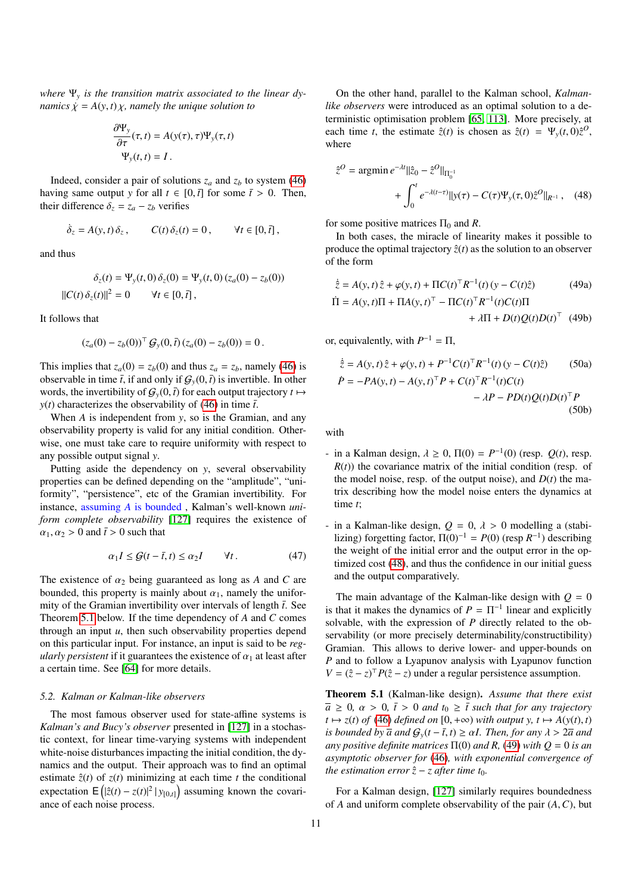*where $\Psi_y$ is the transition matrix associated to the linear dynamics $\dot{\chi} = A(y,t)\chi$, namely the unique solution to*

$$\frac{\partial \Psi_y}{\partial \tau}(\tau, t) = A(y(\tau), \tau)\Psi_y(\tau, t)$$
$$\Psi_y(t, t) = I\,.$$

Indeed, consider a pair of solutions $z_a$ and $z_b$ to system (46) having same output $y$ for all $t \in [0, \bar{t}]$ for some $\bar{t} > 0$. Then, their difference $\delta_z = z_a - z_b$ verifies

$$\dot{\delta}_z = A(y,t)\,\delta_z\,, \qquad C(t)\,\delta_z(t) = 0\,, \qquad \forall t \in [0, \bar{t}]\,,$$

and thus

$$\delta_z(t) = \Psi_y(t,0)\,\delta_z(0) = \Psi_y(t,0)\,(z_a(0) - z_b(0))$$
$$\|C(t)\,\delta_z(t)\|^2 = 0 \qquad \forall t \in [0, \bar{t}]\,,$$

It follows that

$$(z_a(0) - z_b(0))^\top \mathcal{G}_y(0, \bar{t})\,(z_a(0) - z_b(0)) = 0\,.$$

This implies that $z_a(0) = z_b(0)$ and thus $z_a = z_b$, namely (46) is observable in time $\bar{t}$, if and only if $\mathcal{G}_y(0, \bar{t})$ is invertible. In other words, the invertibility of $\mathcal{G}_y(0, \bar{t})$ for each output trajectory $t \mapsto y(t)$ characterizes the observability of (46) in time $\bar{t}$.

When $A$ is independent from $y$, so is the Gramian, and any observability property is valid for any initial condition. Otherwise, one must take care to require uniformity with respect to any possible output signal $y$.

Putting aside the dependency on $y$, several observability properties can be defined depending on the "amplitude", "uniformity", "persistence", etc of the Gramian invertibility. For instance, assuming $A$ is bounded , Kalman's well-known *uniform complete observability* [127] requires the existence of $\alpha_1, \alpha_2 > 0$ and $\bar{t} > 0$ such that

$$\alpha_1 I \leq \mathcal{G}(t - \bar{t}, t) \leq \alpha_2 I \qquad \forall t\,. \tag{47}$$

The existence of $\alpha_2$ being guaranteed as long as $A$ and $C$ are bounded, this property is mainly about $\alpha_1$, namely the uniformity of the Gramian invertibility over intervals of length $\bar{t}$. See Theorem 5.1 below. If the time dependency of $A$ and $C$ comes through an input $u$, then such observability properties depend on this particular input. For instance, an input is said to be *regularly persistent* if it guarantees the existence of $\alpha_1$ at least after a certain time. See [64] for more details.

### 5.2. Kalman or Kalman-like observers

The most famous observer used for state-affine systems is *Kalman's and Bucy's observer* presented in [127] in a stochastic context, for linear time-varying systems with independent white-noise disturbances impacting the initial condition, the dynamics and the output. Their approach was to find an optimal estimate $\hat{z}(t)$ of $z(t)$ minimizing at each time $t$ the conditional expectation $\mathsf{E}\left(|\hat{z}(t) - z(t)|^2 \,|\, y_{[0,t]}\right)$ assuming known the covariance of each noise process.

On the other hand, parallel to the Kalman school, *Kalman-like observers* were introduced as an optimal solution to a deterministic optimisation problem [65, 113]. More precisely, at each time $t$, the estimate $\hat{z}(t)$ is chosen as $\hat{z}(t) = \Psi_y(t,0)\hat{z}^O$, where

$$\hat{z}^O = \operatorname{argmin} e^{-\lambda t}\|\hat{z}_0 - \hat{z}^O\|_{\Pi_0^{-1}} + \int_0^t e^{-\lambda(t-\tau)}\|y(\tau) - C(\tau)\Psi_y(\tau,0)\hat{z}^O\|_{R^{-1}}\,, \tag{48}$$

for some positive matrices $\Pi_0$ and $R$.

In both cases, the miracle of linearity makes it possible to produce the optimal trajectory $\hat{z}(t)$ as the solution to an observer of the form

$$\dot{\hat{z}} = A(y,t)\,\hat{z} + \varphi(y,t) + \Pi C(t)^\top R^{-1}(t)\,(y - C(t)\hat{z}) \tag{49a}$$
$$\dot{\Pi} = A(y,t)\Pi + \Pi A(y,t)^\top - \Pi C(t)^\top R^{-1}(t) C(t)\Pi + \lambda\Pi + D(t)Q(t)D(t)^\top \tag{49b}$$

or, equivalently, with $P^{-1} = \Pi$,

$$\dot{\hat{z}} = A(y,t)\,\hat{z} + \varphi(y,t) + P^{-1}C(t)^\top R^{-1}(t)\,(y - C(t)\hat{z}) \tag{50a}$$
$$\dot{P} = -PA(y,t) - A(y,t)^\top P + C(t)^\top R^{-1}(t) C(t) - \lambda P - PD(t)Q(t)D(t)^\top P \tag{50b}$$

with

- in a Kalman design, $\lambda \geq 0$, $\Pi(0) = P^{-1}(0)$ (resp. $Q(t)$, resp. $R(t)$) the covariance matrix of the initial condition (resp. of the model noise, resp. of the output noise), and $D(t)$ the matrix describing how the model noise enters the dynamics at time $t$;
- in a Kalman-like design, $Q = 0$, $\lambda > 0$ modelling a (stabilizing) forgetting factor, $\Pi(0)^{-1} = P(0)$ (resp $R^{-1}$) describing the weight of the initial error and the output error in the optimized cost (48), and thus the confidence in our initial guess and the output comparatively.

The main advantage of the Kalman-like design with $Q = 0$ is that it makes the dynamics of $P = \Pi^{-1}$ linear and explicitly solvable, with the expression of $P$ directly related to the observability (or more precisely determinability/constructibility) Gramian. This allows to derive lower- and upper-bounds on $P$ and to follow a Lyapunov analysis with Lyapunov function $V = (\hat{z} - z)^\top P(\hat{z} - z)$ under a regular persistence assumption.

**Theorem 5.1** (Kalman-like design). *Assume that there exist $\bar{a} \geq 0$, $\alpha > 0$, $\bar{t} > 0$ and $t_0 \geq \bar{t}$ such that for any trajectory $t \mapsto z(t)$ of (46) defined on $[0, +\infty)$ with output $y$, $t \mapsto A(y(t), t)$ is bounded by $\bar{a}$ and $\mathcal{G}_y(t - \bar{t}, t) \geq \alpha I$. Then, for any $\lambda > 2\bar{a}$ and any positive definite matrices $\Pi(0)$ and $R$, (49) with $Q = 0$ is an asymptotic observer for (46), with exponential convergence of the estimation error $\hat{z} - z$ after time $t_0$.*

For a Kalman design, [127] similarly requires boundedness of $A$ and uniform complete observability of the pair $(A, C)$, but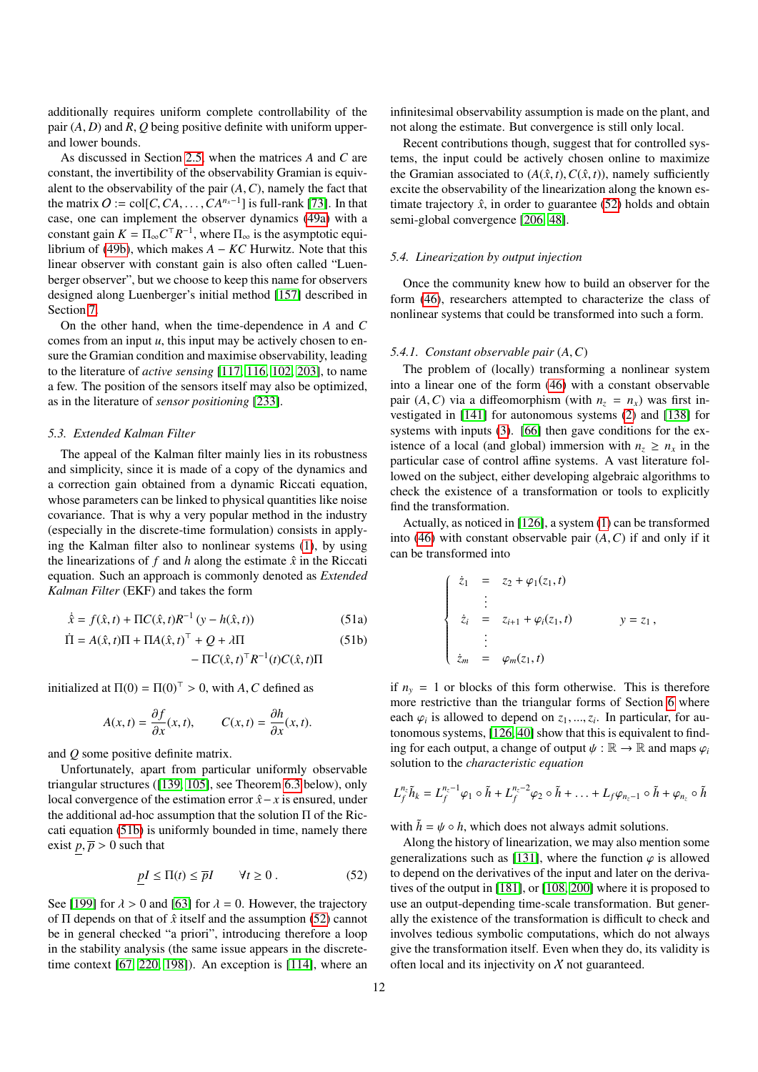additionally requires uniform complete controllability of the pair $(A, D)$ and $R, Q$ being positive definite with uniform upper- and lower bounds.

As discussed in Section 2.5, when the matrices $A$ and $C$ are constant, the invertibility of the observability Gramian is equivalent to the observability of the pair $(A, C)$, namely the fact that the matrix $O := \text{col}[C, CA, \ldots, CA^{n_x-1}]$ is full-rank [73]. In that case, one can implement the observer dynamics (49a) with a constant gain $K = \Pi_\infty C^\top R^{-1}$, where $\Pi_\infty$ is the asymptotic equilibrium of (49b), which makes $A - KC$ Hurwitz. Note that this linear observer with constant gain is also often called "Luenberger observer", but we choose to keep this name for observers designed along Luenberger's initial method [157] described in Section 7.

On the other hand, when the time-dependence in $A$ and $C$ comes from an input $u$, this input may be actively chosen to ensure the Gramian condition and maximise observability, leading to the literature of *active sensing* [117, 116, 102, 203], to name a few. The position of the sensors itself may also be optimized, as in the literature of *sensor positioning* [233].

### 5.3. Extended Kalman Filter

The appeal of the Kalman filter mainly lies in its robustness and simplicity, since it is made of a copy of the dynamics and a correction gain obtained from a dynamic Riccati equation, whose parameters can be linked to physical quantities like noise covariance. That is why a very popular method in the industry (especially in the discrete-time formulation) consists in applying the Kalman filter also to nonlinear systems (1), by using the linearizations of $f$ and $h$ along the estimate $\hat{x}$ in the Riccati equation. Such an approach is commonly denoted as *Extended Kalman Filter* (EKF) and takes the form

$$\dot{\hat{x}} = f(\hat{x}, t) + \Pi C(\hat{x}, t) R^{-1} \left( y - h(\hat{x}, t) \right) \tag{51a}$$

$$\dot{\Pi} = A(\hat{x}, t)\Pi + \Pi A(\hat{x}, t)^\top + Q + \lambda \Pi - \Pi C(\hat{x}, t)^\top R^{-1}(t) C(\hat{x}, t) \Pi \tag{51b}$$

initialized at $\Pi(0) = \Pi(0)^\top > 0$, with $A, C$ defined as

$$A(x, t) = \frac{\partial f}{\partial x}(x, t), \qquad C(x, t) = \frac{\partial h}{\partial x}(x, t).$$

and $Q$ some positive definite matrix.

Unfortunately, apart from particular uniformly observable triangular structures ([139, 105], see Theorem 6.3 below), only local convergence of the estimation error $\hat{x} - x$ is ensured, under the additional ad-hoc assumption that the solution $\Pi$ of the Riccati equation (51b) is uniformly bounded in time, namely there exist $\underline{p}, \overline{p} > 0$ such that

$$\underline{p} I \leq \Pi(t) \leq \overline{p} I \qquad \forall t \geq 0 \,. \tag{52}$$

See [199] for $\lambda > 0$ and [63] for $\lambda = 0$. However, the trajectory of $\Pi$ depends on that of $\hat{x}$ itself and the assumption (52) cannot be in general checked "a priori", introducing therefore a loop in the stability analysis (the same issue appears in the discrete-time context [67, 220, 198]). An exception is [114], where an infinitesimal observability assumption is made on the plant, and not along the estimate. But convergence is still only local.

Recent contributions though, suggest that for controlled systems, the input could be actively chosen online to maximize the Gramian associated to $(A(\hat{x}, t), C(\hat{x}, t))$, namely sufficiently excite the observability of the linearization along the known estimate trajectory $\hat{x}$, in order to guarantee (52) holds and obtain semi-global convergence [206, 48].

### 5.4. Linearization by output injection

Once the community knew how to build an observer for the form (46), researchers attempted to characterize the class of nonlinear systems that could be transformed into such a form.

#### 5.4.1. Constant observable pair $(A, C)$

The problem of (locally) transforming a nonlinear system into a linear one of the form (46) with a constant observable pair $(A, C)$ via a diffeomorphism (with $n_z = n_x$) was first investigated in [141] for autonomous systems (2) and [138] for systems with inputs (3). [66] then gave conditions for the existence of a local (and global) immersion with $n_z \geq n_x$ in the particular case of control affine systems. A vast literature followed on the subject, either developing algebraic algorithms to check the existence of a transformation or tools to explicitly find the transformation.

Actually, as noticed in [126], a system (1) can be transformed into (46) with constant observable pair $(A, C)$ if and only if it can be transformed into

$$\left\{ \begin{array}{rcl} \dot{z}_1 & = & z_2 + \varphi_1(z_1, t) \\ & \vdots & \\ \dot{z}_i & = & z_{i+1} + \varphi_i(z_1, t) \\ & \vdots & \\ \dot{z}_m & = & \varphi_m(z_1, t) \end{array} \right. \qquad y = z_1 \,,$$

if $n_y = 1$ or blocks of this form otherwise. This is therefore more restrictive than the triangular forms of Section 6 where each $\varphi_i$ is allowed to depend on $z_1, ..., z_i$. In particular, for autonomous systems, [126, 40] show that this is equivalent to finding for each output, a change of output $\psi : \mathbb{R} \to \mathbb{R}$ and maps $\varphi_i$ solution to the *characteristic equation*

$$L_f^{n_z} \tilde{h}_k = L_f^{n_z-1} \varphi_1 \circ \tilde{h} + L_f^{n_z-2} \varphi_2 \circ \tilde{h} + \ldots + L_f \varphi_{n_z-1} \circ \tilde{h} + \varphi_{n_z} \circ \tilde{h}$$

with $\tilde{h} = \psi \circ h$, which does not always admit solutions.

Along the history of linearization, we may also mention some generalizations such as [131], where the function $\varphi$ is allowed to depend on the derivatives of the input and later on the derivatives of the output in [181], or [108, 200] where it is proposed to use an output-depending time-scale transformation. But generally the existence of the transformation is difficult to check and involves tedious symbolic computations, which do not always give the transformation itself. Even when they do, its validity is often local and its injectivity on $\mathcal{X}$ not guaranteed.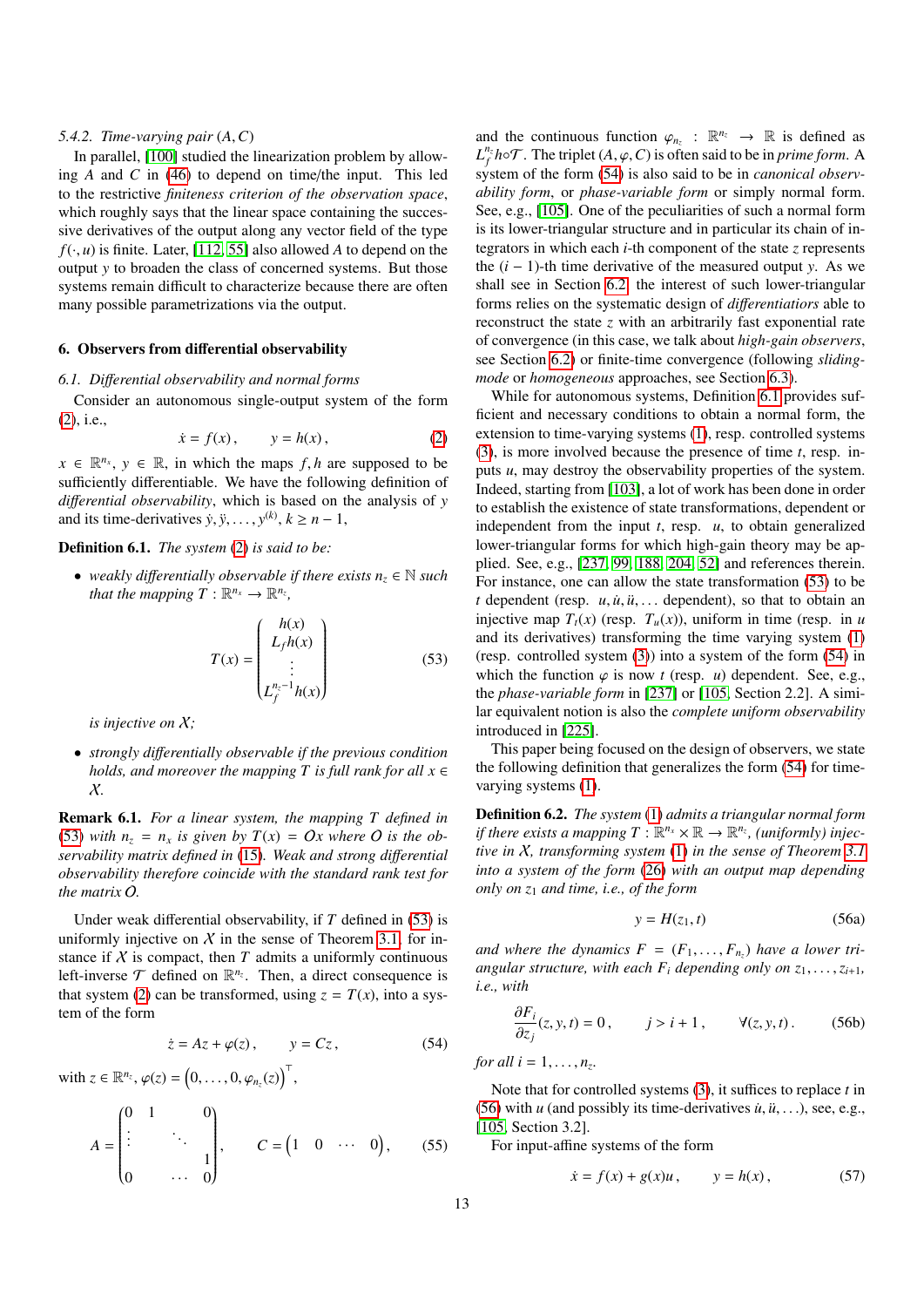#### 5.4.2. Time-varying pair $(A, C)$

In parallel, [100] studied the linearization problem by allowing $A$ and $C$ in (46) to depend on time/the input. This led to the restrictive *finiteness criterion of the observation space*, which roughly says that the linear space containing the successive derivatives of the output along any vector field of the type $f(\cdot, u)$ is finite. Later, [112, 55] also allowed $A$ to depend on the output $y$ to broaden the class of concerned systems. But those systems remain difficult to characterize because there are often many possible parametrizations via the output.

## 6. Observers from differential observability

### 6.1. Differential observability and normal forms

Consider an autonomous single-output system of the form (2), i.e.,

$$\dot{x} = f(x), \qquad y = h(x), \tag{2}$$

$x \in \mathbb{R}^{n_x}$, $y \in \mathbb{R}$, in which the maps $f, h$ are supposed to be sufficiently differentiable. We have the following definition of *differential observability*, which is based on the analysis of $y$ and its time-derivatives $\dot{y}, \ddot{y}, \ldots, y^{(k)}$, $k \geq n-1$,

**Definition 6.1.** *The system (2) is said to be:*

- *weakly differentially observable if there exists $n_z \in \mathbb{N}$ such that the mapping $T : \mathbb{R}^{n_x} \to \mathbb{R}^{n_z}$,*

$$T(x) = \begin{pmatrix} h(x) \\ L_f h(x) \\ \vdots \\ L_f^{n_z-1} h(x) \end{pmatrix} \tag{53}$$

*is injective on $\mathcal{X}$;*

- *strongly differentially observable if the previous condition holds, and moreover the mapping $T$ is full rank for all $x \in \mathcal{X}$.*

**Remark 6.1.** *For a linear system, the mapping $T$ defined in (53) with $n_z = n_x$ is given by $T(x) = Ox$ where $O$ is the observability matrix defined in (15). Weak and strong differential observability therefore coincide with the standard rank test for the matrix $O$.*

Under weak differential observability, if $T$ defined in (53) is uniformly injective on $\mathcal{X}$ in the sense of Theorem 3.1, for instance if $\mathcal{X}$ is compact, then $T$ admits a uniformly continuous left-inverse $\mathcal{T}$ defined on $\mathbb{R}^{n_z}$. Then, a direct consequence is that system (2) can be transformed, using $z = T(x)$, into a system of the form

$$\dot{z} = Az + \varphi(z), \qquad y = Cz, \tag{54}$$

with $z \in \mathbb{R}^{n_z}$, $\varphi(z) = \left(0, \ldots, 0, \varphi_{n_z}(z)\right)^\top$,

$$A = \begin{pmatrix} 0 & 1 & & 0 \\ \vdots & & \ddots & \\ & & & 1 \\ 0 & & \cdots & 0 \end{pmatrix}, \qquad C = \begin{pmatrix} 1 & 0 & \cdots & 0 \end{pmatrix}, \tag{55}$$

and the continuous function $\varphi_{n_z} : \mathbb{R}^{n_z} \to \mathbb{R}$ is defined as $L_f^{n_z} h \circ \mathcal{T}$. The triplet $(A, \varphi, C)$ is often said to be in *prime form*. A system of the form (54) is also said to be in *canonical observability form*, or *phase-variable form* or simply normal form. See, e.g., [105]. One of the peculiarities of such a normal form is its lower-triangular structure and in particular its chain of integrators in which each $i$-th component of the state $z$ represents the $(i-1)$-th time derivative of the measured output $y$. As we shall see in Section 6.2, the interest of such lower-triangular forms relies on the systematic design of *differentiators* able to reconstruct the state $z$ with an arbitrarily fast exponential rate of convergence (in this case, we talk about *high-gain observers*, see Section 6.2) or finite-time convergence (following *sliding-mode* or *homogeneous* approaches, see Section 6.3).

While for autonomous systems, Definition 6.1 provides sufficient and necessary conditions to obtain a normal form, the extension to time-varying systems (1), resp. controlled systems (3), is more involved because the presence of time $t$, resp. inputs $u$, may destroy the observability properties of the system. Indeed, starting from [103], a lot of work has been done in order to establish the existence of state transformations, dependent or independent from the input $t$, resp. $u$, to obtain generalized lower-triangular forms for which high-gain theory may be applied. See, e.g., [237, 99, 188, 204, 52] and references therein. For instance, one can allow the state transformation (53) to be $t$ dependent (resp. $u, \dot{u}, \ddot{u}, \ldots$ dependent), so that to obtain an injective map $T_t(x)$ (resp. $T_u(x)$), uniform in time (resp. in $u$ and its derivatives) transforming the time varying system (1) (resp. controlled system (3)) into a system of the form (54) in which the function $\varphi$ is now $t$ (resp. $u$) dependent. See, e.g., the *phase-variable form* in [237] or [105, Section 2.2]. A similar equivalent notion is also the *complete uniform observability* introduced in [225].

This paper being focused on the design of observers, we state the following definition that generalizes the form (54) for time-varying systems (1).

**Definition 6.2.** *The system (1) admits a triangular normal form if there exists a mapping $T : \mathbb{R}^{n_x} \times \mathbb{R} \to \mathbb{R}^{n_z}$, (uniformly) injective in $\mathcal{X}$, transforming system (1) in the sense of Theorem 3.1 into a system of the form (26) with an output map depending only on $z_1$ and time, i.e., of the form*

$$y = H(z_1, t) \tag{56a}$$

*and where the dynamics $F = (F_1, \ldots, F_{n_z})$ have a lower triangular structure, with each $F_i$ depending only on $z_1, \ldots, z_{i+1}$, i.e., with*

$$\frac{\partial F_i}{\partial z_j}(z, y, t) = 0, \qquad j > i+1, \qquad \forall (z, y, t). \tag{56b}$$

*for all $i = 1, \ldots, n_z$.*

Note that for controlled systems (3), it suffices to replace $t$ in (56) with $u$ (and possibly its time-derivatives $\dot{u}, \ddot{u}, \ldots$), see, e.g., [105, Section 3.2].

For input-affine systems of the form

$$\dot{x} = f(x) + g(x)u, \qquad y = h(x), \tag{57}$$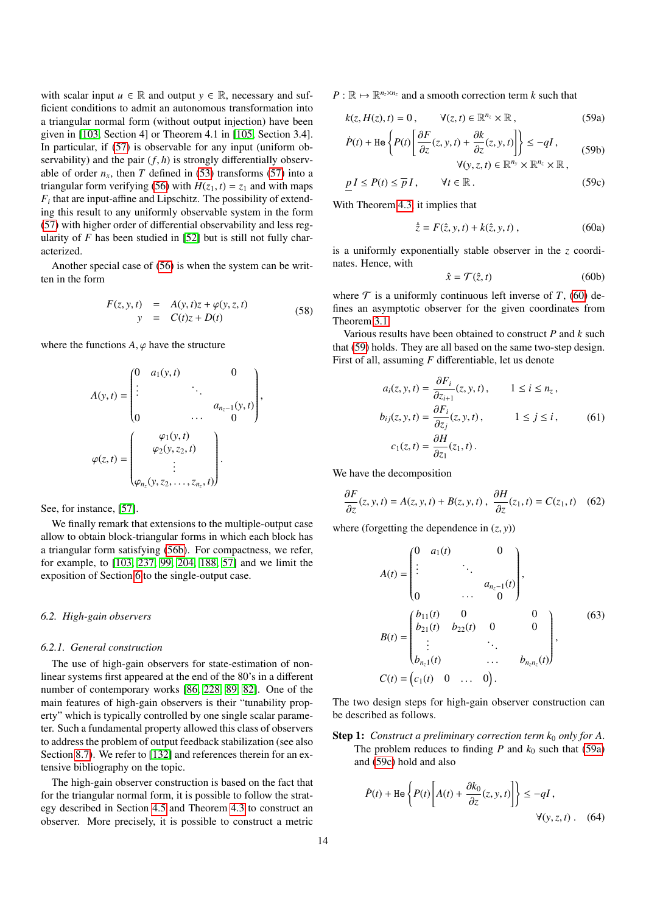with scalar input $u \in \mathbb{R}$ and output $y \in \mathbb{R}$, necessary and sufficient conditions to admit an autonomous transformation into a triangular normal form (without output injection) have been given in [103, Section 4] or Theorem 4.1 in [105, Section 3.4]. In particular, if (57) is observable for any input (uniform observability) and the pair $(f, h)$ is strongly differentially observable of order $n_x$, then $T$ defined in (53) transforms (57) into a triangular form verifying (56) with $H(z_1, t) = z_1$ and with maps $F_i$ that are input-affine and Lipschitz. The possibility of extending this result to any uniformly observable system in the form (57) with higher order of differential observability and less regularity of $F$ has been studied in [52] but is still not fully characterized.

Another special case of (56) is when the system can be written in the form

$$
\begin{aligned}
F(z, y, t) &= A(y, t)z + \varphi(y, z, t) \\
y &= C(t)z + D(t)
\end{aligned}
\tag{58}
$$

where the functions $A, \varphi$ have the structure

$$
A(y, t) = \begin{pmatrix} 0 & a_1(y, t) & & 0 \\ \vdots & & \ddots & \\ & & & a_{n_z-1}(y, t) \\ 0 & & \dots & 0 \end{pmatrix},
$$

$$
\varphi(z, t) = \begin{pmatrix} \varphi_1(y, t) \\ \varphi_2(y, z_2, t) \\ \vdots \\ \varphi_{n_z}(y, z_2, \dots, z_{n_z}, t) \end{pmatrix}.
$$

See, for instance, [57].

We finally remark that extensions to the multiple-output case allow to obtain block-triangular forms in which each block has a triangular form satisfying (56b). For compactness, we refer, for example, to [103, 237, 99, 204, 188, 57] and we limit the exposition of Section 6 to the single-output case.

### 6.2. High-gain observers

#### 6.2.1. General construction

The use of high-gain observers for state-estimation of nonlinear systems first appeared at the end of the 80's in a different number of contemporary works [86, 228, 89, 82]. One of the main features of high-gain observers is their "tunability property" which is typically controlled by one single scalar parameter. Such a fundamental property allowed this class of observers to address the problem of output feedback stabilization (see also Section 8.7). We refer to [132] and references therein for an extensive bibliography on the topic.

The high-gain observer construction is based on the fact that for the triangular normal form, it is possible to follow the strategy described in Section 4.5 and Theorem 4.3 to construct an observer. More precisely, it is possible to construct a metric $P : \mathbb{R} \mapsto \mathbb{R}^{n_z \times n_z}$ and a smooth correction term $k$ such that

$$
k(z, H(z), t) = 0, \qquad \forall (z, t) \in \mathbb{R}^{n_z} \times \mathbb{R}, \tag{59a}
$$

$$
\dot{P}(t) + \mathrm{He}\left\{ P(t) \left[ \frac{\partial F}{\partial z}(z, y, t) + \frac{\partial k}{\partial z}(z, y, t) \right] \right\} \leq -qI, \qquad \forall (y, z, t) \in \mathbb{R}^{n_y} \times \mathbb{R}^{n_z} \times \mathbb{R}, \tag{59b}
$$

$$
\underline{p}\, I \leq P(t) \leq \overline{p}\, I, \qquad \forall t \in \mathbb{R}. \tag{59c}
$$

With Theorem 4.3, it implies that

$$
\dot{\hat{z}} = F(\hat{z}, y, t) + k(\hat{z}, y, t), \tag{60a}
$$

is a uniformly exponentially stable observer in the $z$ coordinates. Hence, with

$$
\hat{x} = \mathcal{T}(\hat{z}, t) \tag{60b}
$$

where $\mathcal{T}$ is a uniformly continuous left inverse of $T$, (60) defines an asymptotic observer for the given coordinates from Theorem 3.1.

Various results have been obtained to construct $P$ and $k$ such that (59) holds. They are all based on the same two-step design. First of all, assuming $F$ differentiable, let us denote

$$
\begin{aligned}
a_i(z, y, t) &= \frac{\partial F_i}{\partial z_{i+1}}(z, y, t), \qquad 1 \leq i \leq n_z, \\
b_{ij}(z, y, t) &= \frac{\partial F_i}{\partial z_j}(z, y, t), \qquad 1 \leq j \leq i, \\
c_1(z, t) &= \frac{\partial H}{\partial z_1}(z_1, t).
\end{aligned}
\tag{61}
$$

We have the decomposition

$$
\frac{\partial F}{\partial z}(z, y, t) = A(z, y, t) + B(z, y, t), \quad \frac{\partial H}{\partial z}(z_1, t) = C(z_1, t) \tag{62}
$$

where (forgetting the dependence in $(z, y)$)

$$
\begin{aligned}
A(t) &= \begin{pmatrix} 0 & a_1(t) & & 0 \\ \vdots & & \ddots & \\ & & & a_{n_z-1}(t) \\ 0 & & \dots & 0 \end{pmatrix}, \\
B(t) &= \begin{pmatrix} b_{11}(t) & 0 & & & 0 \\ b_{21}(t) & b_{22}(t) & 0 & & 0 \\ \vdots & & & \ddots & \\ b_{n_z 1}(t) & & & \dots & b_{n_z n_z}(t) \end{pmatrix}, \\
C(t) &= \begin{pmatrix} c_1(t) & 0 & \dots & 0 \end{pmatrix}.
\end{aligned}
\tag{63}
$$

The two design steps for high-gain observer construction can be described as follows.

**Step 1:** *Construct a preliminary correction term $k_0$ only for $A$.* The problem reduces to finding $P$ and $k_0$ such that (59a) and (59c) hold and also

$$
\dot{P}(t) + \mathrm{He}\left\{ P(t) \left[ A(t) + \frac{\partial k_0}{\partial z}(z, y, t) \right] \right\} \leq -qI, \qquad \forall (y, z, t). \tag{64}
$$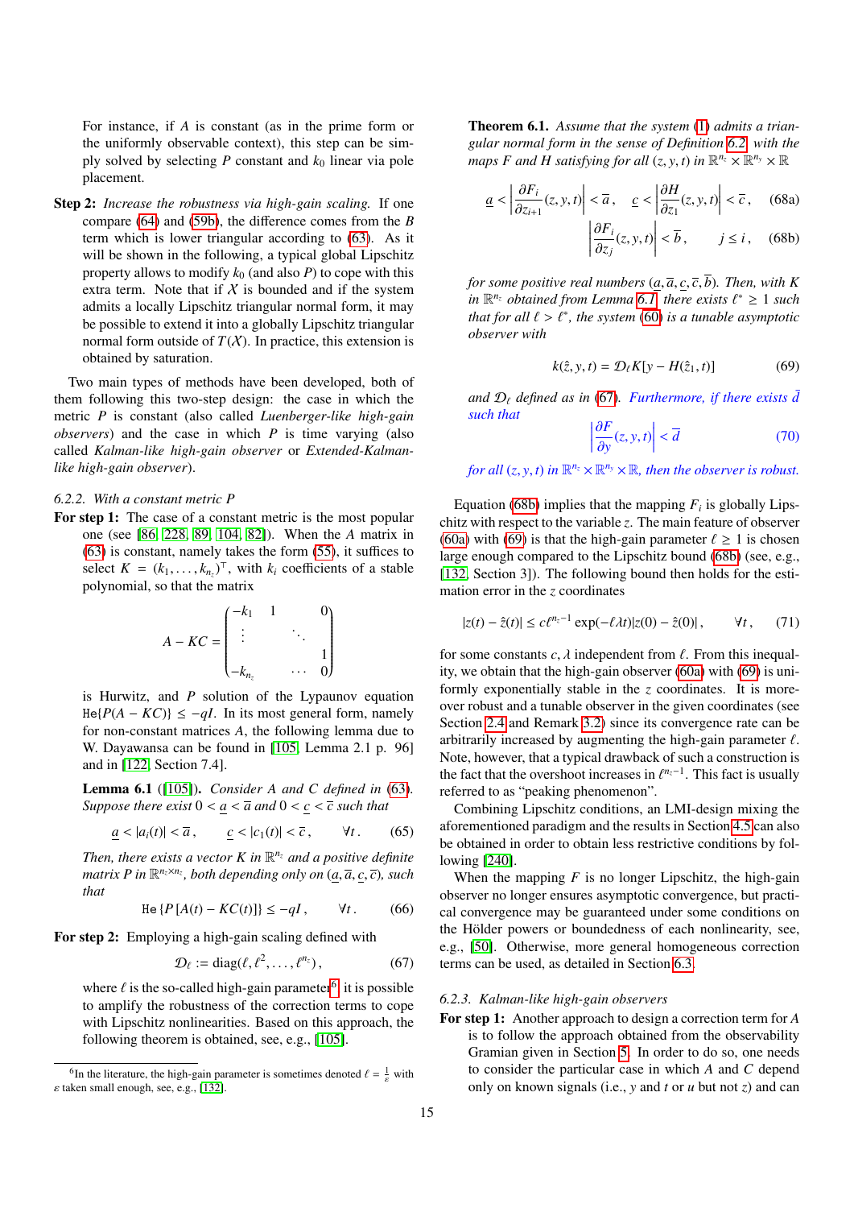For instance, if $A$ is constant (as in the prime form or the uniformly observable context), this step can be simply solved by selecting $P$ constant and $k_0$ linear via pole placement.

**Step 2:** *Increase the robustness via high-gain scaling.* If one compare (64) and (59b), the difference comes from the $B$ term which is lower triangular according to (63). As it will be shown in the following, a typical global Lipschitz property allows to modify $k_0$ (and also $P$) to cope with this extra term. Note that if $\mathcal{X}$ is bounded and if the system admits a locally Lipschitz triangular normal form, it may be possible to extend it into a globally Lipschitz triangular normal form outside of $T(\mathcal{X})$. In practice, this extension is obtained by saturation.

Two main types of methods have been developed, both of them following this two-step design: the case in which the metric $P$ is constant (also called *Luenberger-like high-gain observers*) and the case in which $P$ is time varying (also called *Kalman-like high-gain observer* or *Extended-Kalman-like high-gain observer*).

### 6.2.2. With a constant metric P

**For step 1:** The case of a constant metric is the most popular one (see [86, 228, 89, 104, 82]). When the $A$ matrix in (63) is constant, namely takes the form (55), it suffices to select $K = (k_1, \dots, k_{n_z})^\top$, with $k_i$ coefficients of a stable polynomial, so that the matrix

$$A - KC = \begin{pmatrix} -k_1 & 1 & & 0 \\ \vdots & & \ddots & \\ & & & 1 \\ -k_{n_z} & & \cdots & 0 \end{pmatrix}$$

is Hurwitz, and $P$ solution of the Lypaunov equation $\mathtt{He}\{P(A-KC)\} \leq -qI$. In its most general form, namely for non-constant matrices $A$, the following lemma due to W. Dayawansa can be found in [105, Lemma 2.1 p. 96] and in [122, Section 7.4].

**Lemma 6.1** ([105]). *Consider $A$ and $C$ defined in (63). Suppose there exist $0 < \underline{a} < \overline{a}$ and $0 < \underline{c} < \overline{c}$ such that*

$$\underline{a} < |a_i(t)| < \overline{a}\,, \qquad \underline{c} < |c_1(t)| < \overline{c}\,, \qquad \forall t\,. \tag{65}$$

*Then, there exists a vector $K$ in $\mathbb{R}^{n_z}$ and a positive definite matrix $P$ in $\mathbb{R}^{n_z \times n_z}$, both depending only on $(\underline{a}, \overline{a}, \underline{c}, \overline{c})$, such that*

$$\mathtt{He}\{P[A(t) - KC(t)]\} \leq -qI\,, \qquad \forall t\,. \tag{66}$$

**For step 2:** Employing a high-gain scaling defined with

$$\mathcal{D}_\ell := \operatorname{diag}(\ell, \ell^2, \dots, \ell^{n_z})\,, \tag{67}$$

where $\ell$ is the so-called high-gain parameter[6], it is possible to amplify the robustness of the correction terms to cope with Lipschitz nonlinearities. Based on this approach, the following theorem is obtained, see, e.g., [105].

[6] In the literature, the high-gain parameter is sometimes denoted $\ell = \frac{1}{\varepsilon}$ with $\varepsilon$ taken small enough, see, e.g., [132].

**Theorem 6.1.** *Assume that the system (1) admits a triangular normal form in the sense of Definition 6.2, with the maps $F$ and $H$ satisfying for all $(z, y, t)$ in $\mathbb{R}^{n_z} \times \mathbb{R}^{n_y} \times \mathbb{R}$*

$$\underline{a} < \left|\frac{\partial F_i}{\partial z_{i+1}}(z, y, t)\right| < \overline{a}\,, \quad \underline{c} < \left|\frac{\partial H}{\partial z_1}(z, y, t)\right| < \overline{c}\,, \tag{68a}$$

$$\left|\frac{\partial F_i}{\partial z_j}(z, y, t)\right| < \overline{b}\,, \qquad j \leq i\,, \tag{68b}$$

*for some positive real numbers $(\underline{a}, \overline{a}, \underline{c}, \overline{c}, \overline{b})$. Then, with $K$ in $\mathbb{R}^{n_z}$ obtained from Lemma 6.1, there exists $\ell^* \geq 1$ such that for all $\ell > \ell^*$, the system (60) is a tunable asymptotic observer with*

$$k(\hat{z}, y, t) = \mathcal{D}_\ell K[y - H(\hat{z}_1, t)] \tag{69}$$

*and $\mathcal{D}_\ell$ defined as in (67). Furthermore, if there exists $\overline{d}$ such that*

$$\left|\frac{\partial F}{\partial y}(z, y, t)\right| < \overline{d} \tag{70}$$

*for all $(z, y, t)$ in $\mathbb{R}^{n_z} \times \mathbb{R}^{n_y} \times \mathbb{R}$, then the observer is robust.*

Equation (68b) implies that the mapping $F_i$ is globally Lipschitz with respect to the variable $z$. The main feature of observer (60a) with (69) is that the high-gain parameter $\ell \geq 1$ is chosen large enough compared to the Lipschitz bound (68b) (see, e.g., [132, Section 3]). The following bound then holds for the estimation error in the $z$ coordinates

$$|z(t) - \hat{z}(t)| \leq c\ell^{n_z - 1}\exp(-\ell\lambda t)|z(0) - \hat{z}(0)|\,, \qquad \forall t\,, \tag{71}$$

for some constants $c, \lambda$ independent from $\ell$. From this inequality, we obtain that the high-gain observer (60a) with (69) is uniformly exponentially stable in the $z$ coordinates. It is moreover robust and a tunable observer in the given coordinates (see Section 2.4 and Remark 3.2) since its convergence rate can be arbitrarily increased by augmenting the high-gain parameter $\ell$. Note, however, that a typical drawback of such a construction is the fact that the overshoot increases in $\ell^{n_z-1}$. This fact is usually referred to as "peaking phenomenon".

Combining Lipschitz conditions, an LMI-design mixing the aforementioned paradigm and the results in Section 4.5 can also be obtained in order to obtain less restrictive conditions by following [240].

When the mapping $F$ is no longer Lipschitz, the high-gain observer no longer ensures asymptotic convergence, but practical convergence may be guaranteed under some conditions on the Hölder property or boundedness of each nonlinearity, see, e.g., [50]. Otherwise, more general homogeneous correction terms can be used, as detailed in Section 6.3.

### 6.2.3. Kalman-like high-gain observers

**For step 1:** Another approach to design a correction term for $A$ is to follow the approach obtained from the observability Gramian given in Section 5. In order to do so, one needs to consider the particular case in which $A$ and $C$ depend only on known signals (i.e., $y$ and $t$ or $u$ but not $z$) and can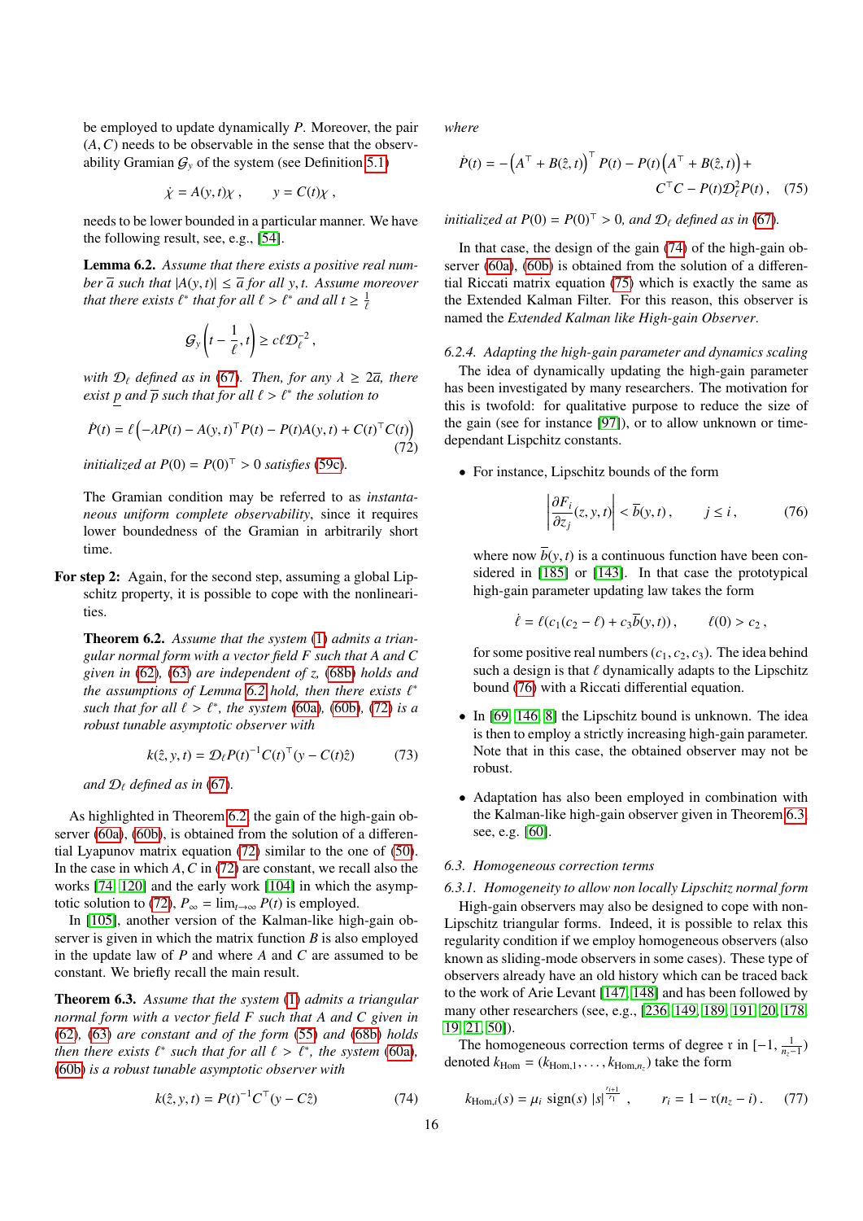be employed to update dynamically $P$. Moreover, the pair $(A, C)$ needs to be observable in the sense that the observability Gramian $\mathcal{G}_y$ of the system (see Definition 5.1)

$$\dot{\chi} = A(y,t)\chi\ , \qquad y = C(t)\chi\ ,$$

needs to be lower bounded in a particular manner. We have the following result, see, e.g., [54].

**Lemma 6.2.** *Assume that there exists a positive real number $\overline{a}$ such that $|A(y,t)| \leq \overline{a}$ for all $y, t$. Assume moreover that there exists $\ell^*$ that for all $\ell > \ell^*$ and all $t \geq \frac{1}{\ell}$*

$$\mathcal{G}_y\left(t - \frac{1}{\ell}, t\right) \geq c\ell\mathcal{D}_\ell^{-2}\ ,$$

*with $\mathcal{D}_\ell$ defined as in (67). Then, for any $\lambda \geq 2\overline{a}$, there exist $\underline{p}$ and $\overline{p}$ such that for all $\ell > \ell^*$ the solution to*

$$\dot{P}(t) = \ell\left(-\lambda P(t) - A(y,t)^\top P(t) - P(t)A(y,t) + C(t)^\top C(t)\right) \tag{72}$$

*initialized at $P(0) = P(0)^\top > 0$ satisfies (59c).*

The Gramian condition may be referred to as *instantaneous uniform complete observability*, since it requires lower boundedness of the Gramian in arbitrarily short time.

**For step 2:** Again, for the second step, assuming a global Lipschitz property, it is possible to cope with the nonlinearities.

**Theorem 6.2.** *Assume that the system (1) admits a triangular normal form with a vector field $F$ such that $A$ and $C$ given in (62), (63) are independent of $z$, (68b) holds and the assumptions of Lemma 6.2 hold, then there exists $\ell^*$ such that for all $\ell > \ell^*$, the system (60a), (60b), (72) is a robust tunable asymptotic observer with*

$$k(\hat{z}, y, t) = \mathcal{D}_\ell P(t)^{-1}C(t)^\top(y - C(t)\hat{z}) \tag{73}$$

*and $\mathcal{D}_\ell$ defined as in (67).*

As highlighted in Theorem 6.2, the gain of the high-gain observer (60a), (60b), is obtained from the solution of a differential Lyapunov matrix equation (72) similar to the one of (50). In the case in which $A, C$ in (72) are constant, we recall also the works [74, 120] and the early work [104] in which the asymptotic solution to (72), $P_\infty = \lim_{t\to\infty} P(t)$ is employed.

In [105], another version of the Kalman-like high-gain observer is given in which the matrix function $B$ is also employed in the update law of $P$ and where $A$ and $C$ are assumed to be constant. We briefly recall the main result.

**Theorem 6.3.** *Assume that the system (1) admits a triangular normal form with a vector field $F$ such that $A$ and $C$ given in (62), (63) are constant and of the form (55) and (68b) holds then there exists $\ell^*$ such that for all $\ell > \ell^*$, the system (60a), (60b) is a robust tunable asymptotic observer with*

$$k(\hat{z}, y, t) = P(t)^{-1}C^\top(y - C\hat{z}) \tag{74}$$

*where*

$$\dot{P}(t) = -\left(A^\top + B(\hat{z}, t)\right)^\top P(t) - P(t)\left(A^\top + B(\hat{z}, t)\right) + C^\top C - P(t)\mathcal{D}_\ell^2 P(t)\ , \tag{75}$$

*initialized at $P(0) = P(0)^\top > 0$, and $\mathcal{D}_\ell$ defined as in (67).*

In that case, the design of the gain (74) of the high-gain observer (60a), (60b) is obtained from the solution of a differential Riccati matrix equation (75) which is exactly the same as the Extended Kalman Filter. For this reason, this observer is named the *Extended Kalman like High-gain Observer*.

#### *6.2.4. Adapting the high-gain parameter and dynamics scaling*

The idea of dynamically updating the high-gain parameter has been investigated by many researchers. The motivation for this is twofold: for qualitative purpose to reduce the size of the gain (see for instance [97]), or to allow unknown or time-dependant Lispchitz constants.

- For instance, Lipschitz bounds of the form

$$\left|\frac{\partial F_i}{\partial z_j}(z, y, t)\right| < \overline{b}(y, t)\ , \qquad j \leq i\ , \tag{76}$$

  where now $\overline{b}(y, t)$ is a continuous function have been considered in [185] or [143]. In that case the prototypical high-gain parameter updating law takes the form

$$\dot{\ell} = \ell(c_1(c_2 - \ell) + c_3\overline{b}(y, t))\ , \qquad \ell(0) > c_2\ ,$$

  for some positive real numbers $(c_1, c_2, c_3)$. The idea behind such a design is that $\ell$ dynamically adapts to the Lipschitz bound (76) with a Riccati differential equation.

- In [69, 146, 8] the Lipschitz bound is unknown. The idea is then to employ a strictly increasing high-gain parameter. Note that in this case, the obtained observer may not be robust.

- Adaptation has also been employed in combination with the Kalman-like high-gain observer given in Theorem 6.3, see, e.g. [60].

### *6.3. Homogeneous correction terms*

#### *6.3.1. Homogeneity to allow non locally Lipschitz normal form*

High-gain observers may also be designed to cope with non-Lipschitz triangular forms. Indeed, it is possible to relax this regularity condition if we employ homogeneous observers (also known as sliding-mode observers in some cases). These type of observers already have an old history which can be traced back to the work of Arie Levant [147, 148] and has been followed by many other researchers (see, e.g., [236, 149, 189, 191, 20, 178, 19, 21, 50]).

The homogeneous correction terms of degree $\mathfrak{r}$ in $[-1, \frac{1}{n_z-1})$ denoted $k_{\text{Hom}} = (k_{\text{Hom},1}, \ldots, k_{\text{Hom},n_z})$ take the form

$$k_{\text{Hom},i}(s) = \mu_i\ \text{sign}(s)\ |s|^{\frac{r_{i+1}}{r_1}}\ , \qquad r_i = 1 - \mathfrak{r}(n_z - i)\ . \tag{77}$$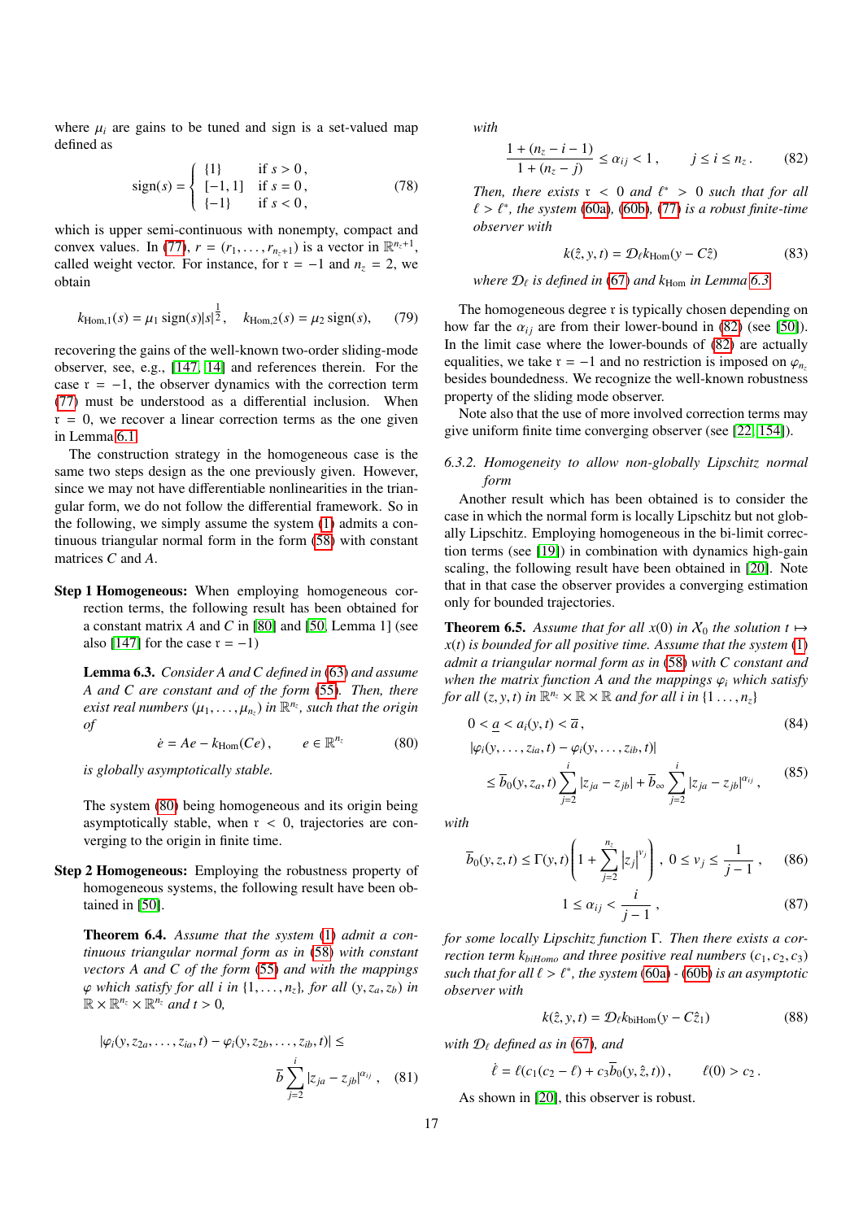where $\mu_i$ are gains to be tuned and sign is a set-valued map defined as

$$\mathrm{sign}(s) = \begin{cases} \{1\} & \text{if } s > 0\,, \\ [-1, 1] & \text{if } s = 0\,, \\ \{-1\} & \text{if } s < 0\,, \end{cases} \tag{78}$$

which is upper semi-continuous with nonempty, compact and convex values. In (77), $r = (r_1, \ldots, r_{n_z+1})$ is a vector in $\mathbb{R}^{n_z+1}$, called weight vector. For instance, for $\mathfrak{r} = -1$ and $n_z = 2$, we obtain

$$k_{\mathrm{Hom},1}(s) = \mu_1\, \mathrm{sign}(s)|s|^{\frac{1}{2}}, \quad k_{\mathrm{Hom},2}(s) = \mu_2\, \mathrm{sign}(s), \tag{79}$$

recovering the gains of the well-known two-order sliding-mode observer, see, e.g., [147, 14] and references therein. For the case $\mathfrak{r} = -1$, the observer dynamics with the correction term (77) must be understood as a differential inclusion. When $\mathfrak{r} = 0$, we recover a linear correction terms as the one given in Lemma 6.1.

The construction strategy in the homogeneous case is the same two steps design as the one previously given. However, since we may not have differentiable nonlinearities in the triangular form, we do not follow the differential framework. So in the following, we simply assume the system (1) admits a continuous triangular normal form in the form (58) with constant matrices $C$ and $A$.

**Step 1 Homogeneous:** When employing homogeneous correction terms, the following result has been obtained for a constant matrix $A$ and $C$ in [80] and [50, Lemma 1] (see also [147] for the case $\mathfrak{r} = -1$)

**Lemma 6.3.** *Consider $A$ and $C$ defined in (63) and assume $A$ and $C$ are constant and of the form (55). Then, there exist real numbers $(\mu_1, \ldots, \mu_{n_z})$ in $\mathbb{R}^{n_z}$, such that the origin of*

$$\dot{e} = Ae - k_{\mathrm{Hom}}(Ce)\,, \qquad e \in \mathbb{R}^{n_z} \tag{80}$$

*is globally asymptotically stable.*

The system (80) being homogeneous and its origin being asymptotically stable, when $\mathfrak{r} < 0$, trajectories are converging to the origin in finite time.

**Step 2 Homogeneous:** Employing the robustness property of homogeneous systems, the following result have been obtained in [50].

**Theorem 6.4.** *Assume that the system (1) admit a continuous triangular normal form as in (58) with constant vectors $A$ and $C$ of the form (55) and with the mappings $\varphi$ which satisfy for all $i$ in $\{1, \ldots, n_z\}$, for all $(y, z_a, z_b)$ in $\mathbb{R} \times \mathbb{R}^{n_z} \times \mathbb{R}^{n_z}$ and $t > 0$,*

$$|\varphi_i(y, z_{2a}, \ldots, z_{ia}, t) - \varphi_i(y, z_{2b}, \ldots, z_{ib}, t)| \leq \overline{b} \sum_{j=2}^{i} |z_{ja} - z_{jb}|^{\alpha_{ij}}\,, \tag{81}$$

*with*

$$\frac{1 + (n_z - i - 1)}{1 + (n_z - j)} \leq \alpha_{ij} < 1\,, \qquad j \leq i \leq n_z\,. \tag{82}$$

*Then, there exists $\mathfrak{r} < 0$ and $\ell^* > 0$ such that for all $\ell > \ell^*$, the system (60a), (60b), (77) is a robust finite-time observer with*

$$k(\hat{z}, y, t) = \mathcal{D}_\ell k_{\mathrm{Hom}}(y - C\hat{z}) \tag{83}$$

*where $\mathcal{D}_\ell$ is defined in (67) and $k_{\mathrm{Hom}}$ in Lemma 6.3.*

The homogeneous degree $\mathfrak{r}$ is typically chosen depending on how far the $\alpha_{ij}$ are from their lower-bound in (82) (see [50]). In the limit case where the lower-bounds of (82) are actually equalities, we take $\mathfrak{r} = -1$ and no restriction is imposed on $\varphi_{n_z}$ besides boundedness. We recognize the well-known robustness property of the sliding mode observer.

Note also that the use of more involved correction terms may give uniform finite time converging observer (see [22, 154]).

#### *6.3.2. Homogeneity to allow non-globally Lipschitz normal form*

Another result which has been obtained is to consider the case in which the normal form is locally Lipschitz but not globally Lipschitz. Employing homogeneous in the bi-limit correction terms (see [19]) in combination with dynamics high-gain scaling, the following result have been obtained in [20]. Note that in that case the observer provides a converging estimation only for bounded trajectories.

**Theorem 6.5.** *Assume that for all $x(0)$ in $\mathcal{X}_0$ the solution $t \mapsto x(t)$ is bounded for all positive time. Assume that the system (1) admit a triangular normal form as in (58) with $C$ constant and when the matrix function $A$ and the mappings $\varphi_i$ which satisfy for all $(z, y, t)$ in $\mathbb{R}^{n_z} \times \mathbb{R} \times \mathbb{R}$ and for all $i$ in $\{1 \ldots, n_z\}$*

$$0 < \underline{a} < a_i(y, t) < \overline{a}\,, \tag{84}$$

$$|\varphi_i(y, \ldots, z_{ia}, t) - \varphi_i(y, \ldots, z_{ib}, t)| \leq \overline{b}_0(y, z_a, t) \sum_{j=2}^{i} |z_{ja} - z_{jb}| + \overline{b}_\infty \sum_{j=2}^{i} |z_{ja} - z_{jb}|^{\alpha_{ij}}\,, \tag{85}$$

*with*

$$\overline{b}_0(y, z, t) \leq \Gamma(y, t)\left(1 + \sum_{j=2}^{n_z} \left|z_j\right|^{\nu_j}\right), \; 0 \leq \nu_j \leq \frac{1}{j-1}\,, \tag{86}$$

$$1 \leq \alpha_{ij} < \frac{i}{j-1}\,, \tag{87}$$

*for some locally Lipschitz function $\Gamma$. Then there exists a correction term $k_{biHomo}$ and three positive real numbers $(c_1, c_2, c_3)$ such that for all $\ell > \ell^*$, the system (60a) - (60b) is an asymptotic observer with*

$$k(\hat{z}, y, t) = \mathcal{D}_\ell k_{\mathrm{biHom}}(y - C\hat{z}_1) \tag{88}$$

*with $\mathcal{D}_\ell$ defined as in (67), and*

$$\dot{\ell} = \ell(c_1(c_2 - \ell) + c_3 \overline{b}_0(y, \hat{z}, t))\,, \qquad \ell(0) > c_2\,.$$

As shown in [20], this observer is robust.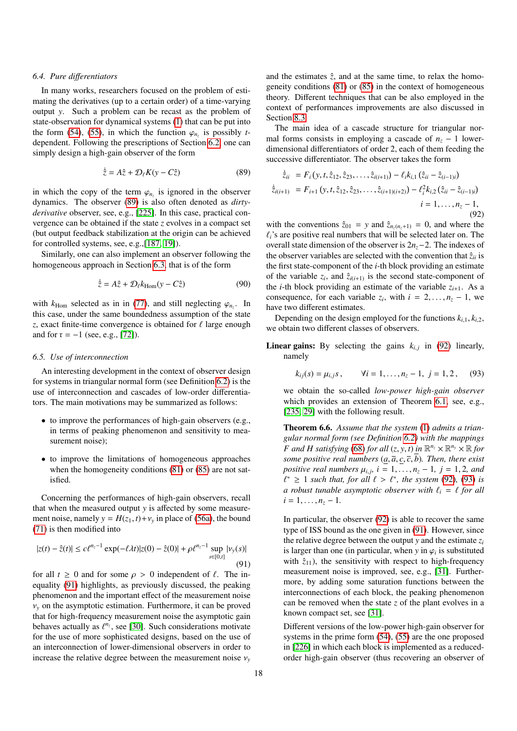### 6.4. Pure differentiators

In many works, researchers focused on the problem of estimating the derivatives (up to a certain order) of a time-varying output $y$. Such a problem can be recast as the problem of state-observation for dynamical systems (1) that can be put into the form (54), (55), in which the function $\varphi_{n_z}$ is possibly $t$-dependent. Following the prescriptions of Section 6.2, one can simply design a high-gain observer of the form

$$\dot{\hat{z}} = A\hat{z} + \mathcal{D}_\ell K(y - C\hat{z}) \tag{89}$$

in which the copy of the term $\varphi_{n_z}$ is ignored in the observer dynamics. The observer (89) is also often denoted as *dirty-derivative* observer, see, e.g., [225]. In this case, practical convergence can be obtained if the state $z$ evolves in a compact set (but output feedback stabilization at the origin can be achieved for controlled systems, see, e.g.,[187, 19]).

Similarly, one can also implement an observer following the homogeneous approach in Section 6.3, that is of the form

$$\dot{\hat{z}} = A\hat{z} + \mathcal{D}_\ell k_{\rm Hom}(y - C\hat{z}) \tag{90}$$

with $k_{\rm Hom}$ selected as in in (77), and still neglecting $\varphi_{n_z}$. In this case, under the same boundedness assumption of the state $z$, exact finite-time convergence is obtained for $\ell$ large enough and for $\mathfrak{r} = -1$ (see, e.g., [72]).

### 6.5. Use of interconnection

An interesting development in the context of observer design for systems in triangular normal form (see Definition 6.2) is the use of interconnection and cascades of low-order differentiators. The main motivations may be summarized as follows:

- to improve the performances of high-gain observers (e.g., in terms of peaking phenomenon and sensitivity to measurement noise);
- to improve the limitations of homogeneous approaches when the homogeneity conditions (81) or (85) are not satisfied.

Concerning the performances of high-gain observers, recall that when the measured output $y$ is affected by some measurement noise, namely $y = H(z_1, t) + \nu_y$ in place of (56a), the bound (71) is then modified into

$$|z(t) - \hat{z}(t)| \leq c\ell^{n_z-1}\exp(-\ell\lambda t)|z(0) - \hat{z}(0)| + \rho\ell^{n_z-1}\sup_{s\in[0,t]}|\nu_y(s)| \tag{91}$$

for all $t \geq 0$ and for some $\rho > 0$ independent of $\ell$. The inequality (91) highlights, as previously discussed, the peaking phenomenon and the important effect of the measurement noise $\nu_y$ on the asymptotic estimation. Furthermore, it can be proved that for high-frequency measurement noise the asymptotic gain behaves actually as $\ell^{n_z}$, see [30]. Such considerations motivate for the use of more sophisticated designs, based on the use of an interconnection of lower-dimensional observers in order to increase the relative degree between the measurement noise $\nu_y$ and the estimates $\hat{z}$, and at the same time, to relax the homogeneity conditions (81) or (85) in the context of homogeneous theory. Different techniques that can be also employed in the context of performances improvements are also discussed in Section 8.3.

The main idea of a cascade structure for triangular normal forms consists in employing a cascade of $n_z - 1$ lower-dimensional differentiators of order 2, each of them feeding the successive differentiator. The observer takes the form

$$\begin{aligned}
\dot{\hat{z}}_{ii} &= F_i\left(y, t, \hat{z}_{12}, \hat{z}_{23}, \ldots, \hat{z}_{i(i+1)}\right) - \ell_i k_{i,1}\left(\hat{z}_{ii} - \hat{z}_{(i-1)i}\right)\\
\dot{\hat{z}}_{i(i+1)} &= F_{i+1}\left(y, t, \hat{z}_{12}, \hat{z}_{23}, \ldots, \hat{z}_{(i+1)(i+2)}\right) - \ell_i^2 k_{i,2}\left(\hat{z}_{ii} - \hat{z}_{(i-1)i}\right)\\
&\qquad i = 1, \ldots, n_z - 1,
\end{aligned} \tag{92}$$

with the conventions $\hat{z}_{01} = y$ and $\hat{z}_{n_z(n_z+1)} = 0$, and where the $\ell_i$'s are positive real numbers that will be selected later on. The overall state dimension of the observer is $2n_z - 2$. The indexes of the observer variables are selected with the convention that $\hat{z}_{ii}$ is the first state-component of the $i$-th block providing an estimate of the variable $z_i$, and $\hat{z}_{i(i+1)}$ is the second state-component of the $i$-th block providing an estimate of the variable $z_{i+1}$. As a consequence, for each variable $z_i$, with $i = 2, \ldots, n_z - 1$, we have two different estimates.

Depending on the design employed for the functions $k_{i,1}, k_{i,2}$, we obtain two different classes of observers.

**Linear gains:** By selecting the gains $k_{i,j}$ in (92) linearly, namely

$$k_{ij}(s) = \mu_{i,j}s\,, \qquad \forall i = 1, \ldots, n_z - 1, \;\; j = 1, 2\,, \tag{93}$$

we obtain the so-called *low-power high-gain observer* which provides an extension of Theorem 6.1, see, e.g., [235, 29] with the following result.

**Theorem 6.6.** *Assume that the system (1) admits a triangular normal form (see Definition 6.2) with the mappings $F$ and $H$ satisfying (68) for all $(z, y, t)$ in $\mathbb{R}^{n_z} \times \mathbb{R}^{n_y} \times \mathbb{R}$ for some positive real numbers $(\underline{a}, \overline{a}, \underline{c}, \overline{c}, \overline{b})$. Then, there exist positive real numbers $\mu_{i,j}$, $i = 1, \ldots, n_z - 1$, $j = 1, 2$, and $\ell^* \geq 1$ such that, for all $\ell > \ell^*$, the system (92), (93) is a robust tunable asymptotic observer with $\ell_i = \ell$ for all $i = 1, \ldots, n_z - 1$.*

In particular, the observer (92) is able to recover the same type of ISS bound as the one given in (91). However, since the relative degree between the output $y$ and the estimate $z_i$ is larger than one (in particular, when $y$ in $\varphi_i$ is substituted with $\hat{z}_{11}$), the sensitivity with respect to high-frequency measurement noise is improved, see, e.g., [31]. Furthermore, by adding some saturation functions between the interconnections of each block, the peaking phenomenon can be removed when the state $z$ of the plant evolves in a known compact set, see [31].

Different versions of the low-power high-gain observer for systems in the prime form (54), (55) are the one proposed in [226] in which each block is implemented as a reduced-order high-gain observer (thus recovering an observer of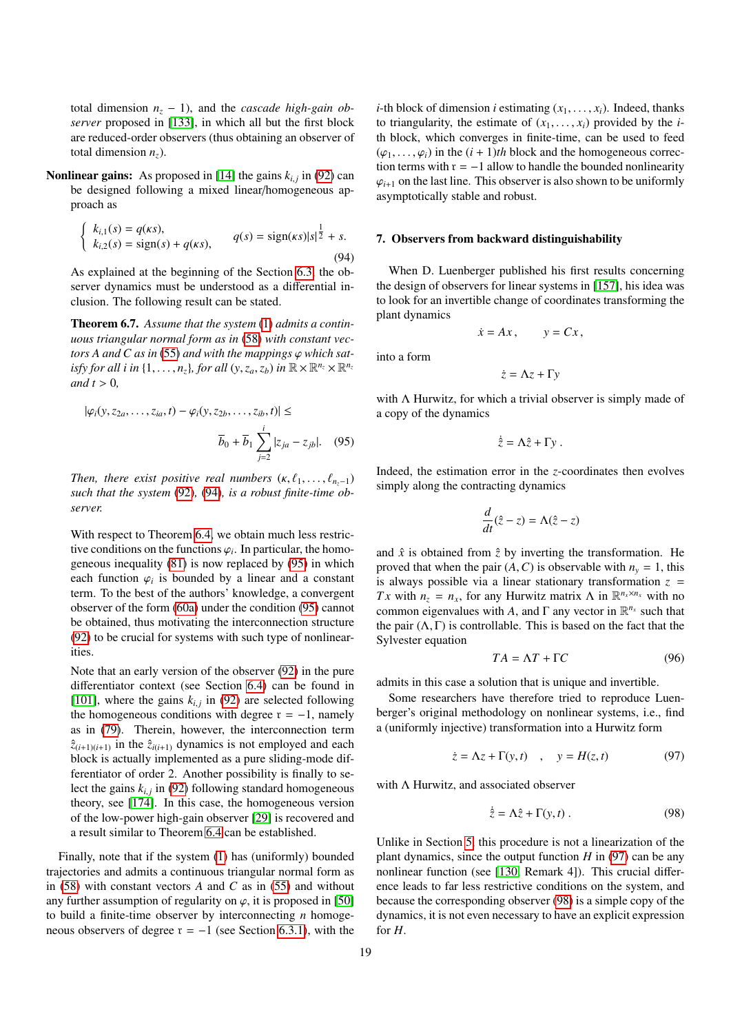total dimension $n_z - 1$), and the *cascade high-gain observer* proposed in [133], in which all but the first block are reduced-order observers (thus obtaining an observer of total dimension $n_z$).

**Nonlinear gains:** As proposed in [14] the gains $k_{i,j}$ in (92) can be designed following a mixed linear/homogeneous approach as

$$\left\{\begin{array}{l} k_{i,1}(s) = q(\kappa s), \\ k_{i,2}(s) = \text{sign}(s) + q(\kappa s), \end{array}\right. \qquad q(s) = \text{sign}(\kappa s)|s|^{\frac{1}{2}} + s. \tag{94}$$

As explained at the beginning of the Section 6.3, the observer dynamics must be understood as a differential inclusion. The following result can be stated.

**Theorem 6.7.** *Assume that the system (1) admits a continuous triangular normal form as in (58) with constant vectors $A$ and $C$ as in (55) and with the mappings $\varphi$ which satisfy for all $i$ in $\{1,\dots,n_z\}$, for all $(y, z_a, z_b)$ in $\mathbb{R}\times\mathbb{R}^{n_z}\times\mathbb{R}^{n_z}$ and $t>0$,*

$$|\varphi_i(y, z_{2a}, \dots, z_{ia}, t) - \varphi_i(y, z_{2b}, \dots, z_{ib}, t)| \leq \overline{b}_0 + \overline{b}_1 \sum_{j=2}^{i} |z_{ja} - z_{jb}|. \tag{95}$$

*Then, there exist positive real numbers $(\kappa, \ell_1, \dots, \ell_{n_z-1})$ such that the system (92), (94), is a robust finite-time observer.*

With respect to Theorem 6.4, we obtain much less restrictive conditions on the functions $\varphi_i$. In particular, the homogeneous inequality (81) is now replaced by (95) in which each function $\varphi_i$ is bounded by a linear and a constant term. To the best of the authors' knowledge, a convergent observer of the form (60a) under the condition (95) cannot be obtained, thus motivating the interconnection structure (92) to be crucial for systems with such type of nonlinearities.

Note that an early version of the observer (92) in the pure differentiator context (see Section 6.4) can be found in [101], where the gains $k_{i,j}$ in (92) are selected following the homogeneous conditions with degree $\mathfrak{r} = -1$, namely as in (79). Therein, however, the interconnection term $\hat{z}_{(i+1)(i+1)}$ in the $\hat{z}_{i(i+1)}$ dynamics is not employed and each block is actually implemented as a pure sliding-mode differentiator of order 2. Another possibility is finally to select the gains $k_{i,j}$ in (92) following standard homogeneous theory, see [174]. In this case, the homogeneous version of the low-power high-gain observer [29] is recovered and a result similar to Theorem 6.4 can be established.

Finally, note that if the system (1) has (uniformly) bounded trajectories and admits a continuous triangular normal form as in (58) with constant vectors $A$ and $C$ as in (55) and without any further assumption of regularity on $\varphi$, it is proposed in [50] to build a finite-time observer by interconnecting $n$ homogeneous observers of degree $\mathfrak{r} = -1$ (see Section 6.3.1), with the $i$-th block of dimension $i$ estimating $(x_1,\dots,x_i)$. Indeed, thanks to triangularity, the estimate of $(x_1,\dots,x_i)$ provided by the $i$-th block, which converges in finite-time, can be used to feed $(\varphi_1,\dots,\varphi_i)$ in the $(i+1)th$ block and the homogeneous correction terms with $\mathfrak{r} = -1$ allow to handle the bounded nonlinearity $\varphi_{i+1}$ on the last line. This observer is also shown to be uniformly asymptotically stable and robust.

## 7. Observers from backward distinguishability

When D. Luenberger published his first results concerning the design of observers for linear systems in [157], his idea was to look for an invertible change of coordinates transforming the plant dynamics

$$\dot{x} = Ax\,, \qquad y = Cx\,,$$

into a form

$$\dot{z} = \Lambda z + \Gamma y$$

with $\Lambda$ Hurwitz, for which a trivial observer is simply made of a copy of the dynamics

$$\dot{\hat{z}} = \Lambda\hat{z} + \Gamma y\,.$$

Indeed, the estimation error in the $z$-coordinates then evolves simply along the contracting dynamics

$$\frac{d}{dt}(\hat{z} - z) = \Lambda(\hat{z} - z)$$

and $\hat{x}$ is obtained from $\hat{z}$ by inverting the transformation. He proved that when the pair $(A, C)$ is observable with $n_y = 1$, this is always possible via a linear stationary transformation $z = Tx$ with $n_z = n_x$, for any Hurwitz matrix $\Lambda$ in $\mathbb{R}^{n_x\times n_x}$ with no common eigenvalues with $A$, and $\Gamma$ any vector in $\mathbb{R}^{n_x}$ such that the pair $(\Lambda, \Gamma)$ is controllable. This is based on the fact that the Sylvester equation

$$TA = \Lambda T + \Gamma C \tag{96}$$

admits in this case a solution that is unique and invertible.

Some researchers have therefore tried to reproduce Luenberger's original methodology on nonlinear systems, i.e., find a (uniformly injective) transformation into a Hurwitz form

$$\dot{z} = \Lambda z + \Gamma(y, t) \quad , \quad y = H(z, t) \tag{97}$$

with $\Lambda$ Hurwitz, and associated observer

$$\dot{\hat{z}} = \Lambda\hat{z} + \Gamma(y, t)\,. \tag{98}$$

Unlike in Section 5, this procedure is not a linearization of the plant dynamics, since the output function $H$ in (97) can be any nonlinear function (see [130, Remark 4]). This crucial difference leads to far less restrictive conditions on the system, and because the corresponding observer (98) is a simple copy of the dynamics, it is not even necessary to have an explicit expression for $H$.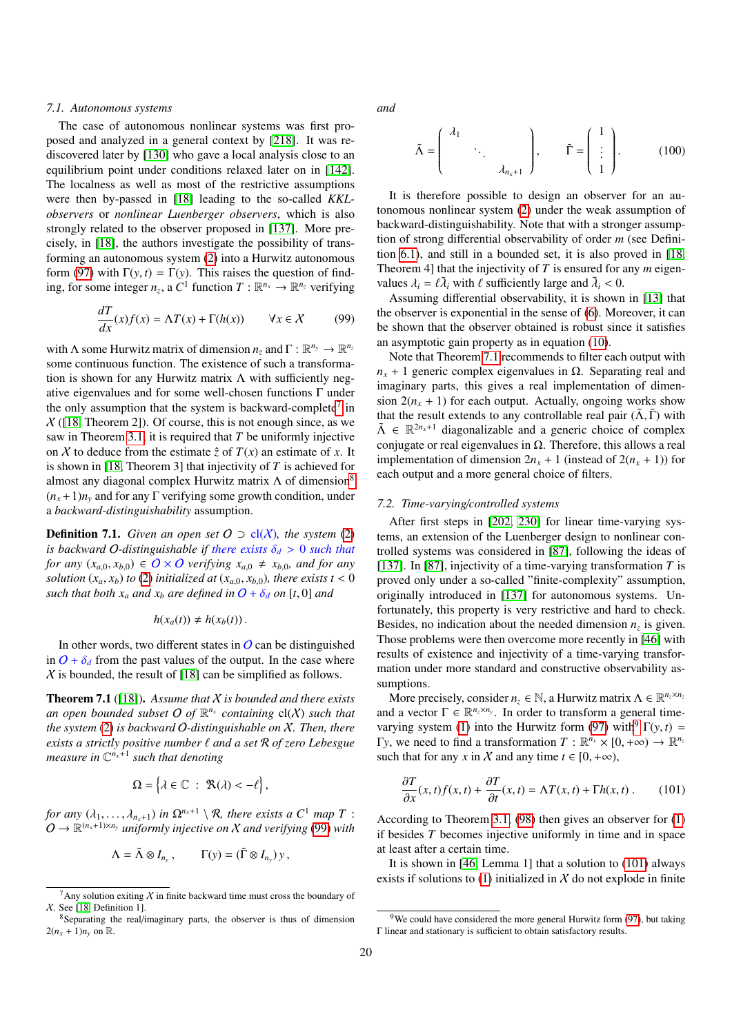### 7.1. Autonomous systems

The case of autonomous nonlinear systems was first proposed and analyzed in a general context by [218]. It was rediscovered later by [130] who gave a local analysis close to an equilibrium point under conditions relaxed later on in [142]. The localness as well as most of the restrictive assumptions were then by-passed in [18] leading to the so-called *KKL-observers* or *nonlinear Luenberger observers*, which is also strongly related to the observer proposed in [137]. More precisely, in [18], the authors investigate the possibility of transforming an autonomous system (2) into a Hurwitz autonomous form (97) with $\Gamma(y,t) = \Gamma(y)$. This raises the question of finding, for some integer $n_z$, a $C^1$ function $T : \mathbb{R}^{n_x} \to \mathbb{R}^{n_z}$ verifying

$$\frac{dT}{dx}(x) f(x) = \Lambda T(x) + \Gamma(h(x)) \qquad \forall x \in \mathcal{X} \tag{99}$$

with $\Lambda$ some Hurwitz matrix of dimension $n_z$ and $\Gamma : \mathbb{R}^{n_y} \to \mathbb{R}^{n_z}$ some continuous function. The existence of such a transformation is shown for any Hurwitz matrix $\Lambda$ with sufficiently negative eigenvalues and for some well-chosen functions $\Gamma$ under the only assumption that the system is backward-complete[7] in $\mathcal{X}$ ([18, Theorem 2]). Of course, this is not enough since, as we saw in Theorem 3.1, it is required that $T$ be uniformly injective on $\mathcal{X}$ to deduce from the estimate $\hat{z}$ of $T(x)$ an estimate of $x$. It is shown in [18, Theorem 3] that injectivity of $T$ is achieved for almost any diagonal complex Hurwitz matrix $\Lambda$ of dimension[8] $(n_x+1)n_y$ and for any $\Gamma$ verifying some growth condition, under a *backward-distinguishability* assumption.

**Definition 7.1.** *Given an open set $O \supset \mathrm{cl}(\mathcal{X})$, the system (2) is backward $O$-distinguishable if there exists $\delta_d > 0$ such that for any $(x_{a,0}, x_{b,0}) \in O \times O$ verifying $x_{a,0} \neq x_{b,0}$, and for any solution $(x_a, x_b)$ to (2) initialized at $(x_{a,0}, x_{b,0})$, there exists $t < 0$ such that both $x_a$ and $x_b$ are defined in $O + \delta_d$ on $[t, 0]$ and*

$$h(x_a(t)) \neq h(x_b(t)) .$$

In other words, two different states in $O$ can be distinguished in $O + \delta_d$ from the past values of the output. In the case where $\mathcal{X}$ is bounded, the result of [18] can be simplified as follows.

**Theorem 7.1** ([18]). *Assume that $\mathcal{X}$ is bounded and there exists an open bounded subset $O$ of $\mathbb{R}^{n_x}$ containing $\mathrm{cl}(\mathcal{X})$ such that the system (2) is backward $O$-distinguishable on $\mathcal{X}$. Then, there exists a strictly positive number $\ell$ and a set $\mathcal{R}$ of zero Lebesgue measure in $\mathbb{C}^{n_x+1}$ such that denoting*

$$\Omega = \left\{ \lambda \in \mathbb{C} \;:\; \Re(\lambda) < -\ell \right\},$$

*for any $(\lambda_1, \ldots, \lambda_{n_x+1})$ in $\Omega^{n_x+1} \setminus \mathcal{R}$, there exists a $C^1$ map $T : O \to \mathbb{R}^{(n_x+1)\times n_y}$ uniformly injective on $\mathcal{X}$ and verifying (99) with*

$$\Lambda = \tilde{\Lambda} \otimes I_{n_y} , \qquad \Gamma(y) = (\tilde{\Gamma} \otimes I_{n_y})\, y ,$$

*and*

$$\tilde{\Lambda} = \begin{pmatrix} \lambda_1 & & \\ & \ddots & \\ & & \lambda_{n_x+1} \end{pmatrix}, \qquad \tilde{\Gamma} = \begin{pmatrix} 1 \\ \vdots \\ 1 \end{pmatrix}. \tag{100}$$

It is therefore possible to design an observer for an autonomous nonlinear system (2) under the weak assumption of backward-distinguishability. Note that with a stronger assumption of strong differential observability of order $m$ (see Definition 6.1), and still in a bounded set, it is also proved in [18, Theorem 4] that the injectivity of $T$ is ensured for any $m$ eigenvalues $\lambda_i = \ell \tilde{\lambda}_i$ with $\ell$ sufficiently large and $\tilde{\lambda}_i < 0$.

Assuming differential observability, it is shown in [13] that the observer is exponential in the sense of (6). Moreover, it can be shown that the observer obtained is robust since it satisfies an asymptotic gain property as in equation (10).

Note that Theorem 7.1 recommends to filter each output with $n_x + 1$ generic complex eigenvalues in $\Omega$. Separating real and imaginary parts, this gives a real implementation of dimension $2(n_x + 1)$ for each output. Actually, ongoing works show that the result extends to any controllable real pair $(\tilde{\Lambda}, \tilde{\Gamma})$ with $\tilde{\Lambda} \in \mathbb{R}^{2n_x+1}$ diagonalizable and a generic choice of complex conjugate or real eigenvalues in $\Omega$. Therefore, this allows a real implementation of dimension $2n_x + 1$ (instead of $2(n_x + 1)$) for each output and a more general choice of filters.

### 7.2. Time-varying/controlled systems

After first steps in [202, 230] for linear time-varying systems, an extension of the Luenberger design to nonlinear controlled systems was considered in [87], following the ideas of [137]. In [87], injectivity of a time-varying transformation $T$ is proved only under a so-called "finite-complexity" assumption, originally introduced in [137] for autonomous systems. Unfortunately, this property is very restrictive and hard to check. Besides, no indication about the needed dimension $n_z$ is given. Those problems were then overcome more recently in [46] with results of existence and injectivity of a time-varying transformation under more standard and constructive observability assumptions.

More precisely, consider $n_z \in \mathbb{N}$, a Hurwitz matrix $\Lambda \in \mathbb{R}^{n_z \times n_z}$ and a vector $\Gamma \in \mathbb{R}^{n_z \times n_y}$. In order to transform a general time-varying system (1) into the Hurwitz form (97) with[9] $\Gamma(y,t) = \Gamma y$, we need to find a transformation $T : \mathbb{R}^{n_x} \times [0, +\infty) \to \mathbb{R}^{n_z}$ such that for any $x$ in $\mathcal{X}$ and any time $t \in [0, +\infty)$,

$$\frac{\partial T}{\partial x}(x,t) f(x,t) + \frac{\partial T}{\partial t}(x,t) = \Lambda T(x,t) + \Gamma h(x,t) . \tag{101}$$

According to Theorem 3.1, (98) then gives an observer for (1) if besides $T$ becomes injective uniformly in time and in space at least after a certain time.

It is shown in [46, Lemma 1] that a solution to (101) always exists if solutions to (1) initialized in $\mathcal{X}$ do not explode in finite

[7] Any solution exiting $\mathcal{X}$ in finite backward time must cross the boundary of $\mathcal{X}$. See [18, Definition 1].

[8] Separating the real/imaginary parts, the observer is thus of dimension $2(n_x + 1)n_y$ on $\mathbb{R}$.

[9] We could have considered the more general Hurwitz form (97), but taking $\Gamma$ linear and stationary is sufficient to obtain satisfactory results.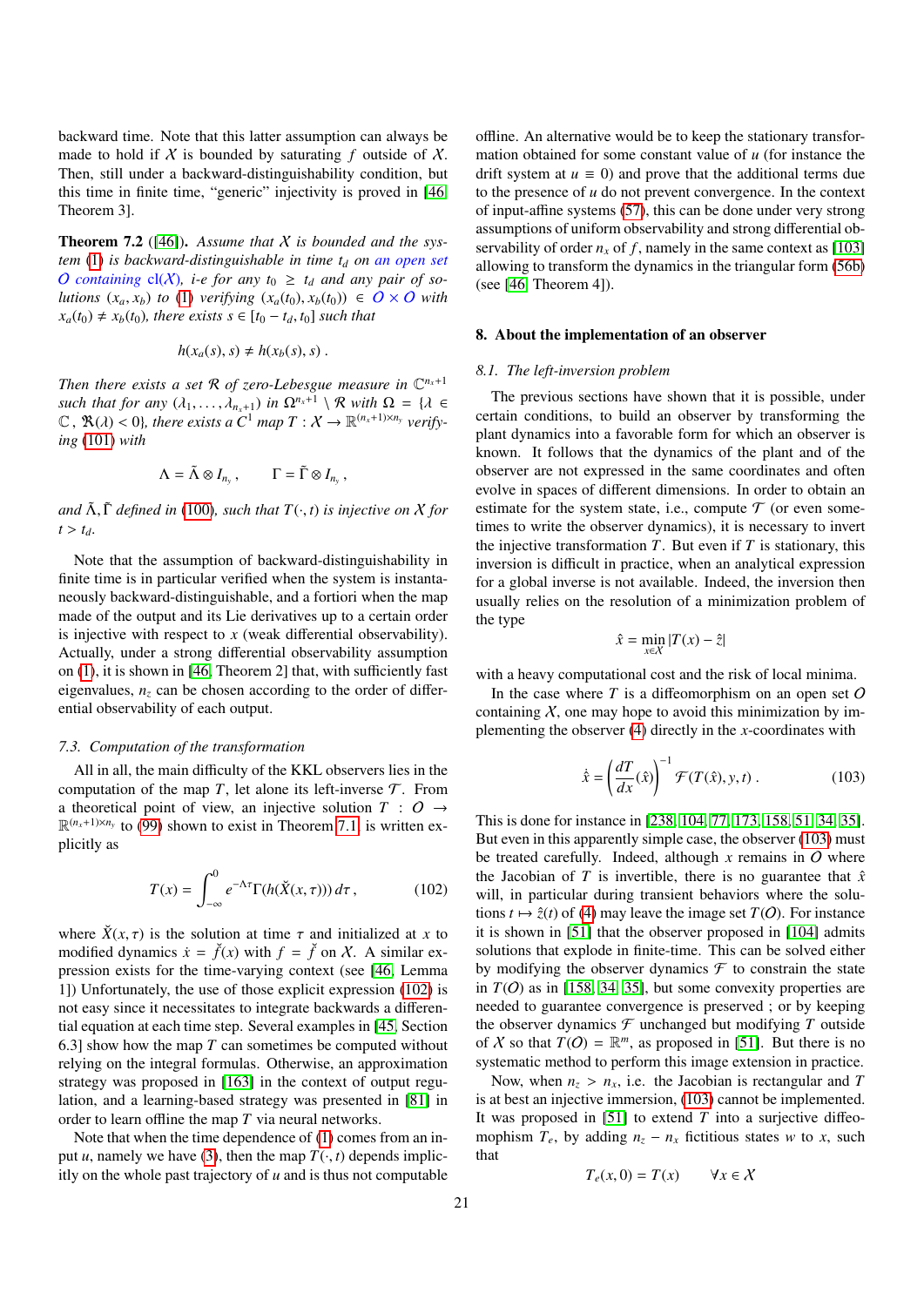backward time. Note that this latter assumption can always be made to hold if $\mathcal{X}$ is bounded by saturating $f$ outside of $\mathcal{X}$. Then, still under a backward-distinguishability condition, but this time in finite time, "generic" injectivity is proved in [46, Theorem 3].

**Theorem 7.2** ([46]). *Assume that $\mathcal{X}$ is bounded and the system (1) is backward-distinguishable in time $t_d$ on an open set $\mathcal{O}$ containing $\mathrm{cl}(\mathcal{X})$, i-e for any $t_0 \geq t_d$ and any pair of solutions $(x_a, x_b)$ to (1) verifying $(x_a(t_0), x_b(t_0)) \in \mathcal{O} \times \mathcal{O}$ with $x_a(t_0) \neq x_b(t_0)$, there exists $s \in [t_0 - t_d, t_0]$ such that*

$$
h(x_a(s), s) \neq h(x_b(s), s) \ .
$$

*Then there exists a set $\mathcal{R}$ of zero-Lebesgue measure in $\mathbb{C}^{n_x+1}$ such that for any $(\lambda_1, \ldots, \lambda_{n_x+1})$ in $\Omega^{n_x+1} \setminus \mathcal{R}$ with $\Omega = \{\lambda \in \mathbb{C}, \Re(\lambda) < 0\}$, there exists a $C^1$ map $T : \mathcal{X} \to \mathbb{R}^{(n_x+1)\times n_y}$ verifying (101) with*

$$
\Lambda = \tilde{\Lambda} \otimes I_{n_y} \ , \qquad \Gamma = \tilde{\Gamma} \otimes I_{n_y} \ ,
$$

*and $\tilde{\Lambda}, \tilde{\Gamma}$ defined in (100), such that $T(\cdot, t)$ is injective on $\mathcal{X}$ for $t > t_d$.*

Note that the assumption of backward-distinguishability in finite time is in particular verified when the system is instantaneously backward-distinguishable, and a fortiori when the map made of the output and its Lie derivatives up to a certain order is injective with respect to $x$ (weak differential observability). Actually, under a strong differential observability assumption on (1), it is shown in [46, Theorem 2] that, with sufficiently fast eigenvalues, $n_z$ can be chosen according to the order of differential observability of each output.

### 7.3. Computation of the transformation

All in all, the main difficulty of the KKL observers lies in the computation of the map $T$, let alone its left-inverse $\mathcal{T}$. From a theoretical point of view, an injective solution $T : \mathcal{O} \to \mathbb{R}^{(n_x+1)\times n_y}$ to (99) shown to exist in Theorem 7.1, is written explicitly as

$$
T(x) = \int_{-\infty}^{0} e^{-\Lambda\tau}\Gamma(h(\breve{X}(x, \tau)))\, d\tau \ , \tag{102}
$$

where $\breve{X}(x, \tau)$ is the solution at time $\tau$ and initialized at $x$ to modified dynamics $\dot{x} = \breve{f}(x)$ with $f = \breve{f}$ on $\mathcal{X}$. A similar expression exists for the time-varying context (see [46, Lemma 1]) Unfortunately, the use of those explicit expression (102) is not easy since it necessitates to integrate backwards a differential equation at each time step. Several examples in [45, Section 6.3] show how the map $T$ can sometimes be computed without relying on the integral formulas. Otherwise, an approximation strategy was proposed in [163] in the context of output regulation, and a learning-based strategy was presented in [81] in order to learn offline the map $T$ via neural networks.

Note that when the time dependence of (1) comes from an input $u$, namely we have (3), then the map $T(\cdot, t)$ depends implicitly on the whole past trajectory of $u$ and is thus not computable offline. An alternative would be to keep the stationary transformation obtained for some constant value of $u$ (for instance the drift system at $u \equiv 0$) and prove that the additional terms due to the presence of $u$ do not prevent convergence. In the context of input-affine systems (57), this can be done under very strong assumptions of uniform observability and strong differential observability of order $n_x$ of $f$, namely in the same context as [103] allowing to transform the dynamics in the triangular form (56b) (see [46, Theorem 4]).

## 8. About the implementation of an observer

### 8.1. The left-inversion problem

The previous sections have shown that it is possible, under certain conditions, to build an observer by transforming the plant dynamics into a favorable form for which an observer is known. It follows that the dynamics of the plant and of the observer are not expressed in the same coordinates and often evolve in spaces of different dimensions. In order to obtain an estimate for the system state, i.e., compute $\mathcal{T}$ (or even sometimes to write the observer dynamics), it is necessary to invert the injective transformation $T$. But even if $T$ is stationary, this inversion is difficult in practice, when an analytical expression for a global inverse is not available. Indeed, the inversion then usually relies on the resolution of a minimization problem of the type

$$
\hat{x} = \min_{x\in\mathcal{X}} |T(x) - \hat{z}|
$$

with a heavy computational cost and the risk of local minima.

In the case where $T$ is a diffeomorphism on an open set $\mathcal{O}$ containing $\mathcal{X}$, one may hope to avoid this minimization by implementing the observer (4) directly in the $x$-coordinates with

$$
\dot{\hat{x}} = \left(\frac{dT}{dx}(\hat{x})\right)^{-1} \mathcal{F}(T(\hat{x}), y, t) \ . \tag{103}
$$

This is done for instance in [238, 104, 77, 173, 158, 51, 34, 35]. But even in this apparently simple case, the observer (103) must be treated carefully. Indeed, although $x$ remains in $\mathcal{O}$ where the Jacobian of $T$ is invertible, there is no guarantee that $\hat{x}$ will, in particular during transient behaviors where the solutions $t \mapsto \hat{z}(t)$ of (4) may leave the image set $T(\mathcal{O})$. For instance it is shown in [51] that the observer proposed in [104] admits solutions that explode in finite-time. This can be solved either by modifying the observer dynamics $\mathcal{F}$ to constrain the state in $T(\mathcal{O})$ as in [158, 34, 35], but some convexity properties are needed to guarantee convergence is preserved ; or by keeping the observer dynamics $\mathcal{F}$ unchanged but modifying $T$ outside of $\mathcal{X}$ so that $T(\mathcal{O}) = \mathbb{R}^m$, as proposed in [51]. But there is no systematic method to perform this image extension in practice.

Now, when $n_z > n_x$, i.e. the Jacobian is rectangular and $T$ is at best an injective immersion, (103) cannot be implemented. It was proposed in [51] to extend $T$ into a surjective diffeomorphism $T_e$, by adding $n_z - n_x$ fictitious states $w$ to $x$, such that

$$
T_e(x, 0) = T(x) \qquad \forall x \in \mathcal{X}
$$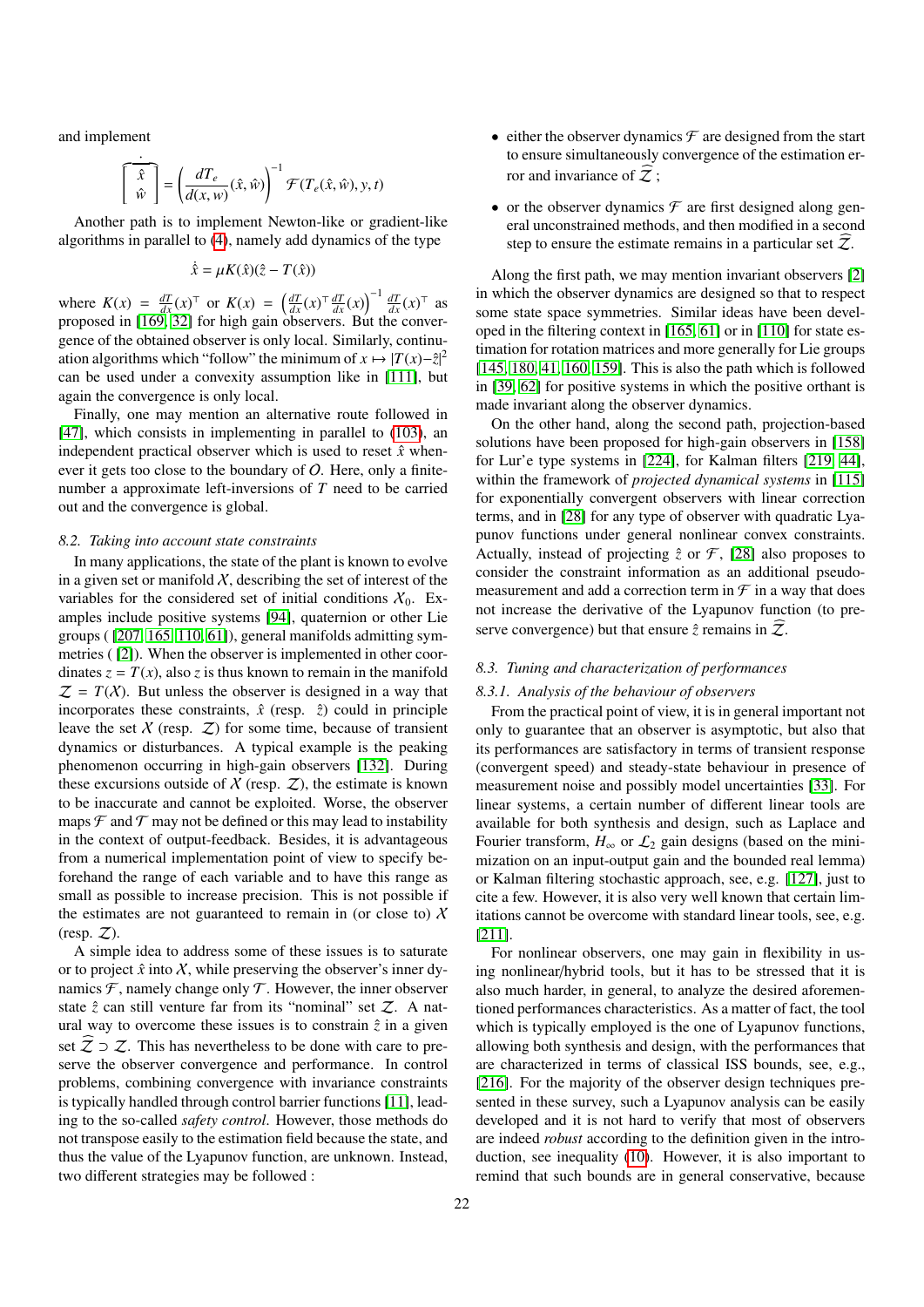and implement

$$\dot{\overbrace{\begin{bmatrix} \hat{x} \\ \hat{w} \end{bmatrix}}} = \left(\frac{dT_e}{d(x,w)}(\hat{x},\hat{w})\right)^{-1} \mathcal{F}(T_e(\hat{x},\hat{w}), y, t)$$

Another path is to implement Newton-like or gradient-like algorithms in parallel to (4), namely add dynamics of the type

$$\dot{\hat{x}} = \mu K(\hat{x})(\hat{z} - T(\hat{x}))$$

where $K(x) = \frac{dT}{dx}(x)^\top$ or $K(x) = \left(\frac{dT}{dx}(x)^\top \frac{dT}{dx}(x)\right)^{-1} \frac{dT}{dx}(x)^\top$ as proposed in [169, 32] for high gain observers. But the convergence of the obtained observer is only local. Similarly, continuation algorithms which "follow" the minimum of $x \mapsto |T(x) - \hat{z}|^2$ can be used under a convexity assumption like in [111], but again the convergence is only local.

Finally, one may mention an alternative route followed in [47], which consists in implementing in parallel to (103), an independent practical observer which is used to reset $\hat{x}$ whenever it gets too close to the boundary of $\mathcal{O}$. Here, only a finite-number a approximate left-inversions of $T$ need to be carried out and the convergence is global.

### 8.2. Taking into account state constraints

In many applications, the state of the plant is known to evolve in a given set or manifold $\mathcal{X}$, describing the set of interest of the variables for the considered set of initial conditions $\mathcal{X}_0$. Examples include positive systems [94], quaternion or other Lie groups ( [207, 165, 110, 61]), general manifolds admitting symmetries ( [2]). When the observer is implemented in other coordinates $z = T(x)$, also $z$ is thus known to remain in the manifold $\mathcal{Z} = T(\mathcal{X})$. But unless the observer is designed in a way that incorporates these constraints, $\hat{x}$ (resp. $\hat{z}$) could in principle leave the set $\mathcal{X}$ (resp. $\mathcal{Z}$) for some time, because of transient dynamics or disturbances. A typical example is the peaking phenomenon occurring in high-gain observers [132]. During these excursions outside of $\mathcal{X}$ (resp. $\mathcal{Z}$), the estimate is known to be inaccurate and cannot be exploited. Worse, the observer maps $\mathcal{F}$ and $\mathcal{T}$ may not be defined or this may lead to instability in the context of output-feedback. Besides, it is advantageous from a numerical implementation point of view to specify beforehand the range of each variable and to have this range as small as possible to increase precision. This is not possible if the estimates are not guaranteed to remain in (or close to) $\mathcal{X}$ (resp. $\mathcal{Z}$).

A simple idea to address some of these issues is to saturate or to project $\hat{x}$ into $\mathcal{X}$, while preserving the observer's inner dynamics $\mathcal{F}$, namely change only $\mathcal{T}$. However, the inner observer state $\hat{z}$ can still venture far from its "nominal" set $\mathcal{Z}$. A natural way to overcome these issues is to constrain $\hat{z}$ in a given set $\widehat{\mathcal{Z}} \supset \mathcal{Z}$. This has nevertheless to be done with care to preserve the observer convergence and performance. In control problems, combining convergence with invariance constraints is typically handled through control barrier functions [11], leading to the so-called *safety control*. However, those methods do not transpose easily to the estimation field because the state, and thus the value of the Lyapunov function, are unknown. Instead, two different strategies may be followed :

- either the observer dynamics $\mathcal{F}$ are designed from the start to ensure simultaneously convergence of the estimation error and invariance of $\widehat{\mathcal{Z}}$ ;
- or the observer dynamics $\mathcal{F}$ are first designed along general unconstrained methods, and then modified in a second step to ensure the estimate remains in a particular set $\widehat{\mathcal{Z}}$.

Along the first path, we may mention invariant observers [2] in which the observer dynamics are designed so that to respect some state space symmetries. Similar ideas have been developed in the filtering context in [165, 61] or in [110] for state estimation for rotation matrices and more generally for Lie groups [145, 180, 41, 160, 159]. This is also the path which is followed in [39, 62] for positive systems in which the positive orthant is made invariant along the observer dynamics.

On the other hand, along the second path, projection-based solutions have been proposed for high-gain observers in [158] for Lur'e type systems in [224], for Kalman filters [219, 44], within the framework of *projected dynamical systems* in [115] for exponentially convergent observers with linear correction terms, and in [28] for any type of observer with quadratic Lyapunov functions under general nonlinear convex constraints. Actually, instead of projecting $\hat{z}$ or $\mathcal{F}$, [28] also proposes to consider the constraint information as an additional pseudo-measurement and add a correction term in $\mathcal{F}$ in a way that does not increase the derivative of the Lyapunov function (to preserve convergence) but that ensure $\hat{z}$ remains in $\widehat{\mathcal{Z}}$.

### 8.3. Tuning and characterization of performances

#### 8.3.1. Analysis of the behaviour of observers

From the practical point of view, it is in general important not only to guarantee that an observer is asymptotic, but also that its performances are satisfactory in terms of transient response (convergent speed) and steady-state behaviour in presence of measurement noise and possibly model uncertainties [33]. For linear systems, a certain number of different linear tools are available for both synthesis and design, such as Laplace and Fourier transform, $H_\infty$ or $\mathcal{L}_2$ gain designs (based on the minimization on an input-output gain and the bounded real lemma) or Kalman filtering stochastic approach, see, e.g. [127], just to cite a few. However, it is also very well known that certain limitations cannot be overcome with standard linear tools, see, e.g. [211].

For nonlinear observers, one may gain in flexibility in using nonlinear/hybrid tools, but it has to be stressed that it is also much harder, in general, to analyze the desired aforementioned performances characteristics. As a matter of fact, the tool which is typically employed is the one of Lyapunov functions, allowing both synthesis and design, with the performances that are characterized in terms of classical ISS bounds, see, e.g., [216]. For the majority of the observer design techniques presented in these survey, such a Lyapunov analysis can be easily developed and it is not hard to verify that most of observers are indeed *robust* according to the definition given in the introduction, see inequality (10). However, it is also important to remind that such bounds are in general conservative, because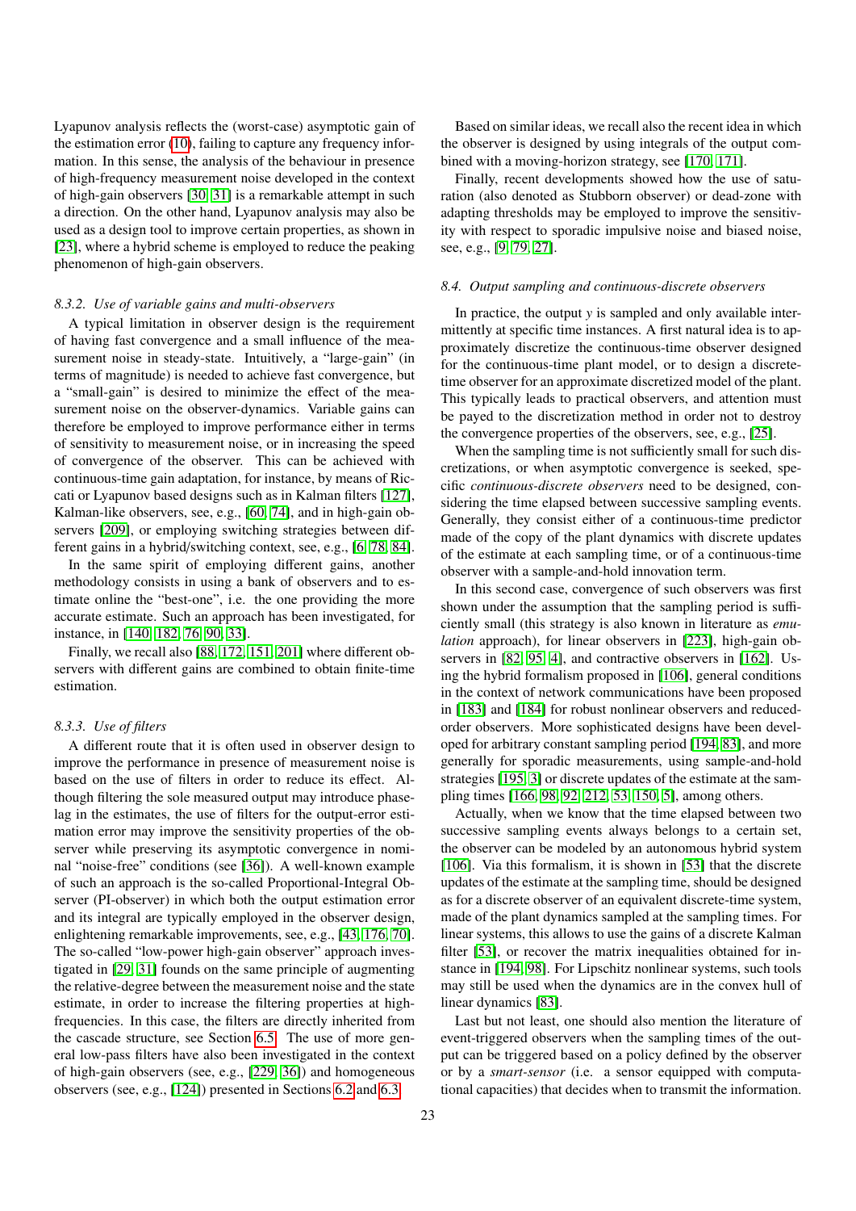Lyapunov analysis reflects the (worst-case) asymptotic gain of the estimation error (10), failing to capture any frequency information. In this sense, the analysis of the behaviour in presence of high-frequency measurement noise developed in the context of high-gain observers [30, 31] is a remarkable attempt in such a direction. On the other hand, Lyapunov analysis may also be used as a design tool to improve certain properties, as shown in [23], where a hybrid scheme is employed to reduce the peaking phenomenon of high-gain observers.

#### 8.3.2. Use of variable gains and multi-observers

A typical limitation in observer design is the requirement of having fast convergence and a small influence of the measurement noise in steady-state. Intuitively, a "large-gain" (in terms of magnitude) is needed to achieve fast convergence, but a "small-gain" is desired to minimize the effect of the measurement noise on the observer-dynamics. Variable gains can therefore be employed to improve performance either in terms of sensitivity to measurement noise, or in increasing the speed of convergence of the observer. This can be achieved with continuous-time gain adaptation, for instance, by means of Riccati or Lyapunov based designs such as in Kalman filters [127], Kalman-like observers, see, e.g., [60, 74], and in high-gain observers [209], or employing switching strategies between different gains in a hybrid/switching context, see, e.g., [6, 78, 84].

In the same spirit of employing different gains, another methodology consists in using a bank of observers and to estimate online the "best-one", i.e. the one providing the more accurate estimate. Such an approach has been investigated, for instance, in [140, 182, 76, 90, 33].

Finally, we recall also [88, 172, 151, 201] where different observers with different gains are combined to obtain finite-time estimation.

#### 8.3.3. Use of filters

A different route that it is often used in observer design to improve the performance in presence of measurement noise is based on the use of filters in order to reduce its effect. Although filtering the sole measured output may introduce phase-lag in the estimates, the use of filters for the output-error estimation error may improve the sensitivity properties of the observer while preserving its asymptotic convergence in nominal "noise-free" conditions (see [36]). A well-known example of such an approach is the so-called Proportional-Integral Observer (PI-observer) in which both the output estimation error and its integral are typically employed in the observer design, enlightening remarkable improvements, see, e.g., [43, 176, 70]. The so-called "low-power high-gain observer" approach investigated in [29, 31] founds on the same principle of augmenting the relative-degree between the measurement noise and the state estimate, in order to increase the filtering properties at high-frequencies. In this case, the filters are directly inherited from the cascade structure, see Section 6.5. The use of more general low-pass filters have also been investigated in the context of high-gain observers (see, e.g., [229, 36]) and homogeneous observers (see, e.g., [124]) presented in Sections 6.2 and 6.3.

Based on similar ideas, we recall also the recent idea in which the observer is designed by using integrals of the output combined with a moving-horizon strategy, see [170, 171].

Finally, recent developments showed how the use of saturation (also denoted as Stubborn observer) or dead-zone with adapting thresholds may be employed to improve the sensitivity with respect to sporadic impulsive noise and biased noise, see, e.g., [9, 79, 27].

### 8.4. Output sampling and continuous-discrete observers

In practice, the output $y$ is sampled and only available intermittently at specific time instances. A first natural idea is to approximately discretize the continuous-time observer designed for the continuous-time plant model, or to design a discrete-time observer for an approximate discretized model of the plant. This typically leads to practical observers, and attention must be payed to the discretization method in order not to destroy the convergence properties of the observers, see, e.g., [25].

When the sampling time is not sufficiently small for such discretizations, or when asymptotic convergence is seeked, specific *continuous-discrete observers* need to be designed, considering the time elapsed between successive sampling events. Generally, they consist either of a continuous-time predictor made of the copy of the plant dynamics with discrete updates of the estimate at each sampling time, or of a continuous-time observer with a sample-and-hold innovation term.

In this second case, convergence of such observers was first shown under the assumption that the sampling period is sufficiently small (this strategy is also known in literature as *emulation* approach), for linear observers in [223], high-gain observers in [82, 95, 4], and contractive observers in [162]. Using the hybrid formalism proposed in [106], general conditions in the context of network communications have been proposed in [183] and [184] for robust nonlinear observers and reduced-order observers. More sophisticated designs have been developed for arbitrary constant sampling period [194, 83], and more generally for sporadic measurements, using sample-and-hold strategies [195, 3] or discrete updates of the estimate at the sampling times [166, 98, 92, 212, 53, 150, 5], among others.

Actually, when we know that the time elapsed between two successive sampling events always belongs to a certain set, the observer can be modeled by an autonomous hybrid system [106]. Via this formalism, it is shown in [53] that the discrete updates of the estimate at the sampling times, should be designed as for a discrete observer of an equivalent discrete-time system, made of the plant dynamics sampled at the sampling times. For linear systems, this allows to use the gains of a discrete Kalman filter [53], or recover the matrix inequalities obtained for instance in [194, 98]. For Lipschitz nonlinear systems, such tools may still be used when the dynamics are in the convex hull of linear dynamics [83].

Last but not least, one should also mention the literature of event-triggered observers when the sampling times of the output can be triggered based on a policy defined by the observer or by a *smart-sensor* (i.e. a sensor equipped with computational capacities) that decides when to transmit the information.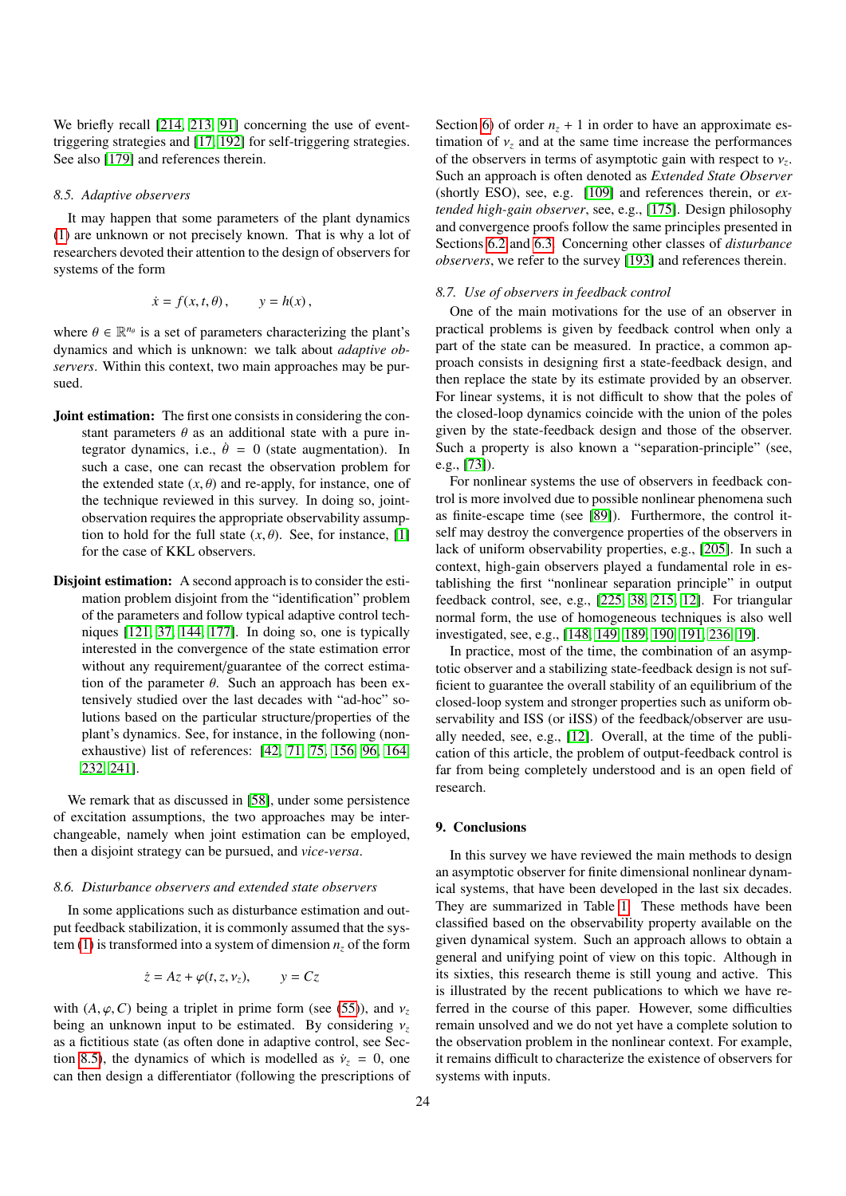We briefly recall [214, 213, 91] concerning the use of event-triggering strategies and [17, 192] for self-triggering strategies. See also [179] and references therein.

### 8.5. Adaptive observers

It may happen that some parameters of the plant dynamics (1) are unknown or not precisely known. That is why a lot of researchers devoted their attention to the design of observers for systems of the form

$$\dot{x} = f(x, t, \theta), \qquad y = h(x),$$

where $\theta \in \mathbb{R}^{n_\theta}$ is a set of parameters characterizing the plant's dynamics and which is unknown: we talk about *adaptive observers*. Within this context, two main approaches may be pursued.

- **Joint estimation:** The first one consists in considering the constant parameters $\theta$ as an additional state with a pure integrator dynamics, i.e., $\dot{\theta} = 0$ (state augmentation). In such a case, one can recast the observation problem for the extended state $(x, \theta)$ and re-apply, for instance, one of the technique reviewed in this survey. In doing so, joint-observation requires the appropriate observability assumption to hold for the full state $(x, \theta)$. See, for instance, [1] for the case of KKL observers.

- **Disjoint estimation:** A second approach is to consider the estimation problem disjoint from the "identification" problem of the parameters and follow typical adaptive control techniques [121, 37, 144, 177]. In doing so, one is typically interested in the convergence of the state estimation error without any requirement/guarantee of the correct estimation of the parameter $\theta$. Such an approach has been extensively studied over the last decades with "ad-hoc" solutions based on the particular structure/properties of the plant's dynamics. See, for instance, in the following (non-exhaustive) list of references: [42, 71, 75, 156, 96, 164, 232, 241].

We remark that as discussed in [58], under some persistence of excitation assumptions, the two approaches may be interchangeable, namely when joint estimation can be employed, then a disjoint strategy can be pursued, and *vice-versa*.

### 8.6. Disturbance observers and extended state observers

In some applications such as disturbance estimation and output feedback stabilization, it is commonly assumed that the system (1) is transformed into a system of dimension $n_z$ of the form

$$\dot{z} = Az + \varphi(t, z, v_z), \qquad y = Cz$$

with $(A, \varphi, C)$ being a triplet in prime form (see (55)), and $v_z$ being an unknown input to be estimated. By considering $v_z$ as a fictitious state (as often done in adaptive control, see Section 8.5), the dynamics of which is modelled as $\dot{v}_z = 0$, one can then design a differentiator (following the prescriptions of Section 6) of order $n_z + 1$ in order to have an approximate estimation of $v_z$ and at the same time increase the performances of the observers in terms of asymptotic gain with respect to $v_z$. Such an approach is often denoted as *Extended State Observer* (shortly ESO), see, e.g. [109] and references therein, or *extended high-gain observer*, see, e.g., [175]. Design philosophy and convergence proofs follow the same principles presented in Sections 6.2 and 6.3. Concerning other classes of *disturbance observers*, we refer to the survey [193] and references therein.

### 8.7. Use of observers in feedback control

One of the main motivations for the use of an observer in practical problems is given by feedback control when only a part of the state can be measured. In practice, a common approach consists in designing first a state-feedback design, and then replace the state by its estimate provided by an observer. For linear systems, it is not difficult to show that the poles of the closed-loop dynamics coincide with the union of the poles given by the state-feedback design and those of the observer. Such a property is also known a "separation-principle" (see, e.g., [73]).

For nonlinear systems the use of observers in feedback control is more involved due to possible nonlinear phenomena such as finite-escape time (see [89]). Furthermore, the control itself may destroy the convergence properties of the observers in lack of uniform observability properties, e.g., [205]. In such a context, high-gain observers played a fundamental role in establishing the first "nonlinear separation principle" in output feedback control, see, e.g., [225, 38, 215, 12]. For triangular normal form, the use of homogeneous techniques is also well investigated, see, e.g., [148, 149, 189, 190, 191, 236, 19].

In practice, most of the time, the combination of an asymptotic observer and a stabilizing state-feedback design is not sufficient to guarantee the overall stability of an equilibrium of the closed-loop system and stronger properties such as uniform observability and ISS (or iISS) of the feedback/observer are usually needed, see, e.g., [12]. Overall, at the time of the publication of this article, the problem of output-feedback control is far from being completely understood and is an open field of research.

## 9. Conclusions

In this survey we have reviewed the main methods to design an asymptotic observer for finite dimensional nonlinear dynamical systems, that have been developed in the last six decades. They are summarized in Table 1. These methods have been classified based on the observability property available on the given dynamical system. Such an approach allows to obtain a general and unifying point of view on this topic. Although in its sixties, this research theme is still young and active. This is illustrated by the recent publications to which we have referred in the course of this paper. However, some difficulties remain unsolved and we do not yet have a complete solution to the observation problem in the nonlinear context. For example, it remains difficult to characterize the existence of observers for systems with inputs.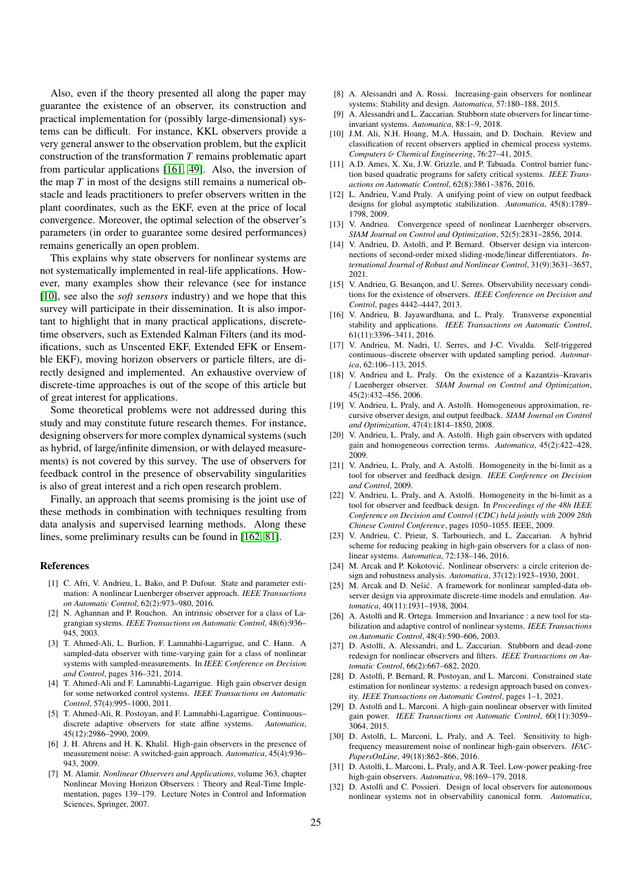Also, even if the theory presented all along the paper may guarantee the existence of an observer, its construction and practical implementation for (possibly large-dimensional) systems can be difficult. For instance, KKL observers provide a very general answer to the observation problem, but the explicit construction of the transformation $T$ remains problematic apart from particular applications [161, 49]. Also, the inversion of the map $T$ in most of the designs still remains a numerical obstacle and leads practitioners to prefer observers written in the plant coordinates, such as the EKF, even at the price of local convergence. Moreover, the optimal selection of the observer's parameters (in order to guarantee some desired performances) remains generically an open problem.

This explains why state observers for nonlinear systems are not systematically implemented in real-life applications. However, many examples show their relevance (see for instance [10], see also the *soft sensors* industry) and we hope that this survey will participate in their dissemination. It is also important to highlight that in many practical applications, discrete-time observers, such as Extended Kalman Filters (and its modifications, such as Unscented EKF, Extended EFK or Ensemble EKF), moving horizon observers or particle filters, are directly designed and implemented. An exhaustive overview of discrete-time approaches is out of the scope of this article but of great interest for applications.

Some theoretical problems were not addressed during this study and may constitute future research themes. For instance, designing observers for more complex dynamical systems (such as hybrid, of large/infinite dimension, or with delayed measurements) is not covered by this survey. The use of observers for feedback control in the presence of observability singularities is also of great interest and a rich open research problem.

Finally, an approach that seems promising is the joint use of these methods in combination with techniques resulting from data analysis and supervised learning methods. Along these lines, some preliminary results can be found in [162, 81].

## References

- [1] C. Afri, V. Andrieu, L. Bako, and P. Dufour. State and parameter estimation: A nonlinear Luenberger observer approach. *IEEE Transactions on Automatic Control*, 62(2):973–980, 2016.
- [2] N. Aghannan and P. Rouchon. An intrinsic observer for a class of Lagrangian systems. *IEEE Transactions on Automatic Control*, 48(6):936–945, 2003.
- [3] T. Ahmed-Ali, L. Burlion, F. Lamnabhi-Lagarrigue, and C. Hann. A sampled-data observer with time-varying gain for a class of nonlinear systems with sampled-measurements. In *IEEE Conference on Decision and Control*, pages 316–321, 2014.
- [4] T. Ahmed-Ali and F. Lamnabhi-Lagarrigue. High gain observer design for some networked control systems. *IEEE Transactions on Automatic Control*, 57(4):995–1000, 2011.
- [5] T. Ahmed-Ali, R. Postoyan, and F. Lamnabhi-Lagarrigue. Continuous–discrete adaptive observers for state affine systems. *Automatica*, 45(12):2986–2990, 2009.
- [6] J. H. Ahrens and H. K. Khalil. High-gain observers in the presence of measurement noise: A switched-gain approach. *Automatica*, 45(4):936–943, 2009.
- [7] M. Alamir. *Nonlinear Observers and Applications*, volume 363, chapter Nonlinear Moving Horizon Observers : Theory and Real-Time Implementation, pages 139–179. Lecture Notes in Control and Information Sciences, Springer, 2007.
- [8] A. Alessandri and A. Rossi. Increasing-gain observers for nonlinear systems: Stability and design. *Automatica*, 57:180–188, 2015.
- [9] A. Alessandri and L. Zaccarian. Stubborn state observers for linear time-invariant systems. *Automatica*, 88:1–9, 2018.
- [10] J.M. Ali, N.H. Hoang, M.A. Hussain, and D. Dochain. Review and classification of recent observers applied in chemical process systems. *Computers & Chemical Engineering*, 76:27–41, 2015.
- [11] A.D. Ames, X. Xu, J.W. Grizzle, and P. Tabuada. Control barrier function based quadratic programs for safety critical systems. *IEEE Transactions on Automatic Control*, 62(8):3861–3876, 2016.
- [12] L. Andrieu, V.and Praly. A unifying point of view on output feedback designs for global asymptotic stabilization. *Automatica*, 45(8):1789–1798, 2009.
- [13] V. Andrieu. Convergence speed of nonlinear Luenberger observers. *SIAM Journal on Control and Optimization*, 52(5):2831–2856, 2014.
- [14] V. Andrieu, D. Astolfi, and P. Bernard. Observer design via interconnections of second-order mixed sliding-mode/linear differentiators. *International Journal of Robust and Nonlinear Control*, 31(9):3631–3657, 2021.
- [15] V. Andrieu, G. Besançon, and U. Serres. Observability necessary conditions for the existence of observers. *IEEE Conference on Decision and Control*, pages 4442–4447, 2013.
- [16] V. Andrieu, B. Jayawardhana, and L. Praly. Transverse exponential stability and applications. *IEEE Transactions on Automatic Control*, 61(11):3396–3411, 2016.
- [17] V. Andrieu, M. Nadri, U. Serres, and J-C. Vivalda. Self-triggered continuous–discrete observer with updated sampling period. *Automatica*, 62:106–113, 2015.
- [18] V. Andrieu and L. Praly. On the existence of a Kazantzis–Kravaris / Luenberger observer. *SIAM Journal on Control and Optimization*, 45(2):432–456, 2006.
- [19] V. Andrieu, L. Praly, and A. Astolfi. Homogeneous approximation, recursive observer design, and output feedback. *SIAM Journal on Control and Optimization*, 47(4):1814–1850, 2008.
- [20] V. Andrieu, L. Praly, and A. Astolfi. High gain observers with updated gain and homogeneous correction terms. *Automatica*, 45(2):422–428, 2009.
- [21] V. Andrieu, L. Praly, and A. Astolfi. Homogeneity in the bi-limit as a tool for observer and feedback design. *IEEE Conference on Decision and Control*, 2009.
- [22] V. Andrieu, L. Praly, and A. Astolfi. Homogeneity in the bi-limit as a tool for observer and feedback design. In *Proceedings of the 48h IEEE Conference on Decision and Control (CDC) held jointly with 2009 28th Chinese Control Conference*, pages 1050–1055. IEEE, 2009.
- [23] V. Andrieu, C. Prieur, S. Tarbouriech, and L. Zaccarian. A hybrid scheme for reducing peaking in high-gain observers for a class of nonlinear systems. *Automatica*, 72:138–146, 2016.
- [24] M. Arcak and P. Kokotović. Nonlinear observers: a circle criterion design and robustness analysis. *Automatica*, 37(12):1923–1930, 2001.
- [25] M. Arcak and D. Nešić. A framework for nonlinear sampled-data observer design via approximate discrete-time models and emulation. *Automatica*, 40(11):1931–1938, 2004.
- [26] A. Astolfi and R. Ortega. Immersion and Invariance : a new tool for stabilization and adaptive control of nonlinear systems. *IEEE Transactions on Automatic Control*, 48(4):590–606, 2003.
- [27] D. Astolfi, A. Alessandri, and L. Zaccarian. Stubborn and dead-zone redesign for nonlinear observers and filters. *IEEE Transactions on Automatic Control*, 66(2):667–682, 2020.
- [28] D. Astolfi, P. Bernard, R. Postoyan, and L. Marconi. Constrained state estimation for nonlinear systems: a redesign approach based on convexity. *IEEE Transactions on Automatic Control*, pages 1–1, 2021.
- [29] D. Astolfi and L. Marconi. A high-gain nonlinear observer with limited gain power. *IEEE Transactions on Automatic Control*, 60(11):3059–3064, 2015.
- [30] D. Astolfi, L. Marconi, L. Praly, and A. Teel. Sensitivity to high-frequency measurement noise of nonlinear high-gain observers. *IFAC-PapersOnLine*, 49(18):862–866, 2016.
- [31] D. Astolfi, L. Marconi, L. Praly, and A.R. Teel. Low-power peaking-free high-gain observers. *Automatica*, 98:169–179, 2018.
- [32] D. Astolfi and C. Possieri. Design of local observers for autonomous nonlinear systems not in observability canonical form. *Automatica*,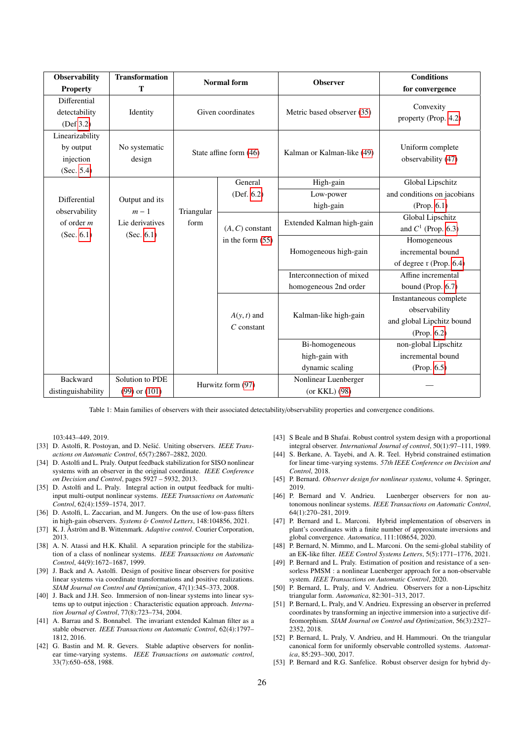| Observability Property | Transformation T | Normal form | | Observer | Conditions for convergence |
|---|---|---|---|---|---|
| Differential detectability (Def 3.2) | Identity | Given coordinates | | Metric based observer (35) | Convexity property (Prop. 4.2) |
| Linearizability by output injection (Sec. 5.4) | No systematic design | State affine form (46) | | Kalman or Kalman-like (49) | Uniform complete observability (47) |
| Differential observability of order $m$ (Sec. 6.1) | Output and its $m-1$ Lie derivatives (Sec. 6.1) | Triangular form | General (Def. 6.2) | High-gain<br>Low-power high-gain | Global Lipschitz and conditions on jacobians (Prop. 6.1) |
| | | | $(A,C)$ constant in the form (55) | Extended Kalman high-gain | Global Lipschitz and $C^1$ (Prop. 6.3) |
| | | | | Homogeneous high-gain | Homogeneous incremental bound of degree $\mathfrak{r}$ (Prop. 6.4) |
| | | | | Interconnection of mixed homogeneous 2nd order | Affine incremental bound (Prop. 6.7) |
| | | | $A(y,t)$ and $C$ constant | Kalman-like high-gain | Instantaneous complete observability and global Lipchitz bound (Prop. 6.2) |
| | | | | Bi-homogeneous high-gain with dynamic scaling | non-global Lipschitz incremental bound (Prop. 6.5) |
| Backward distinguishability | Solution to PDE (99) or (101) | Hurwitz form (97) | | Nonlinear Luenberger (or KKL) (98) | — |

Table 1: Main families of observers with their associated detectability/observability properties and convergence conditions.

103:443–449, 2019.

[33] D. Astolfi, R. Postoyan, and D. Nešić. Uniting observers. *IEEE Transactions on Automatic Control*, 65(7):2867–2882, 2020.

[34] D. Astolfi and L. Praly. Output feedback stabilization for SISO nonlinear systems with an observer in the original coordinate. *IEEE Conference on Decision and Control*, pages 5927 – 5932, 2013.

[35] D. Astolfi and L. Praly. Integral action in output feedback for multi-input multi-output nonlinear systems. *IEEE Transactions on Automatic Control*, 62(4):1559–1574, 2017.

[36] D. Astolfi, L. Zaccarian, and M. Jungers. On the use of low-pass filters in high-gain observers. *Systems & Control Letters*, 148:104856, 2021.

[37] K. J. Åström and B. Wittenmark. *Adaptive control*. Courier Corporation, 2013.

[38] A. N. Atassi and H.K. Khalil. A separation principle for the stabilization of a class of nonlinear systems. *IEEE Transactions on Automatic Control*, 44(9):1672–1687, 1999.

[39] J. Back and A. Astolfi. Design of positive linear observers for positive linear systems via coordinate transformations and positive realizations. *SIAM Journal on Control and Optimization*, 47(1):345–373, 2008.

[40] J. Back and J.H. Seo. Immersion of non-linear systems into linear systems up to output injection : Characteristic equation approach. *International Journal of Control*, 77(8):723–734, 2004.

[41] A. Barrau and S. Bonnabel. The invariant extended Kalman filter as a stable observer. *IEEE Transactions on Automatic Control*, 62(4):1797–1812, 2016.

[42] G. Bastin and M. R. Gevers. Stable adaptive observers for nonlinear time-varying systems. *IEEE Transactions on automatic control*, 33(7):650–658, 1988.

[43] S Beale and B Shafai. Robust control system design with a proportional integral observer. *International Journal of Control*, 50(1):97–111, 1989.

[44] S. Berkane, A. Tayebi, and A. R. Teel. Hybrid constrained estimation for linear time-varying systems. *57th IEEE Conference on Decision and Control*, 2018.

[45] P. Bernard. *Observer design for nonlinear systems*, volume 4. Springer, 2019.

[46] P. Bernard and V. Andrieu. Luenberger observers for non autonomous nonlinear systems. *IEEE Transactions on Automatic Control*, 64(1):270–281, 2019.

[47] P. Bernard and L. Marconi. Hybrid implementation of observers in plant's coordinates with a finite number of approximate inversions and global convergence. *Automatica*, 111:108654, 2020.

[48] P. Bernard, N. Mimmo, and L. Marconi. On the semi-global stability of an EK-like filter. *IEEE Control Systems Letters*, 5(5):1771–1776, 2021.

[49] P. Bernard and L. Praly. Estimation of position and resistance of a sensorless PMSM : a nonlinear Luenberger approach for a non-observable system. *IEEE Transactions on Automatic Control*, 2020.

[50] P. Bernard, L. Praly, and V. Andrieu. Observers for a non-Lipschitz triangular form. *Automatica*, 82:301–313, 2017.

[51] P. Bernard, L. Praly, and V. Andrieu. Expressing an observer in preferred coordinates by transforming an injective immersion into a surjective diffeomorphism. *SIAM Journal on Control and Optimization*, 56(3):2327–2352, 2018.

[52] P. Bernard, L. Praly, V. Andrieu, and H. Hammouri. On the triangular canonical form for uniformly observable controlled systems. *Automatica*, 85:293–300, 2017.

[53] P. Bernard and R.G. Sanfelice. Robust observer design for hybrid dy-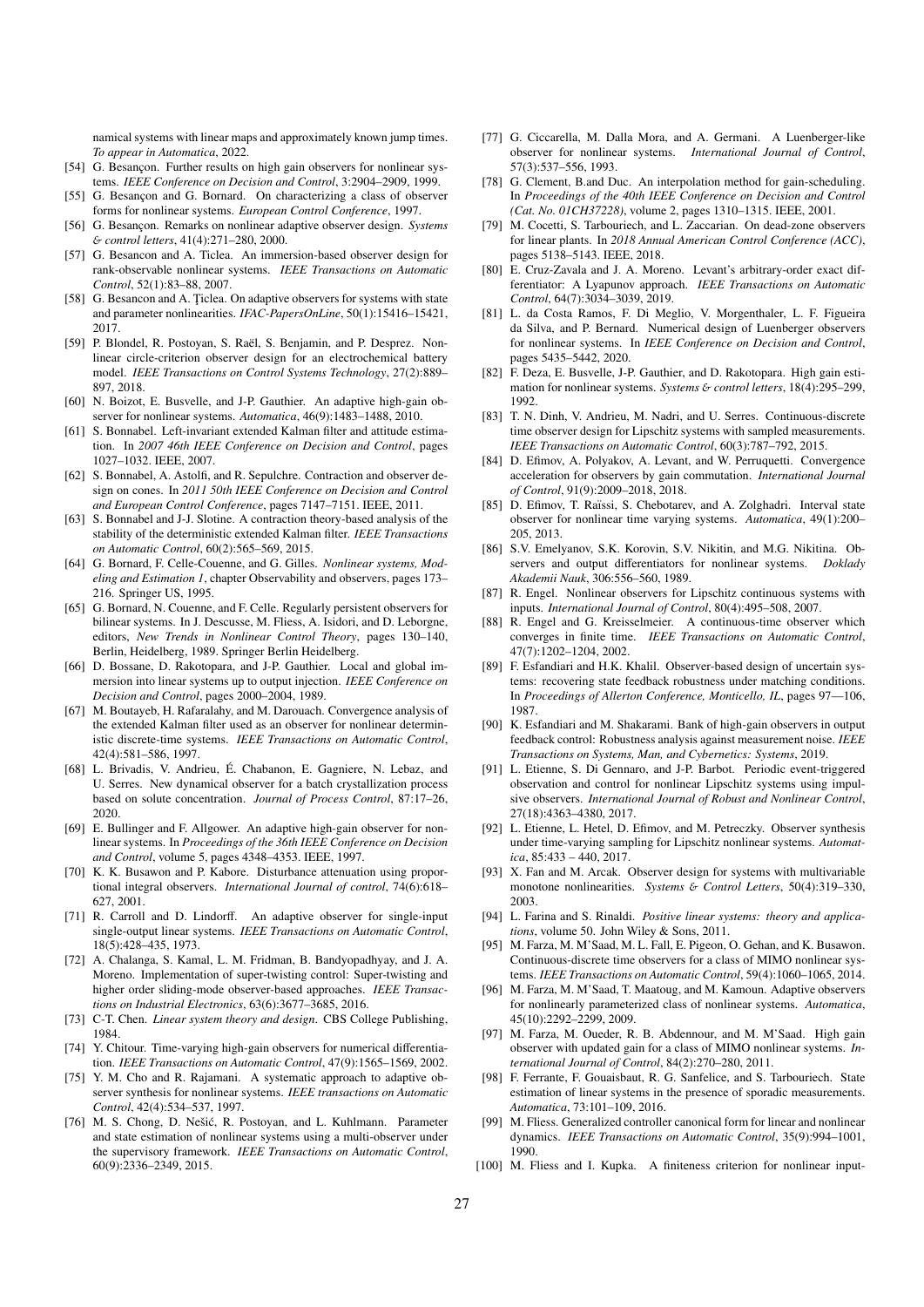namical systems with linear maps and approximately known jump times. *To appear in Automatica*, 2022.

[54] G. Besançon. Further results on high gain observers for nonlinear systems. *IEEE Conference on Decision and Control*, 3:2904–2909, 1999.

[55] G. Besançon and G. Bornard. On characterizing a class of observer forms for nonlinear systems. *European Control Conference*, 1997.

[56] G. Besançon. Remarks on nonlinear adaptive observer design. *Systems & control letters*, 41(4):271–280, 2000.

[57] G. Besancon and A. Ticlea. An immersion-based observer design for rank-observable nonlinear systems. *IEEE Transactions on Automatic Control*, 52(1):83–88, 2007.

[58] G. Besancon and A. Ţiclea. On adaptive observers for systems with state and parameter nonlinearities. *IFAC-PapersOnLine*, 50(1):15416–15421, 2017.

[59] P. Blondel, R. Postoyan, S. Raël, S. Benjamin, and P. Desprez. Nonlinear circle-criterion observer design for an electrochemical battery model. *IEEE Transactions on Control Systems Technology*, 27(2):889–897, 2018.

[60] N. Boizot, E. Busvelle, and J-P. Gauthier. An adaptive high-gain observer for nonlinear systems. *Automatica*, 46(9):1483–1488, 2010.

[61] S. Bonnabel. Left-invariant extended Kalman filter and attitude estimation. In *2007 46th IEEE Conference on Decision and Control*, pages 1027–1032. IEEE, 2007.

[62] S. Bonnabel, A. Astolfi, and R. Sepulchre. Contraction and observer design on cones. In *2011 50th IEEE Conference on Decision and Control and European Control Conference*, pages 7147–7151. IEEE, 2011.

[63] S. Bonnabel and J-J. Slotine. A contraction theory-based analysis of the stability of the deterministic extended Kalman filter. *IEEE Transactions on Automatic Control*, 60(2):565–569, 2015.

[64] G. Bornard, F. Celle-Couenne, and G. Gilles. *Nonlinear systems, Modeling and Estimation 1*, chapter Observability and observers, pages 173–216. Springer US, 1995.

[65] G. Bornard, N. Couenne, and F. Celle. Regularly persistent observers for bilinear systems. In J. Descusse, M. Fliess, A. Isidori, and D. Leborgne, editors, *New Trends in Nonlinear Control Theory*, pages 130–140, Berlin, Heidelberg, 1989. Springer Berlin Heidelberg.

[66] D. Bossane, D. Rakotopara, and J-P. Gauthier. Local and global immersion into linear systems up to output injection. *IEEE Conference on Decision and Control*, pages 2000–2004, 1989.

[67] M. Boutayeb, H. Rafaralahy, and M. Darouach. Convergence analysis of the extended Kalman filter used as an observer for nonlinear deterministic discrete-time systems. *IEEE Transactions on Automatic Control*, 42(4):581–586, 1997.

[68] L. Brivadis, V. Andrieu, É. Chabanon, E. Gagniere, N. Lebaz, and U. Serres. New dynamical observer for a batch crystallization process based on solute concentration. *Journal of Process Control*, 87:17–26, 2020.

[69] E. Bullinger and F. Allgower. An adaptive high-gain observer for nonlinear systems. In *Proceedings of the 36th IEEE Conference on Decision and Control*, volume 5, pages 4348–4353. IEEE, 1997.

[70] K. K. Busawon and P. Kabore. Disturbance attenuation using proportional integral observers. *International Journal of control*, 74(6):618–627, 2001.

[71] R. Carroll and D. Lindorff. An adaptive observer for single-input single-output linear systems. *IEEE Transactions on Automatic Control*, 18(5):428–435, 1973.

[72] A. Chalanga, S. Kamal, L. M. Fridman, B. Bandyopadhyay, and J. A. Moreno. Implementation of super-twisting control: Super-twisting and higher order sliding-mode observer-based approaches. *IEEE Transactions on Industrial Electronics*, 63(6):3677–3685, 2016.

[73] C-T. Chen. *Linear system theory and design*. CBS College Publishing, 1984.

[74] Y. Chitour. Time-varying high-gain observers for numerical differentiation. *IEEE Transactions on Automatic Control*, 47(9):1565–1569, 2002.

[75] Y. M. Cho and R. Rajamani. A systematic approach to adaptive observer synthesis for nonlinear systems. *IEEE transactions on Automatic Control*, 42(4):534–537, 1997.

[76] M. S. Chong, D. Nešić, R. Postoyan, and L. Kuhlmann. Parameter and state estimation of nonlinear systems using a multi-observer under the supervisory framework. *IEEE Transactions on Automatic Control*, 60(9):2336–2349, 2015.

[77] G. Ciccarella, M. Dalla Mora, and A. Germani. A Luenberger-like observer for nonlinear systems. *International Journal of Control*, 57(3):537–556, 1993.

[78] G. Clement, B.and Duc. An interpolation method for gain-scheduling. In *Proceedings of the 40th IEEE Conference on Decision and Control (Cat. No. 01CH37228)*, volume 2, pages 1310–1315. IEEE, 2001.

[79] M. Cocetti, S. Tarbouriech, and L. Zaccarian. On dead-zone observers for linear plants. In *2018 Annual American Control Conference (ACC)*, pages 5138–5143. IEEE, 2018.

[80] E. Cruz-Zavala and J. A. Moreno. Levant's arbitrary-order exact differentiator: A Lyapunov approach. *IEEE Transactions on Automatic Control*, 64(7):3034–3039, 2019.

[81] L. da Costa Ramos, F. Di Meglio, V. Morgenthaler, L. F. Figueira da Silva, and P. Bernard. Numerical design of Luenberger observers for nonlinear systems. In *IEEE Conference on Decision and Control*, pages 5435–5442, 2020.

[82] F. Deza, E. Busvelle, J-P. Gauthier, and D. Rakotopara. High gain estimation for nonlinear systems. *Systems & control letters*, 18(4):295–299, 1992.

[83] T. N. Dinh, V. Andrieu, M. Nadri, and U. Serres. Continuous-discrete time observer design for Lipschitz systems with sampled measurements. *IEEE Transactions on Automatic Control*, 60(3):787–792, 2015.

[84] D. Efimov, A. Polyakov, A. Levant, and W. Perruquetti. Convergence acceleration for observers by gain commutation. *International Journal of Control*, 91(9):2009–2018, 2018.

[85] D. Efimov, T. Raïssi, S. Chebotarev, and A. Zolghadri. Interval state observer for nonlinear time varying systems. *Automatica*, 49(1):200–205, 2013.

[86] S.V. Emelyanov, S.K. Korovin, S.V. Nikitin, and M.G. Nikitina. Observers and output differentiators for nonlinear systems. *Doklady Akademii Nauk*, 306:556–560, 1989.

[87] R. Engel. Nonlinear observers for Lipschitz continuous systems with inputs. *International Journal of Control*, 80(4):495–508, 2007.

[88] R. Engel and G. Kreisselmeier. A continuous-time observer which converges in finite time. *IEEE Transactions on Automatic Control*, 47(7):1202–1204, 2002.

[89] F. Esfandiari and H.K. Khalil. Observer-based design of uncertain systems: recovering state feedback robustness under matching conditions. In *Proceedings of Allerton Conference, Monticello, IL*, pages 97—106, 1987.

[90] K. Esfandiari and M. Shakarami. Bank of high-gain observers in output feedback control: Robustness analysis against measurement noise. *IEEE Transactions on Systems, Man, and Cybernetics: Systems*, 2019.

[91] L. Etienne, S. Di Gennaro, and J-P. Barbot. Periodic event-triggered observation and control for nonlinear Lipschitz systems using impulsive observers. *International Journal of Robust and Nonlinear Control*, 27(18):4363–4380, 2017.

[92] L. Etienne, L. Hetel, D. Efimov, and M. Petreczky. Observer synthesis under time-varying sampling for Lipschitz nonlinear systems. *Automatica*, 85:433 – 440, 2017.

[93] X. Fan and M. Arcak. Observer design for systems with multivariable monotone nonlinearities. *Systems & Control Letters*, 50(4):319–330, 2003.

[94] L. Farina and S. Rinaldi. *Positive linear systems: theory and applications*, volume 50. John Wiley & Sons, 2011.

[95] M. Farza, M. M'Saad, M. L. Fall, E. Pigeon, O. Gehan, and K. Busawon. Continuous-discrete time observers for a class of MIMO nonlinear systems. *IEEE Transactions on Automatic Control*, 59(4):1060–1065, 2014.

[96] M. Farza, M. M'Saad, T. Maatoug, and M. Kamoun. Adaptive observers for nonlinearly parameterized class of nonlinear systems. *Automatica*, 45(10):2292–2299, 2009.

[97] M. Farza, M. Oueder, R. B. Abdennour, and M. M'Saad. High gain observer with updated gain for a class of MIMO nonlinear systems. *International Journal of Control*, 84(2):270–280, 2011.

[98] F. Ferrante, F. Gouaisbaut, R. G. Sanfelice, and S. Tarbouriech. State estimation of linear systems in the presence of sporadic measurements. *Automatica*, 73:101–109, 2016.

[99] M. Fliess. Generalized controller canonical form for linear and nonlinear dynamics. *IEEE Transactions on Automatic Control*, 35(9):994–1001, 1990.

[100] M. Fliess and I. Kupka. A finiteness criterion for nonlinear input-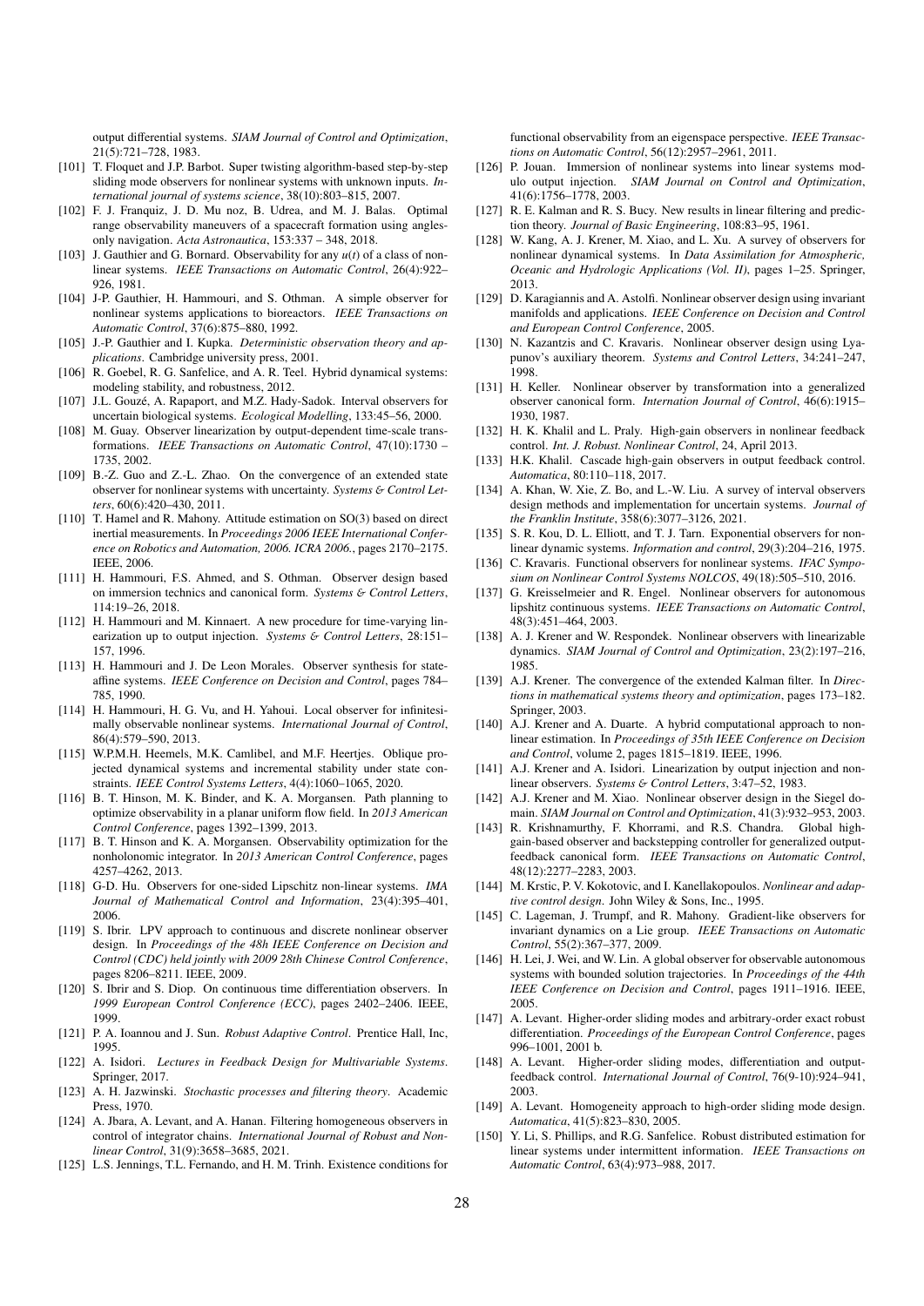output differential systems. *SIAM Journal of Control and Optimization*, 21(5):721–728, 1983.

[101] T. Floquet and J.P. Barbot. Super twisting algorithm-based step-by-step sliding mode observers for nonlinear systems with unknown inputs. *International journal of systems science*, 38(10):803–815, 2007.

[102] F. J. Franquiz, J. D. Mu noz, B. Udrea, and M. J. Balas. Optimal range observability maneuvers of a spacecraft formation using angles-only navigation. *Acta Astronautica*, 153:337 – 348, 2018.

[103] J. Gauthier and G. Bornard. Observability for any $u(t)$ of a class of nonlinear systems. *IEEE Transactions on Automatic Control*, 26(4):922–926, 1981.

[104] J-P. Gauthier, H. Hammouri, and S. Othman. A simple observer for nonlinear systems applications to bioreactors. *IEEE Transactions on Automatic Control*, 37(6):875–880, 1992.

[105] J.-P. Gauthier and I. Kupka. *Deterministic observation theory and applications*. Cambridge university press, 2001.

[106] R. Goebel, R. G. Sanfelice, and A. R. Teel. Hybrid dynamical systems: modeling stability, and robustness, 2012.

[107] J.L. Gouzé, A. Rapaport, and M.Z. Hady-Sadok. Interval observers for uncertain biological systems. *Ecological Modelling*, 133:45–56, 2000.

[108] M. Guay. Observer linearization by output-dependent time-scale transformations. *IEEE Transactions on Automatic Control*, 47(10):1730 – 1735, 2002.

[109] B.-Z. Guo and Z.-L. Zhao. On the convergence of an extended state observer for nonlinear systems with uncertainty. *Systems & Control Letters*, 60(6):420–430, 2011.

[110] T. Hamel and R. Mahony. Attitude estimation on SO(3) based on direct inertial measurements. In *Proceedings 2006 IEEE International Conference on Robotics and Automation, 2006. ICRA 2006.*, pages 2170–2175. IEEE, 2006.

[111] H. Hammouri, F.S. Ahmed, and S. Othman. Observer design based on immersion technics and canonical form. *Systems & Control Letters*, 114:19–26, 2018.

[112] H. Hammouri and M. Kinnaert. A new procedure for time-varying linearization up to output injection. *Systems & Control Letters*, 28:151–157, 1996.

[113] H. Hammouri and J. De Leon Morales. Observer synthesis for state-affine systems. *IEEE Conference on Decision and Control*, pages 784–785, 1990.

[114] H. Hammouri, H. G. Vu, and H. Yahoui. Local observer for infinitesimally observable nonlinear systems. *International Journal of Control*, 86(4):579–590, 2013.

[115] W.P.M.H. Heemels, M.K. Camlibel, and M.F. Heertjes. Oblique projected dynamical systems and incremental stability under state constraints. *IEEE Control Systems Letters*, 4(4):1060–1065, 2020.

[116] B. T. Hinson, M. K. Binder, and K. A. Morgansen. Path planning to optimize observability in a planar uniform flow field. In *2013 American Control Conference*, pages 1392–1399, 2013.

[117] B. T. Hinson and K. A. Morgansen. Observability optimization for the nonholonomic integrator. In *2013 American Control Conference*, pages 4257–4262, 2013.

[118] G-D. Hu. Observers for one-sided Lipschitz non-linear systems. *IMA Journal of Mathematical Control and Information*, 23(4):395–401, 2006.

[119] S. Ibrir. LPV approach to continuous and discrete nonlinear observer design. In *Proceedings of the 48h IEEE Conference on Decision and Control (CDC) held jointly with 2009 28th Chinese Control Conference*, pages 8206–8211. IEEE, 2009.

[120] S. Ibrir and S. Diop. On continuous time differentiation observers. In *1999 European Control Conference (ECC)*, pages 2402–2406. IEEE, 1999.

[121] P. A. Ioannou and J. Sun. *Robust Adaptive Control*. Prentice Hall, Inc, 1995.

[122] A. Isidori. *Lectures in Feedback Design for Multivariable Systems*. Springer, 2017.

[123] A. H. Jazwinski. *Stochastic processes and filtering theory*. Academic Press, 1970.

[124] A. Jbara, A. Levant, and A. Hanan. Filtering homogeneous observers in control of integrator chains. *International Journal of Robust and Nonlinear Control*, 31(9):3658–3685, 2021.

[125] L.S. Jennings, T.L. Fernando, and H. M. Trinh. Existence conditions for functional observability from an eigenspace perspective. *IEEE Transactions on Automatic Control*, 56(12):2957–2961, 2011.

[126] P. Jouan. Immersion of nonlinear systems into linear systems modulo output injection. *SIAM Journal on Control and Optimization*, 41(6):1756–1778, 2003.

[127] R. E. Kalman and R. S. Bucy. New results in linear filtering and prediction theory. *Journal of Basic Engineering*, 108:83–95, 1961.

[128] W. Kang, A. J. Krener, M. Xiao, and L. Xu. A survey of observers for nonlinear dynamical systems. In *Data Assimilation for Atmospheric, Oceanic and Hydrologic Applications (Vol. II)*, pages 1–25. Springer, 2013.

[129] D. Karagiannis and A. Astolfi. Nonlinear observer design using invariant manifolds and applications. *IEEE Conference on Decision and Control and European Control Conference*, 2005.

[130] N. Kazantzis and C. Kravaris. Nonlinear observer design using Lyapunov's auxiliary theorem. *Systems and Control Letters*, 34:241–247, 1998.

[131] H. Keller. Nonlinear observer by transformation into a generalized observer canonical form. *Internation Journal of Control*, 46(6):1915–1930, 1987.

[132] H. K. Khalil and L. Praly. High-gain observers in nonlinear feedback control. *Int. J. Robust. Nonlinear Control*, 24, April 2013.

[133] H.K. Khalil. Cascade high-gain observers in output feedback control. *Automatica*, 80:110–118, 2017.

[134] A. Khan, W. Xie, Z. Bo, and L.-W. Liu. A survey of interval observers design methods and implementation for uncertain systems. *Journal of the Franklin Institute*, 358(6):3077–3126, 2021.

[135] S. R. Kou, D. L. Elliott, and T. J. Tarn. Exponential observers for nonlinear dynamic systems. *Information and control*, 29(3):204–216, 1975.

[136] C. Kravaris. Functional observers for nonlinear systems. *IFAC Symposium on Nonlinear Control Systems NOLCOS*, 49(18):505–510, 2016.

[137] G. Kreisselmeier and R. Engel. Nonlinear observers for autonomous lipshitz continuous systems. *IEEE Transactions on Automatic Control*, 48(3):451–464, 2003.

[138] A. J. Krener and W. Respondek. Nonlinear observers with linearizable dynamics. *SIAM Journal of Control and Optimization*, 23(2):197–216, 1985.

[139] A.J. Krener. The convergence of the extended Kalman filter. In *Directions in mathematical systems theory and optimization*, pages 173–182. Springer, 2003.

[140] A.J. Krener and A. Duarte. A hybrid computational approach to nonlinear estimation. In *Proceedings of 35th IEEE Conference on Decision and Control*, volume 2, pages 1815–1819. IEEE, 1996.

[141] A.J. Krener and A. Isidori. Linearization by output injection and nonlinear observers. *Systems & Control Letters*, 3:47–52, 1983.

[142] A.J. Krener and M. Xiao. Nonlinear observer design in the Siegel domain. *SIAM Journal on Control and Optimization*, 41(3):932–953, 2003.

[143] R. Krishnamurthy, F. Khorrami, and R.S. Chandra. Global high-gain-based observer and backstepping controller for generalized output-feedback canonical form. *IEEE Transactions on Automatic Control*, 48(12):2277–2283, 2003.

[144] M. Krstic, P. V. Kokotovic, and I. Kanellakopoulos. *Nonlinear and adaptive control design*. John Wiley & Sons, Inc., 1995.

[145] C. Lageman, J. Trumpf, and R. Mahony. Gradient-like observers for invariant dynamics on a Lie group. *IEEE Transactions on Automatic Control*, 55(2):367–377, 2009.

[146] H. Lei, J. Wei, and W. Lin. A global observer for observable autonomous systems with bounded solution trajectories. In *Proceedings of the 44th IEEE Conference on Decision and Control*, pages 1911–1916. IEEE, 2005.

[147] A. Levant. Higher-order sliding modes and arbitrary-order exact robust differentiation. *Proceedings of the European Control Conference*, pages 996–1001, 2001 b.

[148] A. Levant. Higher-order sliding modes, differentiation and output-feedback control. *International Journal of Control*, 76(9-10):924–941, 2003.

[149] A. Levant. Homogeneity approach to high-order sliding mode design. *Automatica*, 41(5):823–830, 2005.

[150] Y. Li, S. Phillips, and R.G. Sanfelice. Robust distributed estimation for linear systems under intermittent information. *IEEE Transactions on Automatic Control*, 63(4):973–988, 2017.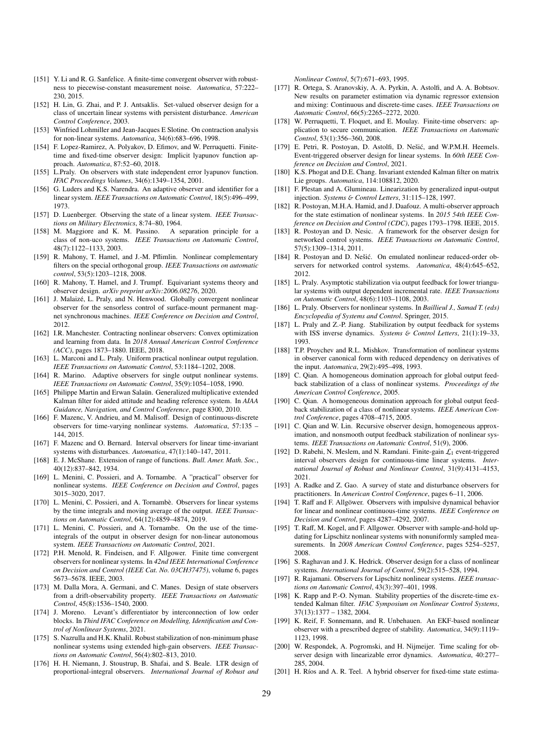[151] Y. Li and R. G. Sanfelice. A finite-time convergent observer with robustness to piecewise-constant measurement noise. *Automatica*, 57:222–230, 2015.

[152] H. Lin, G. Zhai, and P. J. Antsaklis. Set-valued observer design for a class of uncertain linear systems with persistent disturbance. *American Control Conference*, 2003.

[153] Winfried Lohmiller and Jean-Jacques E Slotine. On contraction analysis for non-linear systems. *Automatica*, 34(6):683–696, 1998.

[154] F. Lopez-Ramirez, A. Polyakov, D. Efimov, and W. Perruquetti. Finite-time and fixed-time observer design: Implicit lyapunov function approach. *Automatica*, 87:52–60, 2018.

[155] L.Praly. On observers with state independent error lyapunov function. *IFAC Proceedings Volumes*, 34(6):1349–1354, 2001.

[156] G. Luders and K.S. Narendra. An adaptive observer and identifier for a linear system. *IEEE Transactions on Automatic Control*, 18(5):496–499, 1973.

[157] D. Luenberger. Observing the state of a linear system. *IEEE Transactions on Military Electronics*, 8:74–80, 1964.

[158] M. Maggiore and K. M. Passino. A separation principle for a class of non-uco systems. *IEEE Transactions on Automatic Control*, 48(7):1122–1133, 2003.

[159] R. Mahony, T. Hamel, and J.-M. Pflimlin. Nonlinear complementary filters on the special orthogonal group. *IEEE Transactions on automatic control*, 53(5):1203–1218, 2008.

[160] R. Mahony, T. Hamel, and J. Trumpf. Equivariant systems theory and observer design. *arXiv preprint arXiv:2006.08276*, 2020.

[161] J. Malaizé, L. Praly, and N. Henwood. Globally convergent nonlinear observer for the sensorless control of surface-mount permanent magnet synchronous machines. *IEEE Conference on Decision and Control*, 2012.

[162] I.R. Manchester. Contracting nonlinear observers: Convex optimization and learning from data. In *2018 Annual American Control Conference (ACC)*, pages 1873–1880. IEEE, 2018.

[163] L. Marconi and L. Praly. Uniform practical nonlinear output regulation. *IEEE Transactions on Automatic Control*, 53:1184–1202, 2008.

[164] R. Marino. Adaptive observers for single output nonlinear systems. *IEEE Transactions on Automatic Control*, 35(9):1054–1058, 1990.

[165] Philippe Martin and Erwan Salaün. Generalized multiplicative extended Kalman filter for aided attitude and heading reference system. In *AIAA Guidance, Navigation, and Control Conference*, page 8300, 2010.

[166] F. Mazenc, V. Andrieu, and M. Malisoff. Design of continuous-discrete observers for time-varying nonlinear systems. *Automatica*, 57:135 – 144, 2015.

[167] F. Mazenc and O. Bernard. Interval observers for linear time-invariant systems with disturbances. *Automatica*, 47(1):140–147, 2011.

[168] E. J. McShane. Extension of range of functions. *Bull. Amer. Math. Soc.*, 40(12):837–842, 1934.

[169] L. Menini, C. Possieri, and A. Tornambe. A "practical" observer for nonlinear systems. *IEEE Conference on Decision and Control*, pages 3015–3020, 2017.

[170] L. Menini, C. Possieri, and A. Tornambè. Observers for linear systems by the time integrals and moving average of the output. *IEEE Transactions on Automatic Control*, 64(12):4859–4874, 2019.

[171] L. Menini, C. Possieri, and A. Tornambe. On the use of the time-integrals of the output in observer design for non-linear autonomous system. *IEEE Transactions on Automatic Control*, 2021.

[172] P.H. Menold, R. Findeisen, and F. Allgower. Finite time convergent observers for nonlinear systems. In *42nd IEEE International Conference on Decision and Control (IEEE Cat. No. 03CH37475)*, volume 6, pages 5673–5678. IEEE, 2003.

[173] M. Dalla Mora, A. Germani, and C. Manes. Design of state observers from a drift-observability property. *IEEE Transactions on Automatic Control*, 45(8):1536–1540, 2000.

[174] J. Moreno. Levant's differentiator by interconnection of low order blocks. In *Third IFAC Conference on Modelling, Identification and Control of Nonlinear Systems*, 2021.

[175] S. Nazrulla and H.K. Khalil. Robust stabilization of non-minimum phase nonlinear systems using extended high-gain observers. *IEEE Transactions on Automatic Control*, 56(4):802–813, 2010.

[176] H. H. Niemann, J. Stoustrup, B. Shafai, and S. Beale. LTR design of proportional-integral observers. *International Journal of Robust and Nonlinear Control*, 5(7):671–693, 1995.

[177] R. Ortega, S. Aranovskiy, A. A. Pyrkin, A. Astolfi, and A. A. Bobtsov. New results on parameter estimation via dynamic regressor extension and mixing: Continuous and discrete-time cases. *IEEE Transactions on Automatic Control*, 66(5):2265–2272, 2020.

[178] W. Perruquetti, T. Floquet, and E. Moulay. Finite-time observers: application to secure communication. *IEEE Transactions on Automatic Control*, 53(1):356–360, 2008.

[179] E. Petri, R. Postoyan, D. Astolfi, D. Nešić, and W.P.M.H. Heemels. Event-triggered observer design for linear systems. In *60th IEEE Conference on Decision and Control*, 2021.

[180] K.S. Phogat and D.E. Chang. Invariant extended Kalman filter on matrix Lie groups. *Automatica*, 114:108812, 2020.

[181] F. Plestan and A. Glumineau. Linearization by generalized input-output injection. *Systems & Control Letters*, 31:115–128, 1997.

[182] R. Postoyan, M.H.A. Hamid, and J. Daafouz. A multi-observer approach for the state estimation of nonlinear systems. In *2015 54th IEEE Conference on Decision and Control (CDC)*, pages 1793–1798. IEEE, 2015.

[183] R. Postoyan and D. Nesic. A framework for the observer design for networked control systems. *IEEE Transactions on Automatic Control*, 57(5):1309–1314, 2011.

[184] R. Postoyan and D. Nešić. On emulated nonlinear reduced-order observers for networked control systems. *Automatica*, 48(4):645–652, 2012.

[185] L. Praly. Asymptotic stabilization via output feedback for lower triangular systems with output dependent incremental rate. *IEEE Transactions on Automatic Control*, 48(6):1103–1108, 2003.

[186] L. Praly. Observers for nonlinear systems. In *Baillieul J., Samad T. (eds) Encyclopedia of Systems and Control*. Springer, 2015.

[187] L. Praly and Z.-P. Jiang. Stabilization by output feedback for systems with ISS inverse dynamics. *Systems & Control Letters*, 21(1):19–33, 1993.

[188] T.P. Proychev and R.L. Mishkov. Transformation of nonlinear systems in observer canonical form with reduced dependency on derivatives of the input. *Automatica*, 29(2):495–498, 1993.

[189] C. Qian. A homogeneous domination approach for global output feedback stabilization of a class of nonlinear systems. *Proceedings of the American Control Conference*, 2005.

[190] C. Qian. A homogeneous domination approach for global output feedback stabilization of a class of nonlinear systems. *IEEE American Control Conference*, pages 4708–4715, 2005.

[191] C. Qian and W. Lin. Recursive observer design, homogeneous approximation, and nonsmooth output feedback stabilization of nonlinear systems. *IEEE Transactions on Automatic Control*, 51(9), 2006.

[192] D. Rabehi, N. Meslem, and N. Ramdani. Finite-gain $\mathcal{L}_1$ event-triggered interval observers design for continuous-time linear systems. *International Journal of Robust and Nonlinear Control*, 31(9):4131–4153, 2021.

[193] A. Radke and Z. Gao. A survey of state and disturbance observers for practitioners. In *American Control Conference*, pages 6–11, 2006.

[194] T. Raff and F. Allgöwer. Observers with impulsive dynamical behavior for linear and nonlinear continuous-time systems. *IEEE Conference on Decision and Control*, pages 4287–4292, 2007.

[195] T. Raff, M. Kogel, and F. Allgower. Observer with sample-and-hold updating for Lipschitz nonlinear systems with nonuniformly sampled measurements. In *2008 American Control Conference*, pages 5254–5257, 2008.

[196] S. Raghavan and J. K. Hedrick. Observer design for a class of nonlinear systems. *International Journal of Control*, 59(2):515–528, 1994.

[197] R. Rajamani. Observers for Lipschitz nonlinear systems. *IEEE transactions on Automatic Control*, 43(3):397–401, 1998.

[198] K. Rapp and P.-O. Nyman. Stability properties of the discrete-time extended Kalman filter. *IFAC Symposium on Nonlinear Control Systems*, 37(13):1377 – 1382, 2004.

[199] K. Reif, F. Sonnemann, and R. Unbehauen. An EKF-based nonlinear observer with a prescribed degree of stability. *Automatica*, 34(9):1119–1123, 1998.

[200] W. Respondek, A. Pogromski, and H. Nijmeijer. Time scaling for observer design with linearizable error dynamics. *Automatica*, 40:277–285, 2004.

[201] H. Ríos and A. R. Teel. A hybrid observer for fixed-time state estima-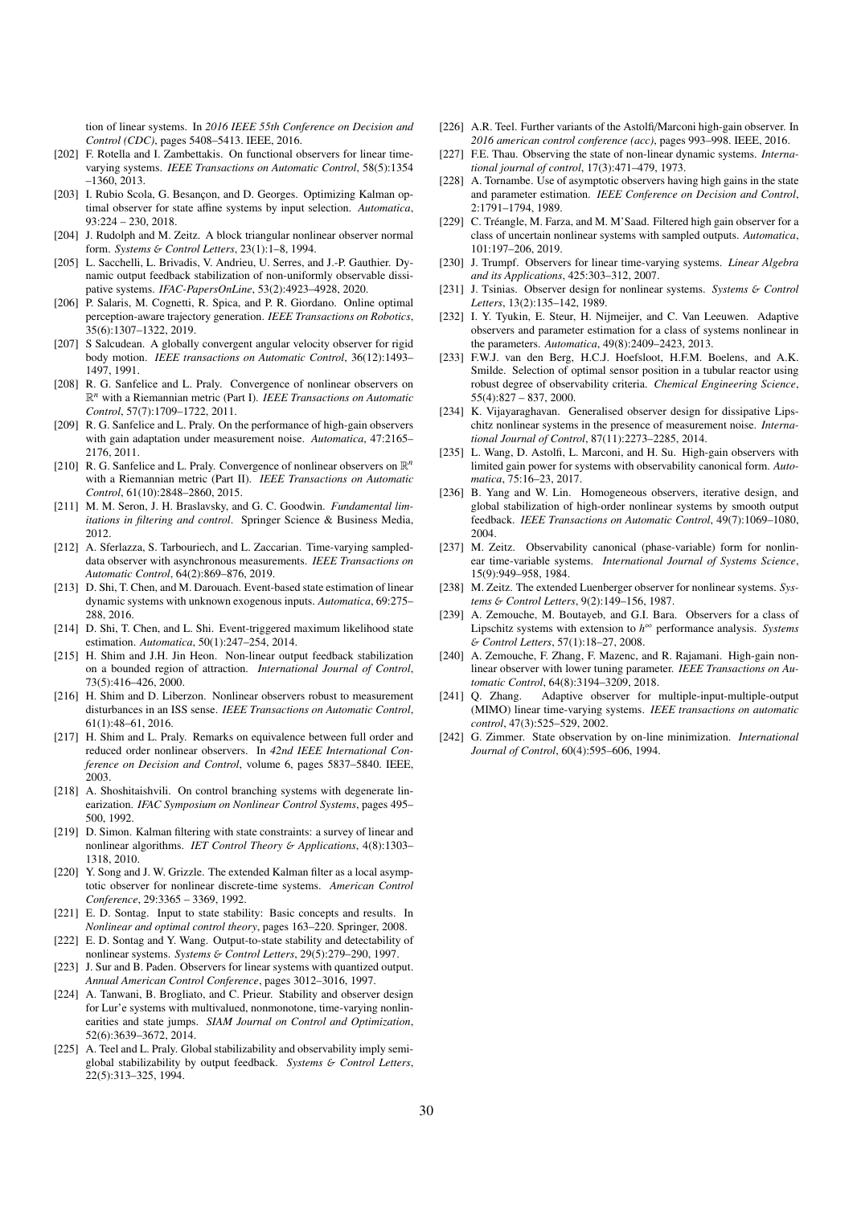tion of linear systems. In *2016 IEEE 55th Conference on Decision and Control (CDC)*, pages 5408–5413. IEEE, 2016.

[202] F. Rotella and I. Zambettakis. On functional observers for linear time-varying systems. *IEEE Transactions on Automatic Control*, 58(5):1354 –1360, 2013.

[203] I. Rubio Scola, G. Besançon, and D. Georges. Optimizing Kalman optimal observer for state affine systems by input selection. *Automatica*, 93:224 – 230, 2018.

[204] J. Rudolph and M. Zeitz. A block triangular nonlinear observer normal form. *Systems & Control Letters*, 23(1):1–8, 1994.

[205] L. Sacchelli, L. Brivadis, V. Andrieu, U. Serres, and J.-P. Gauthier. Dynamic output feedback stabilization of non-uniformly observable dissipative systems. *IFAC-PapersOnLine*, 53(2):4923–4928, 2020.

[206] P. Salaris, M. Cognetti, R. Spica, and P. R. Giordano. Online optimal perception-aware trajectory generation. *IEEE Transactions on Robotics*, 35(6):1307–1322, 2019.

[207] S Salcudean. A globally convergent angular velocity observer for rigid body motion. *IEEE transactions on Automatic Control*, 36(12):1493–1497, 1991.

[208] R. G. Sanfelice and L. Praly. Convergence of nonlinear observers on $\mathbb{R}^n$ with a Riemannian metric (Part I). *IEEE Transactions on Automatic Control*, 57(7):1709–1722, 2011.

[209] R. G. Sanfelice and L. Praly. On the performance of high-gain observers with gain adaptation under measurement noise. *Automatica*, 47:2165–2176, 2011.

[210] R. G. Sanfelice and L. Praly. Convergence of nonlinear observers on $\mathbb{R}^n$ with a Riemannian metric (Part II). *IEEE Transactions on Automatic Control*, 61(10):2848–2860, 2015.

[211] M. M. Seron, J. H. Braslavsky, and G. C. Goodwin. *Fundamental limitations in filtering and control*. Springer Science & Business Media, 2012.

[212] A. Sferlazza, S. Tarbouriech, and L. Zaccarian. Time-varying sampled-data observer with asynchronous measurements. *IEEE Transactions on Automatic Control*, 64(2):869–876, 2019.

[213] D. Shi, T. Chen, and M. Darouach. Event-based state estimation of linear dynamic systems with unknown exogenous inputs. *Automatica*, 69:275–288, 2016.

[214] D. Shi, T. Chen, and L. Shi. Event-triggered maximum likelihood state estimation. *Automatica*, 50(1):247–254, 2014.

[215] H. Shim and J.H. Jin Heon. Non-linear output feedback stabilization on a bounded region of attraction. *International Journal of Control*, 73(5):416–426, 2000.

[216] H. Shim and D. Liberzon. Nonlinear observers robust to measurement disturbances in an ISS sense. *IEEE Transactions on Automatic Control*, 61(1):48–61, 2016.

[217] H. Shim and L. Praly. Remarks on equivalence between full order and reduced order nonlinear observers. In *42nd IEEE International Conference on Decision and Control*, volume 6, pages 5837–5840. IEEE, 2003.

[218] A. Shoshitaishvili. On control branching systems with degenerate linearization. *IFAC Symposium on Nonlinear Control Systems*, pages 495–500, 1992.

[219] D. Simon. Kalman filtering with state constraints: a survey of linear and nonlinear algorithms. *IET Control Theory & Applications*, 4(8):1303–1318, 2010.

[220] Y. Song and J. W. Grizzle. The extended Kalman filter as a local asymptotic observer for nonlinear discrete-time systems. *American Control Conference*, 29:3365 – 3369, 1992.

[221] E. D. Sontag. Input to state stability: Basic concepts and results. In *Nonlinear and optimal control theory*, pages 163–220. Springer, 2008.

[222] E. D. Sontag and Y. Wang. Output-to-state stability and detectability of nonlinear systems. *Systems & Control Letters*, 29(5):279–290, 1997.

[223] J. Sur and B. Paden. Observers for linear systems with quantized output. *Annual American Control Conference*, pages 3012–3016, 1997.

[224] A. Tanwani, B. Brogliato, and C. Prieur. Stability and observer design for Lur'e systems with multivalued, nonmonotone, time-varying nonlinearities and state jumps. *SIAM Journal on Control and Optimization*, 52(6):3639–3672, 2014.

[225] A. Teel and L. Praly. Global stabilizability and observability imply semi-global stabilizability by output feedback. *Systems & Control Letters*, 22(5):313–325, 1994.

[226] A.R. Teel. Further variants of the Astolfi/Marconi high-gain observer. In *2016 american control conference (acc)*, pages 993–998. IEEE, 2016.

[227] F.E. Thau. Observing the state of non-linear dynamic systems. *International journal of control*, 17(3):471–479, 1973.

[228] A. Tornambe. Use of asymptotic observers having high gains in the state and parameter estimation. *IEEE Conference on Decision and Control*, 2:1791–1794, 1989.

[229] C. Tréangle, M. Farza, and M. M'Saad. Filtered high gain observer for a class of uncertain nonlinear systems with sampled outputs. *Automatica*, 101:197–206, 2019.

[230] J. Trumpf. Observers for linear time-varying systems. *Linear Algebra and its Applications*, 425:303–312, 2007.

[231] J. Tsinias. Observer design for nonlinear systems. *Systems & Control Letters*, 13(2):135–142, 1989.

[232] I. Y. Tyukin, E. Steur, H. Nijmeijer, and C. Van Leeuwen. Adaptive observers and parameter estimation for a class of systems nonlinear in the parameters. *Automatica*, 49(8):2409–2423, 2013.

[233] F.W.J. van den Berg, H.C.J. Hoefsloot, H.F.M. Boelens, and A.K. Smilde. Selection of optimal sensor position in a tubular reactor using robust degree of observability criteria. *Chemical Engineering Science*, 55(4):827 – 837, 2000.

[234] K. Vijayaraghavan. Generalised observer design for dissipative Lipschitz nonlinear systems in the presence of measurement noise. *International Journal of Control*, 87(11):2273–2285, 2014.

[235] L. Wang, D. Astolfi, L. Marconi, and H. Su. High-gain observers with limited gain power for systems with observability canonical form. *Automatica*, 75:16–23, 2017.

[236] B. Yang and W. Lin. Homogeneous observers, iterative design, and global stabilization of high-order nonlinear systems by smooth output feedback. *IEEE Transactions on Automatic Control*, 49(7):1069–1080, 2004.

[237] M. Zeitz. Observability canonical (phase-variable) form for nonlinear time-variable systems. *International Journal of Systems Science*, 15(9):949–958, 1984.

[238] M. Zeitz. The extended Luenberger observer for nonlinear systems. *Systems & Control Letters*, 9(2):149–156, 1987.

[239] A. Zemouche, M. Boutayeb, and G.I. Bara. Observers for a class of Lipschitz systems with extension to $h^\infty$ performance analysis. *Systems & Control Letters*, 57(1):18–27, 2008.

[240] A. Zemouche, F. Zhang, F. Mazenc, and R. Rajamani. High-gain nonlinear observer with lower tuning parameter. *IEEE Transactions on Automatic Control*, 64(8):3194–3209, 2018.

[241] Q. Zhang. Adaptive observer for multiple-input-multiple-output (MIMO) linear time-varying systems. *IEEE transactions on automatic control*, 47(3):525–529, 2002.

[242] G. Zimmer. State observation by on-line minimization. *International Journal of Control*, 60(4):595–606, 1994.